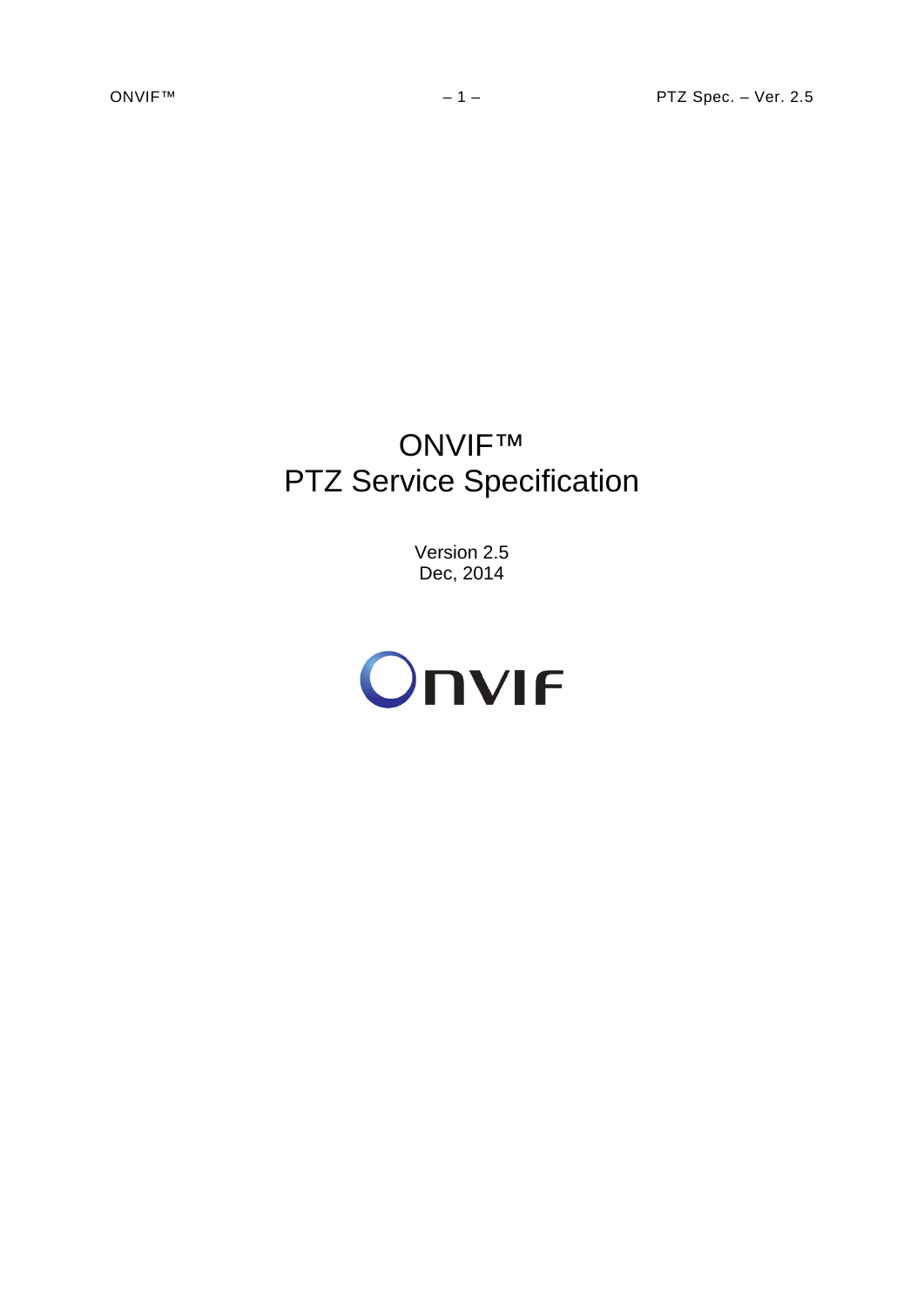# ONVIF™
# PTZ Service Specification

Version 2.5
Dec, 2014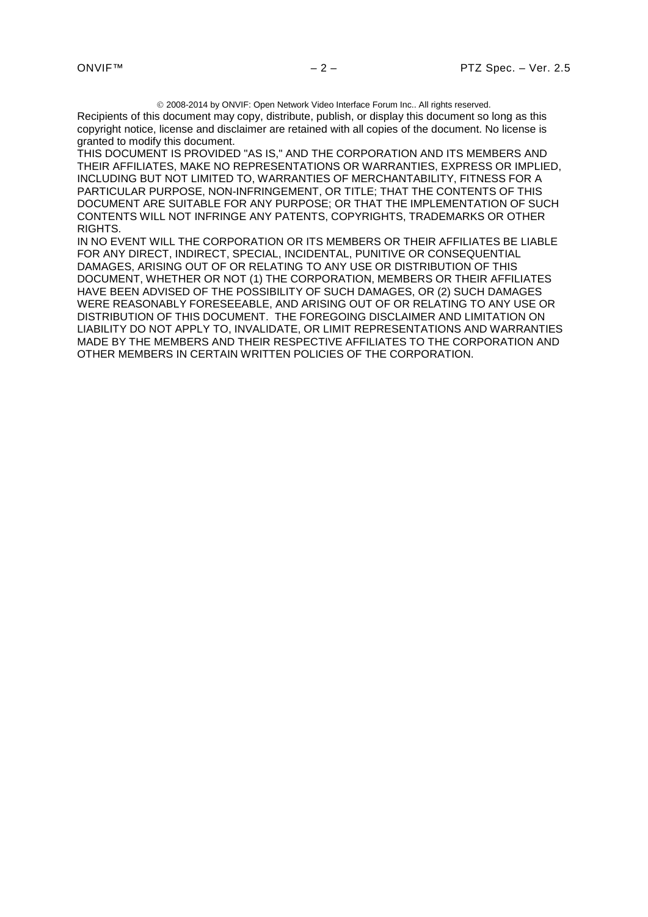© 2008-2014 by ONVIF: Open Network Video Interface Forum Inc.. All rights reserved.

Recipients of this document may copy, distribute, publish, or display this document so long as this copyright notice, license and disclaimer are retained with all copies of the document. No license is granted to modify this document.

THIS DOCUMENT IS PROVIDED "AS IS," AND THE CORPORATION AND ITS MEMBERS AND THEIR AFFILIATES, MAKE NO REPRESENTATIONS OR WARRANTIES, EXPRESS OR IMPLIED, INCLUDING BUT NOT LIMITED TO, WARRANTIES OF MERCHANTABILITY, FITNESS FOR A PARTICULAR PURPOSE, NON-INFRINGEMENT, OR TITLE; THAT THE CONTENTS OF THIS DOCUMENT ARE SUITABLE FOR ANY PURPOSE; OR THAT THE IMPLEMENTATION OF SUCH CONTENTS WILL NOT INFRINGE ANY PATENTS, COPYRIGHTS, TRADEMARKS OR OTHER RIGHTS.

IN NO EVENT WILL THE CORPORATION OR ITS MEMBERS OR THEIR AFFILIATES BE LIABLE FOR ANY DIRECT, INDIRECT, SPECIAL, INCIDENTAL, PUNITIVE OR CONSEQUENTIAL DAMAGES, ARISING OUT OF OR RELATING TO ANY USE OR DISTRIBUTION OF THIS DOCUMENT, WHETHER OR NOT (1) THE CORPORATION, MEMBERS OR THEIR AFFILIATES HAVE BEEN ADVISED OF THE POSSIBILITY OF SUCH DAMAGES, OR (2) SUCH DAMAGES WERE REASONABLY FORESEEABLE, AND ARISING OUT OF OR RELATING TO ANY USE OR DISTRIBUTION OF THIS DOCUMENT. THE FOREGOING DISCLAIMER AND LIMITATION ON LIABILITY DO NOT APPLY TO, INVALIDATE, OR LIMIT REPRESENTATIONS AND WARRANTIES MADE BY THE MEMBERS AND THEIR RESPECTIVE AFFILIATES TO THE CORPORATION AND OTHER MEMBERS IN CERTAIN WRITTEN POLICIES OF THE CORPORATION.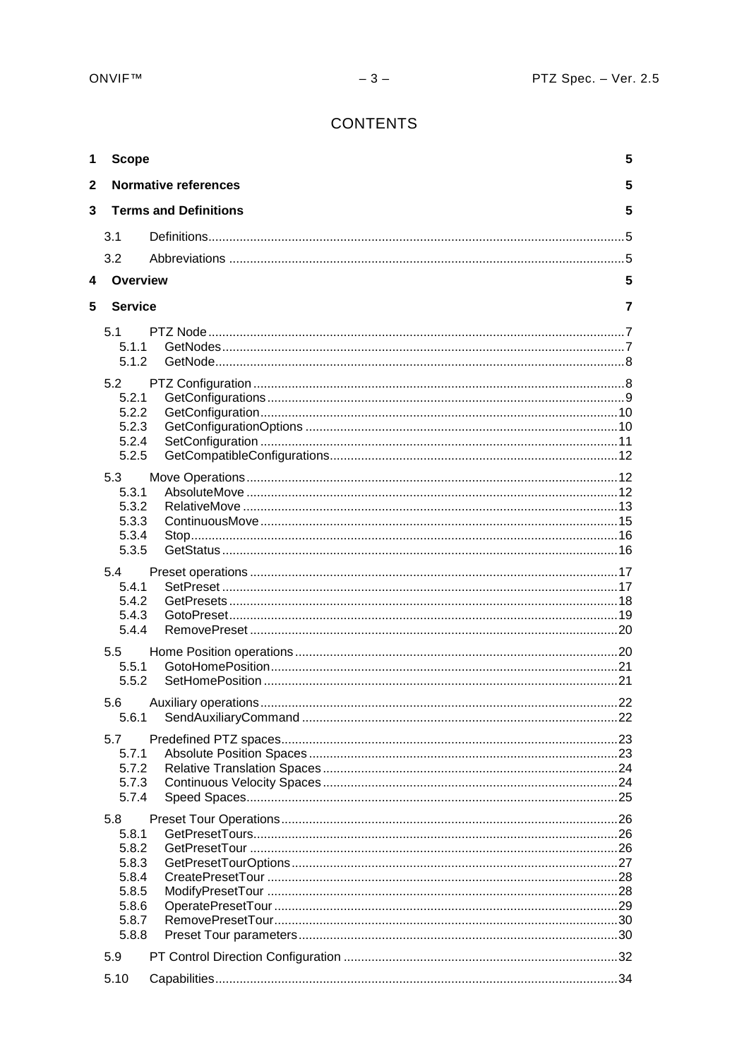# CONTENTS

| | | |
|---|---|---|
| **1** | **Scope** | **5** |
| **2** | **Normative references** | **5** |
| **3** | **Terms and Definitions** | **5** |
| 3.1 | Definitions | 5 |
| 3.2 | Abbreviations | 5 |
| **4** | **Overview** | **5** |
| **5** | **Service** | **7** |
| 5.1 | PTZ Node | 7 |
| 5.1.1 | GetNodes | 7 |
| 5.1.2 | GetNode | 8 |
| 5.2 | PTZ Configuration | 8 |
| 5.2.1 | GetConfigurations | 9 |
| 5.2.2 | GetConfiguration | 10 |
| 5.2.3 | GetConfigurationOptions | 10 |
| 5.2.4 | SetConfiguration | 11 |
| 5.2.5 | GetCompatibleConfigurations | 12 |
| 5.3 | Move Operations | 12 |
| 5.3.1 | AbsoluteMove | 12 |
| 5.3.2 | RelativeMove | 13 |
| 5.3.3 | ContinuousMove | 15 |
| 5.3.4 | Stop | 16 |
| 5.3.5 | GetStatus | 16 |
| 5.4 | Preset operations | 17 |
| 5.4.1 | SetPreset | 17 |
| 5.4.2 | GetPresets | 18 |
| 5.4.3 | GotoPreset | 19 |
| 5.4.4 | RemovePreset | 20 |
| 5.5 | Home Position operations | 20 |
| 5.5.1 | GotoHomePosition | 21 |
| 5.5.2 | SetHomePosition | 21 |
| 5.6 | Auxiliary operations | 22 |
| 5.6.1 | SendAuxiliaryCommand | 22 |
| 5.7 | Predefined PTZ spaces | 23 |
| 5.7.1 | Absolute Position Spaces | 23 |
| 5.7.2 | Relative Translation Spaces | 24 |
| 5.7.3 | Continuous Velocity Spaces | 24 |
| 5.7.4 | Speed Spaces | 25 |
| 5.8 | Preset Tour Operations | 26 |
| 5.8.1 | GetPresetTours | 26 |
| 5.8.2 | GetPresetTour | 26 |
| 5.8.3 | GetPresetTourOptions | 27 |
| 5.8.4 | CreatePresetTour | 28 |
| 5.8.5 | ModifyPresetTour | 28 |
| 5.8.6 | OperatePresetTour | 29 |
| 5.8.7 | RemovePresetTour | 30 |
| 5.8.8 | Preset Tour parameters | 30 |
| 5.9 | PT Control Direction Configuration | 32 |
| 5.10 | Capabilities | 34 |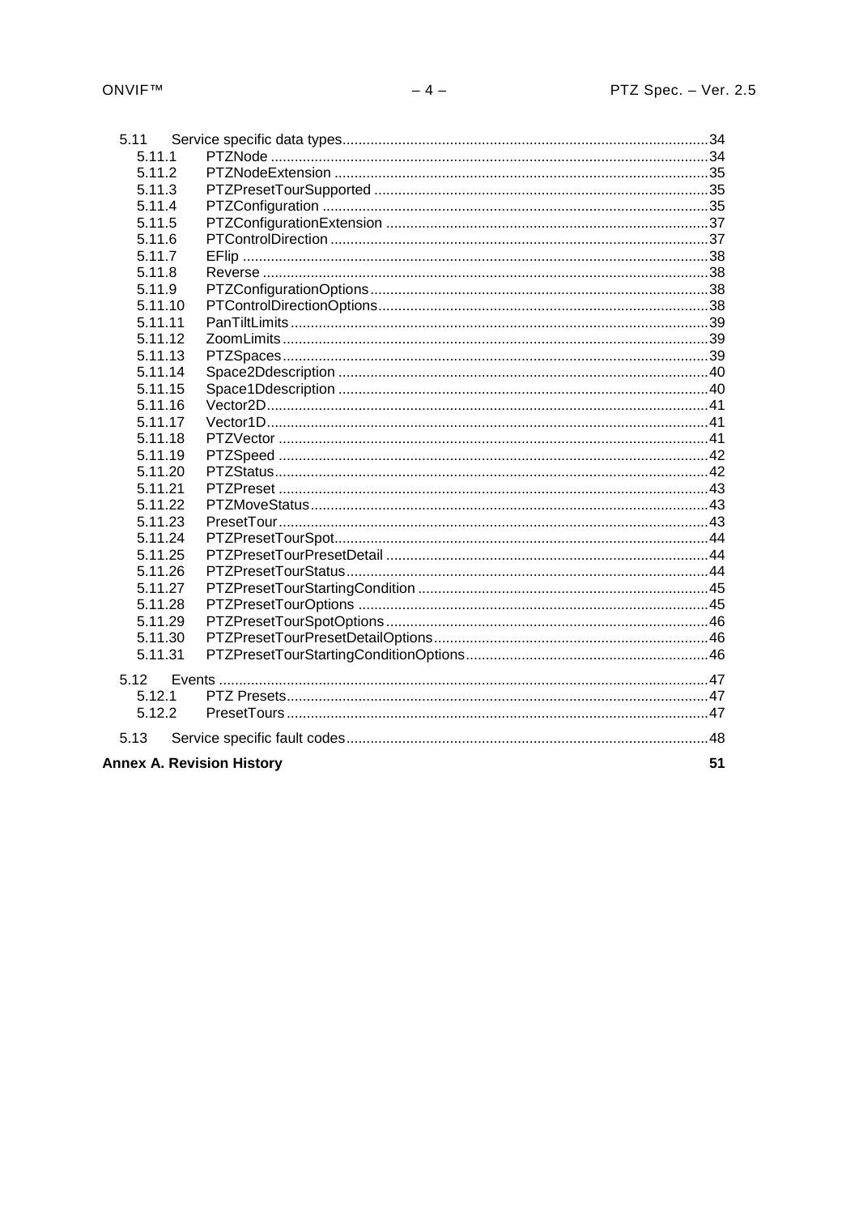5.11 Service specific data types........................................................................................34
5.11.1 PTZNode ........................................................................................34
5.11.2 PTZNodeExtension ........................................................................................35
5.11.3 PTZPresetTourSupported ........................................................................................35
5.11.4 PTZConfiguration ........................................................................................35
5.11.5 PTZConfigurationExtension ........................................................................................37
5.11.6 PTControlDirection ........................................................................................37
5.11.7 EFlip ........................................................................................38
5.11.8 Reverse ........................................................................................38
5.11.9 PTZConfigurationOptions ........................................................................................38
5.11.10 PTControlDirectionOptions ........................................................................................38
5.11.11 PanTiltLimits ........................................................................................39
5.11.12 ZoomLimits ........................................................................................39
5.11.13 PTZSpaces ........................................................................................39
5.11.14 Space2Ddescription ........................................................................................40
5.11.15 Space1Ddescription ........................................................................................40
5.11.16 Vector2D ........................................................................................41
5.11.17 Vector1D ........................................................................................41
5.11.18 PTZVector ........................................................................................41
5.11.19 PTZSpeed ........................................................................................42
5.11.20 PTZStatus ........................................................................................42
5.11.21 PTZPreset ........................................................................................43
5.11.22 PTZMoveStatus ........................................................................................43
5.11.23 PresetTour ........................................................................................43
5.11.24 PTZPresetTourSpot ........................................................................................44
5.11.25 PTZPresetTourPresetDetail ........................................................................................44
5.11.26 PTZPresetTourStatus ........................................................................................44
5.11.27 PTZPresetTourStartingCondition ........................................................................................45
5.11.28 PTZPresetTourOptions ........................................................................................45
5.11.29 PTZPresetTourSpotOptions ........................................................................................46
5.11.30 PTZPresetTourPresetDetailOptions ........................................................................................46
5.11.31 PTZPresetTourStartingConditionOptions ........................................................................................46

5.12 Events ........................................................................................47
5.12.1 PTZ Presets ........................................................................................47
5.12.2 PresetTours ........................................................................................47

5.13 Service specific fault codes ........................................................................................48

**Annex A. Revision History** **51**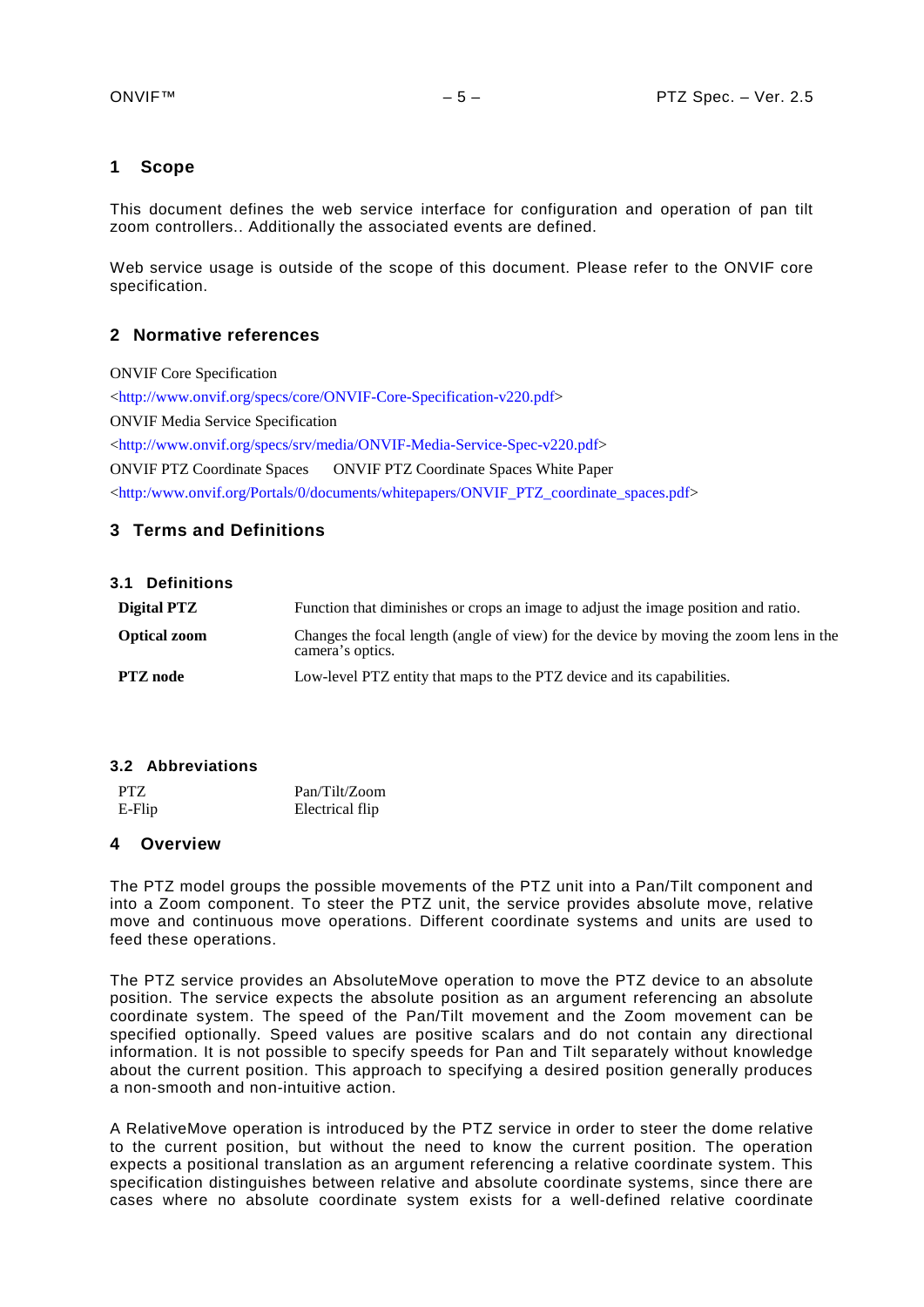# 1 Scope

This document defines the web service interface for configuration and operation of pan tilt zoom controllers.. Additionally the associated events are defined.

Web service usage is outside of the scope of this document. Please refer to the ONVIF core specification.

# 2 Normative references

ONVIF Core Specification

<http://www.onvif.org/specs/core/ONVIF-Core-Specification-v220.pdf>

ONVIF Media Service Specification

<http://www.onvif.org/specs/srv/media/ONVIF-Media-Service-Spec-v220.pdf>

ONVIF PTZ Coordinate Spaces    ONVIF PTZ Coordinate Spaces White Paper

<http:/www.onvif.org/Portals/0/documents/whitepapers/ONVIF_PTZ_coordinate_spaces.pdf>

# 3 Terms and Definitions

## 3.1 Definitions

| | |
|---|---|
| **Digital PTZ** | Function that diminishes or crops an image to adjust the image position and ratio. |
| **Optical zoom** | Changes the focal length (angle of view) for the device by moving the zoom lens in the camera's optics. |
| **PTZ node** | Low-level PTZ entity that maps to the PTZ device and its capabilities. |

## 3.2 Abbreviations

| | |
|---|---|
| PTZ | Pan/Tilt/Zoom |
| E-Flip | Electrical flip |

# 4 Overview

The PTZ model groups the possible movements of the PTZ unit into a Pan/Tilt component and into a Zoom component. To steer the PTZ unit, the service provides absolute move, relative move and continuous move operations. Different coordinate systems and units are used to feed these operations.

The PTZ service provides an AbsoluteMove operation to move the PTZ device to an absolute position. The service expects the absolute position as an argument referencing an absolute coordinate system. The speed of the Pan/Tilt movement and the Zoom movement can be specified optionally. Speed values are positive scalars and do not contain any directional information. It is not possible to specify speeds for Pan and Tilt separately without knowledge about the current position. This approach to specifying a desired position generally produces a non-smooth and non-intuitive action.

A RelativeMove operation is introduced by the PTZ service in order to steer the dome relative to the current position, but without the need to know the current position. The operation expects a positional translation as an argument referencing a relative coordinate system. This specification distinguishes between relative and absolute coordinate systems, since there are cases where no absolute coordinate system exists for a well-defined relative coordinate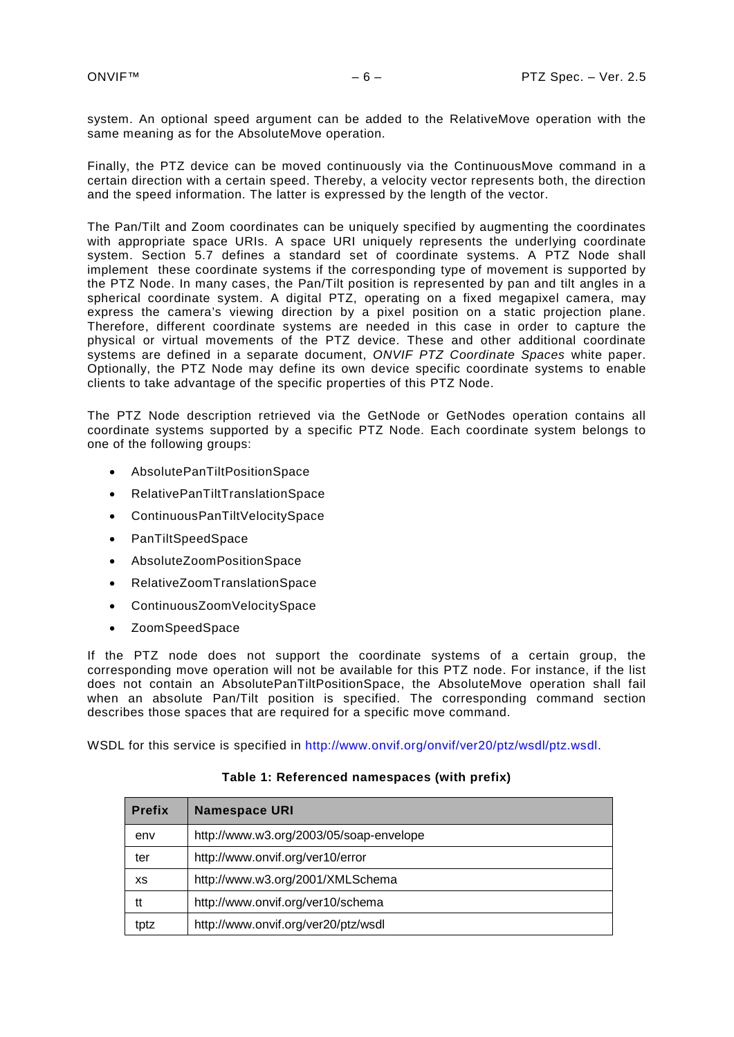system. An optional speed argument can be added to the RelativeMove operation with the same meaning as for the AbsoluteMove operation.

Finally, the PTZ device can be moved continuously via the ContinuousMove command in a certain direction with a certain speed. Thereby, a velocity vector represents both, the direction and the speed information. The latter is expressed by the length of the vector.

The Pan/Tilt and Zoom coordinates can be uniquely specified by augmenting the coordinates with appropriate space URIs. A space URI uniquely represents the underlying coordinate system. Section 5.7 defines a standard set of coordinate systems. A PTZ Node shall implement these coordinate systems if the corresponding type of movement is supported by the PTZ Node. In many cases, the Pan/Tilt position is represented by pan and tilt angles in a spherical coordinate system. A digital PTZ, operating on a fixed megapixel camera, may express the camera's viewing direction by a pixel position on a static projection plane. Therefore, different coordinate systems are needed in this case in order to capture the physical or virtual movements of the PTZ device. These and other additional coordinate systems are defined in a separate document, *ONVIF PTZ Coordinate Spaces* white paper. Optionally, the PTZ Node may define its own device specific coordinate systems to enable clients to take advantage of the specific properties of this PTZ Node.

The PTZ Node description retrieved via the GetNode or GetNodes operation contains all coordinate systems supported by a specific PTZ Node. Each coordinate system belongs to one of the following groups:

- AbsolutePanTiltPositionSpace
- RelativePanTiltTranslationSpace
- ContinuousPanTiltVelocitySpace
- PanTiltSpeedSpace
- AbsoluteZoomPositionSpace
- RelativeZoomTranslationSpace
- ContinuousZoomVelocitySpace
- ZoomSpeedSpace

If the PTZ node does not support the coordinate systems of a certain group, the corresponding move operation will not be available for this PTZ node. For instance, if the list does not contain an AbsolutePanTiltPositionSpace, the AbsoluteMove operation shall fail when an absolute Pan/Tilt position is specified. The corresponding command section describes those spaces that are required for a specific move command.

WSDL for this service is specified in http://www.onvif.org/onvif/ver20/ptz/wsdl/ptz.wsdl.

**Table 1: Referenced namespaces (with prefix)**

| Prefix | Namespace URI |
|---|---|
| env | http://www.w3.org/2003/05/soap-envelope |
| ter | http://www.onvif.org/ver10/error |
| xs | http://www.w3.org/2001/XMLSchema |
| tt | http://www.onvif.org/ver10/schema |
| tptz | http://www.onvif.org/ver20/ptz/wsdl |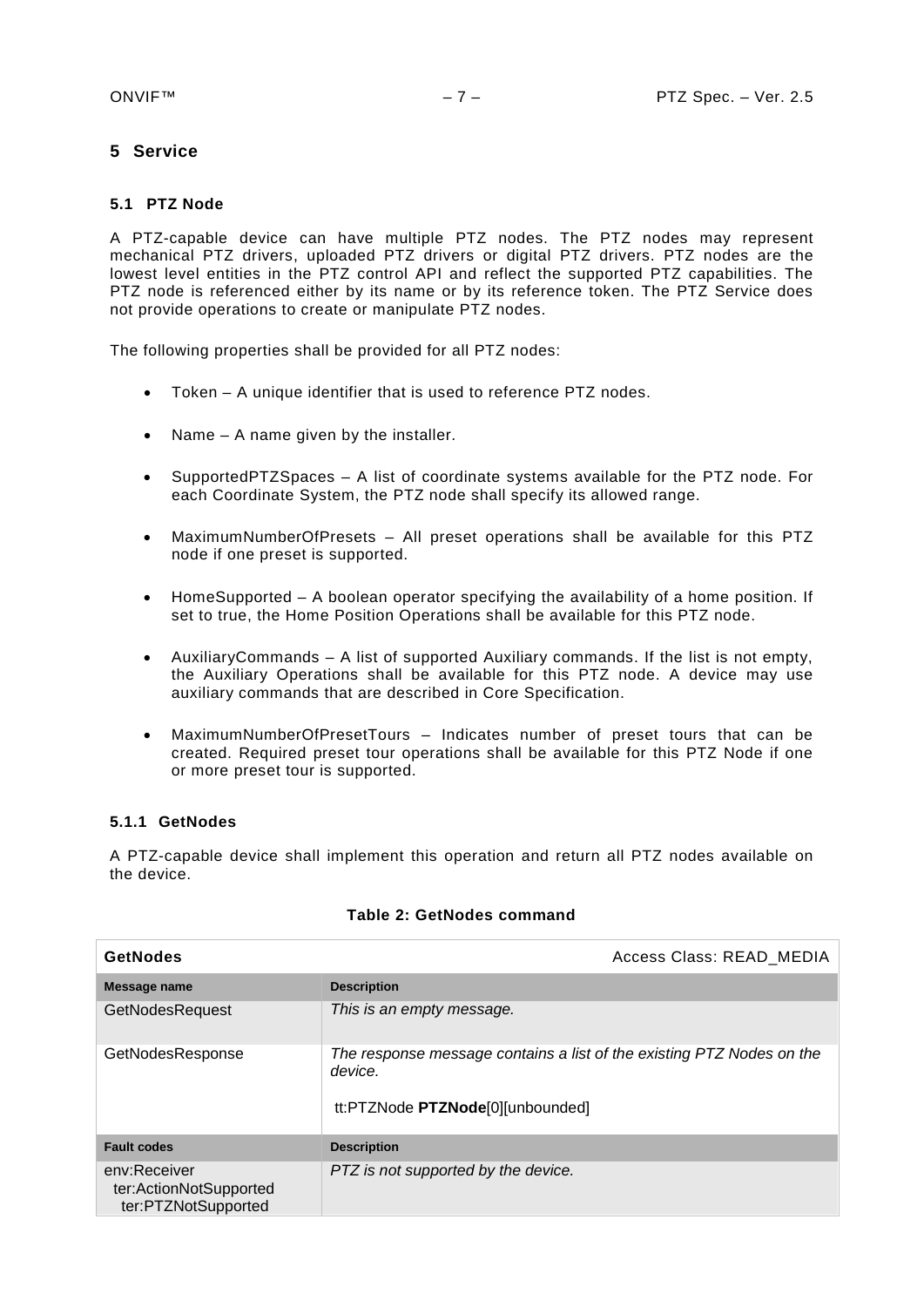# 5 Service

## 5.1 PTZ Node

A PTZ-capable device can have multiple PTZ nodes. The PTZ nodes may represent mechanical PTZ drivers, uploaded PTZ drivers or digital PTZ drivers. PTZ nodes are the lowest level entities in the PTZ control API and reflect the supported PTZ capabilities. The PTZ node is referenced either by its name or by its reference token. The PTZ Service does not provide operations to create or manipulate PTZ nodes.

The following properties shall be provided for all PTZ nodes:

- Token – A unique identifier that is used to reference PTZ nodes.
- Name – A name given by the installer.
- SupportedPTZSpaces – A list of coordinate systems available for the PTZ node. For each Coordinate System, the PTZ node shall specify its allowed range.
- MaximumNumberOfPresets – All preset operations shall be available for this PTZ node if one preset is supported.
- HomeSupported – A boolean operator specifying the availability of a home position. If set to true, the Home Position Operations shall be available for this PTZ node.
- AuxiliaryCommands – A list of supported Auxiliary commands. If the list is not empty, the Auxiliary Operations shall be available for this PTZ node. A device may use auxiliary commands that are described in Core Specification.
- MaximumNumberOfPresetTours – Indicates number of preset tours that can be created. Required preset tour operations shall be available for this PTZ Node if one or more preset tour is supported.

### 5.1.1 GetNodes

A PTZ-capable device shall implement this operation and return all PTZ nodes available on the device.

**Table 2: GetNodes command**

| **GetNodes** | Access Class: READ_MEDIA |
|---|---|
| **Message name** | **Description** |
| GetNodesRequest | *This is an empty message.* |
| GetNodesResponse | *The response message contains a list of the existing PTZ Nodes on the device.*<br><br>tt:PTZNode **PTZNode**[0][unbounded] |
| **Fault codes** | **Description** |
| env:Receiver<br>ter:ActionNotSupported<br>ter:PTZNotSupported | *PTZ is not supported by the device.* |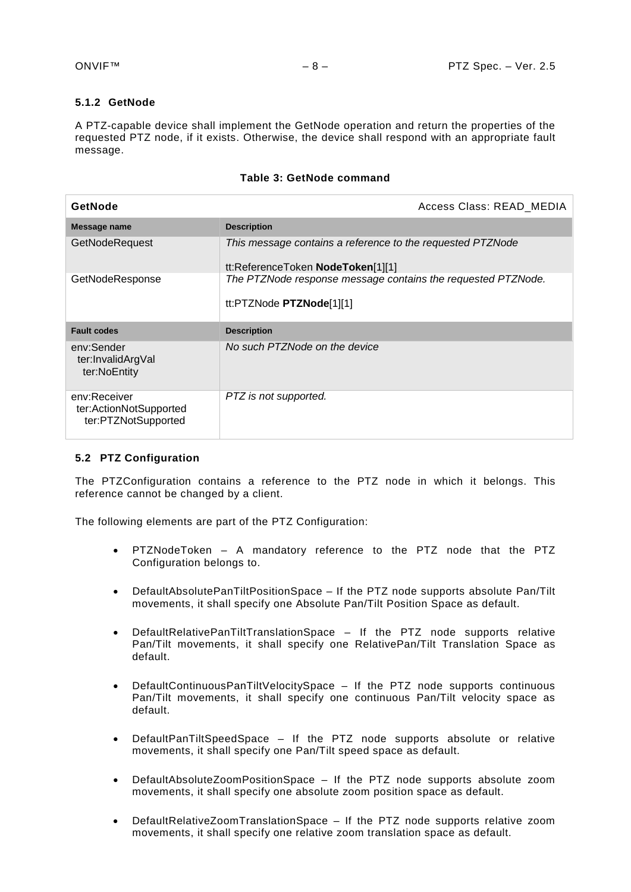### 5.1.2 GetNode

A PTZ-capable device shall implement the GetNode operation and return the properties of the requested PTZ node, if it exists. Otherwise, the device shall respond with an appropriate fault message.

**Table 3: GetNode command**

| **GetNode** | Access Class: READ_MEDIA |
|---|---|
| **Message name** | **Description** |
| GetNodeRequest | *This message contains a reference to the requested PTZNode*<br><br>tt:ReferenceToken **NodeToken**[1][1] |
| GetNodeResponse | *The PTZNode response message contains the requested PTZNode.*<br><br>tt:PTZNode **PTZNode**[1][1] |
| **Fault codes** | **Description** |
| env:Sender<br>ter:InvalidArgVal<br>ter:NoEntity | *No such PTZNode on the device* |
| env:Receiver<br>ter:ActionNotSupported<br>ter:PTZNotSupported | *PTZ is not supported.* |

## 5.2 PTZ Configuration

The PTZConfiguration contains a reference to the PTZ node in which it belongs. This reference cannot be changed by a client.

The following elements are part of the PTZ Configuration:

- PTZNodeToken – A mandatory reference to the PTZ node that the PTZ Configuration belongs to.
- DefaultAbsolutePanTiltPositionSpace – If the PTZ node supports absolute Pan/Tilt movements, it shall specify one Absolute Pan/Tilt Position Space as default.
- DefaultRelativePanTiltTranslationSpace – If the PTZ node supports relative Pan/Tilt movements, it shall specify one RelativePan/Tilt Translation Space as default.
- DefaultContinuousPanTiltVelocitySpace – If the PTZ node supports continuous Pan/Tilt movements, it shall specify one continuous Pan/Tilt velocity space as default.
- DefaultPanTiltSpeedSpace – If the PTZ node supports absolute or relative movements, it shall specify one Pan/Tilt speed space as default.
- DefaultAbsoluteZoomPositionSpace – If the PTZ node supports absolute zoom movements, it shall specify one absolute zoom position space as default.
- DefaultRelativeZoomTranslationSpace – If the PTZ node supports relative zoom movements, it shall specify one relative zoom translation space as default.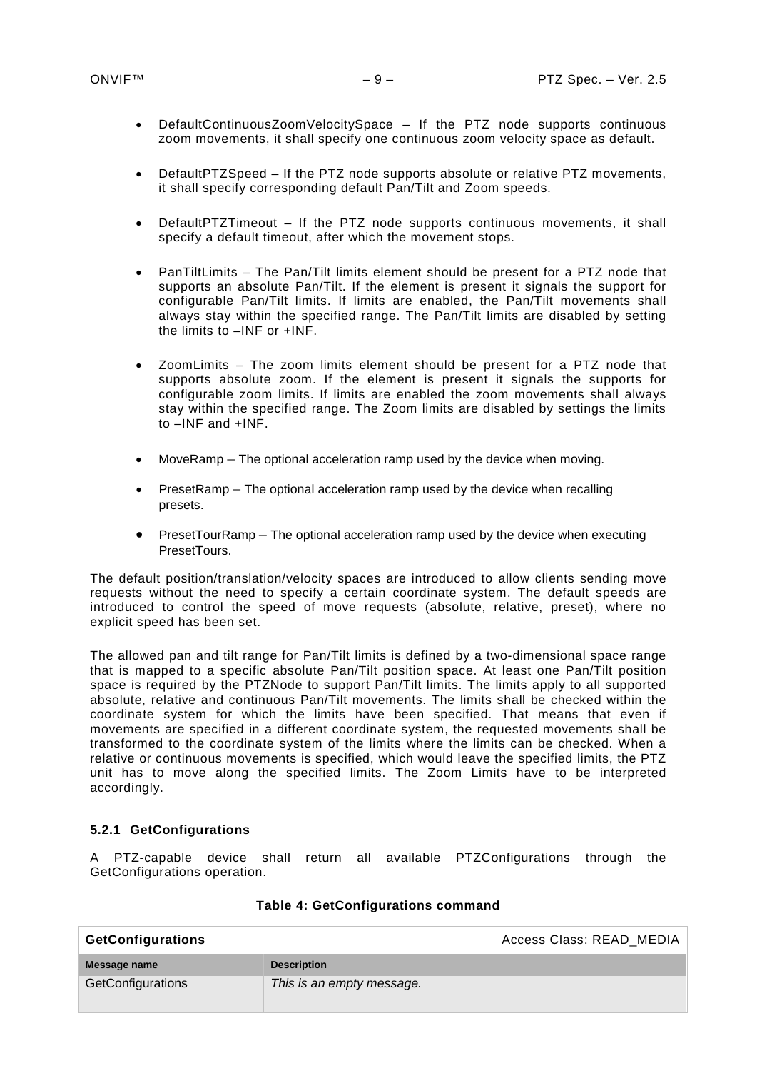- DefaultContinuousZoomVelocitySpace – If the PTZ node supports continuous zoom movements, it shall specify one continuous zoom velocity space as default.

- DefaultPTZSpeed – If the PTZ node supports absolute or relative PTZ movements, it shall specify corresponding default Pan/Tilt and Zoom speeds.

- DefaultPTZTimeout – If the PTZ node supports continuous movements, it shall specify a default timeout, after which the movement stops.

- PanTiltLimits – The Pan/Tilt limits element should be present for a PTZ node that supports an absolute Pan/Tilt. If the element is present it signals the support for configurable Pan/Tilt limits. If limits are enabled, the Pan/Tilt movements shall always stay within the specified range. The Pan/Tilt limits are disabled by setting the limits to –INF or +INF.

- ZoomLimits – The zoom limits element should be present for a PTZ node that supports absolute zoom. If the element is present it signals the supports for configurable zoom limits. If limits are enabled the zoom movements shall always stay within the specified range. The Zoom limits are disabled by settings the limits to –INF and +INF.

- MoveRamp – The optional acceleration ramp used by the device when moving.

- PresetRamp – The optional acceleration ramp used by the device when recalling presets.

- PresetTourRamp – The optional acceleration ramp used by the device when executing PresetTours.

The default position/translation/velocity spaces are introduced to allow clients sending move requests without the need to specify a certain coordinate system. The default speeds are introduced to control the speed of move requests (absolute, relative, preset), where no explicit speed has been set.

The allowed pan and tilt range for Pan/Tilt limits is defined by a two-dimensional space range that is mapped to a specific absolute Pan/Tilt position space. At least one Pan/Tilt position space is required by the PTZNode to support Pan/Tilt limits. The limits apply to all supported absolute, relative and continuous Pan/Tilt movements. The limits shall be checked within the coordinate system for which the limits have been specified. That means that even if movements are specified in a different coordinate system, the requested movements shall be transformed to the coordinate system of the limits where the limits can be checked. When a relative or continuous movements is specified, which would leave the specified limits, the PTZ unit has to move along the specified limits. The Zoom Limits have to be interpreted accordingly.

### 5.2.1 GetConfigurations

A PTZ-capable device shall return all available PTZConfigurations through the GetConfigurations operation.

**Table 4: GetConfigurations command**

| **GetConfigurations** | Access Class: READ_MEDIA |
|---|---|
| **Message name** | **Description** |
| GetConfigurations | *This is an empty message.* |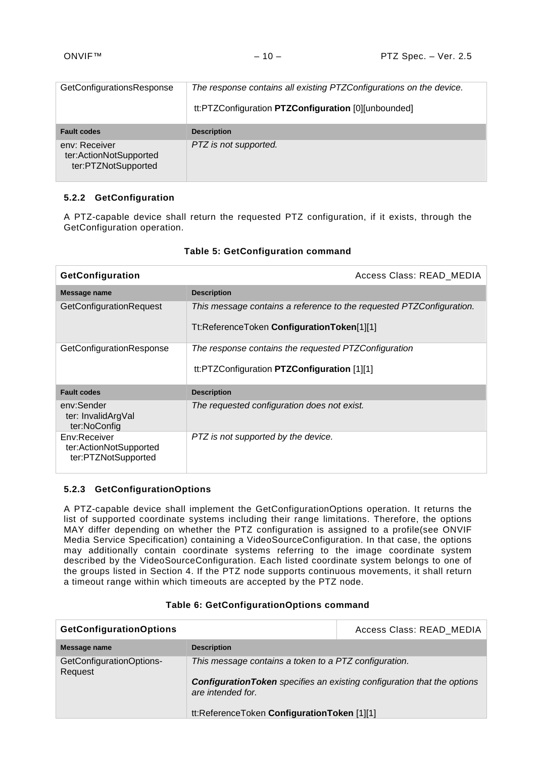| GetConfigurationsResponse | *The response contains all existing PTZConfigurations on the device.*<br><br>tt:PTZConfiguration **PTZConfiguration** [0][unbounded] |
|---|---|
| **Fault codes** | **Description** |
| env: Receiver<br>ter:ActionNotSupported<br>ter:PTZNotSupported | *PTZ is not supported.* |

### 5.2.2 GetConfiguration

A PTZ-capable device shall return the requested PTZ configuration, if it exists, through the GetConfiguration operation.

**Table 5: GetConfiguration command**

| **GetConfiguration** | Access Class: READ_MEDIA |
|---|---|
| **Message name** | **Description** |
| GetConfigurationRequest | *This message contains a reference to the requested PTZConfiguration.*<br><br>Tt:ReferenceToken **ConfigurationToken**[1][1] |
| GetConfigurationResponse | *The response contains the requested PTZConfiguration*<br><br>tt:PTZConfiguration **PTZConfiguration** [1][1] |
| **Fault codes** | **Description** |
| env:Sender<br>ter: InvalidArgVal<br>ter:NoConfig | *The requested configuration does not exist.* |
| Env:Receiver<br>ter:ActionNotSupported<br>ter:PTZNotSupported | *PTZ is not supported by the device.* |

### 5.2.3 GetConfigurationOptions

A PTZ-capable device shall implement the GetConfigurationOptions operation. It returns the list of supported coordinate systems including their range limitations. Therefore, the options MAY differ depending on whether the PTZ configuration is assigned to a profile(see ONVIF Media Service Specification) containing a VideoSourceConfiguration. In that case, the options may additionally contain coordinate systems referring to the image coordinate system described by the VideoSourceConfiguration. Each listed coordinate system belongs to one of the groups listed in Section 4. If the PTZ node supports continuous movements, it shall return a timeout range within which timeouts are accepted by the PTZ node.

**Table 6: GetConfigurationOptions command**

| **GetConfigurationOptions** | Access Class: READ_MEDIA |
|---|---|
| **Message name** | **Description** |
| GetConfigurationOptions-Request | *This message contains a token to a PTZ configuration.*<br><br>***ConfigurationToken*** *specifies an existing configuration that the options are intended for.*<br><br>tt:ReferenceToken **ConfigurationToken** [1][1] |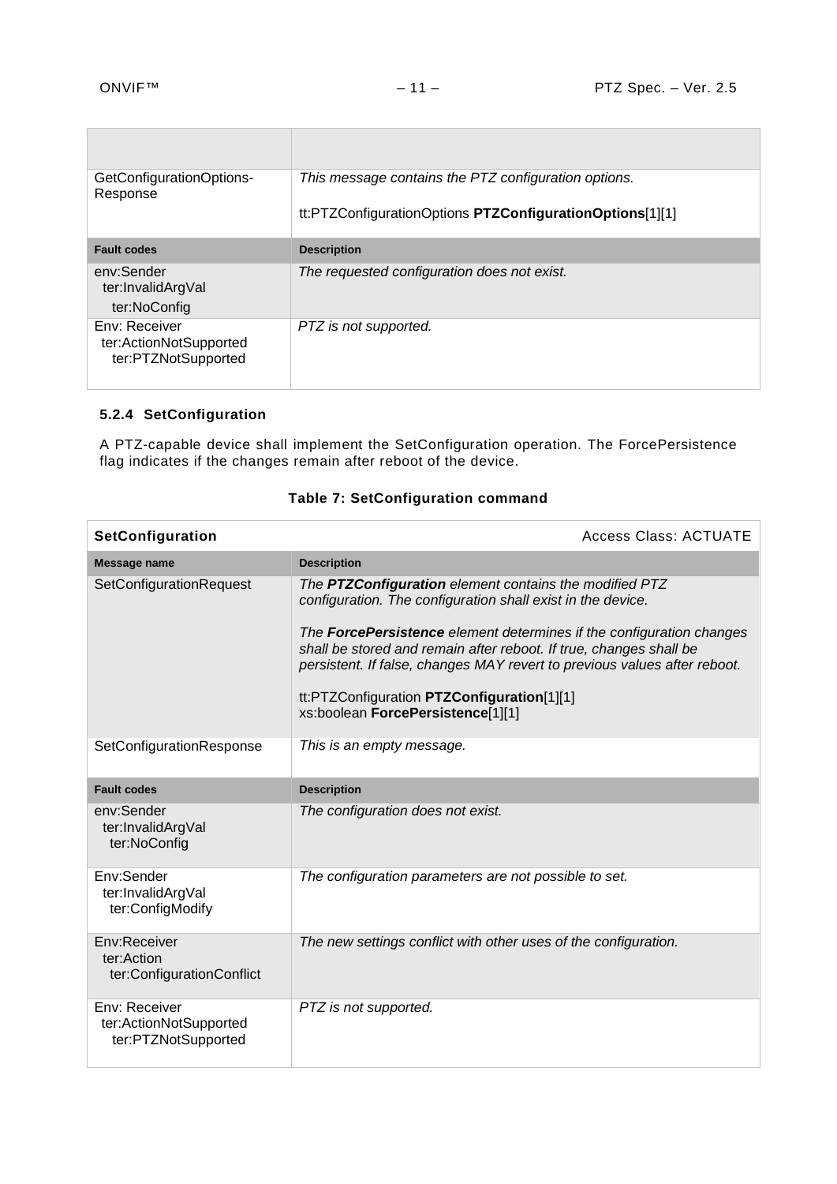| | |
|---|---|
| GetConfigurationOptions-Response | *This message contains the PTZ configuration options.*<br><br>tt:PTZConfigurationOptions **PTZConfigurationOptions**[1][1] |
| **Fault codes** | **Description** |
| env:Sender<br>ter:InvalidArgVal<br>ter:NoConfig | *The requested configuration does not exist.* |
| Env: Receiver<br>ter:ActionNotSupported<br>ter:PTZNotSupported | *PTZ is not supported.* |

### 5.2.4 SetConfiguration

A PTZ-capable device shall implement the SetConfiguration operation. The ForcePersistence flag indicates if the changes remain after reboot of the device.

**Table 7: SetConfiguration command**

| **SetConfiguration** | Access Class: ACTUATE |
|---|---|
| **Message name** | **Description** |
| SetConfigurationRequest | *The **PTZConfiguration** element contains the modified PTZ configuration. The configuration shall exist in the device.*<br><br>*The **ForcePersistence** element determines if the configuration changes shall be stored and remain after reboot. If true, changes shall be persistent. If false, changes MAY revert to previous values after reboot.*<br><br>tt:PTZConfiguration **PTZConfiguration**[1][1]<br>xs:boolean **ForcePersistence**[1][1] |
| SetConfigurationResponse | *This is an empty message.* |
| **Fault codes** | **Description** |
| env:Sender<br>ter:InvalidArgVal<br>ter:NoConfig | *The configuration does not exist.* |
| Env:Sender<br>ter:InvalidArgVal<br>ter:ConfigModify | *The configuration parameters are not possible to set.* |
| Env:Receiver<br>ter:Action<br>ter:ConfigurationConflict | *The new settings conflict with other uses of the configuration.* |
| Env: Receiver<br>ter:ActionNotSupported<br>ter:PTZNotSupported | *PTZ is not supported.* |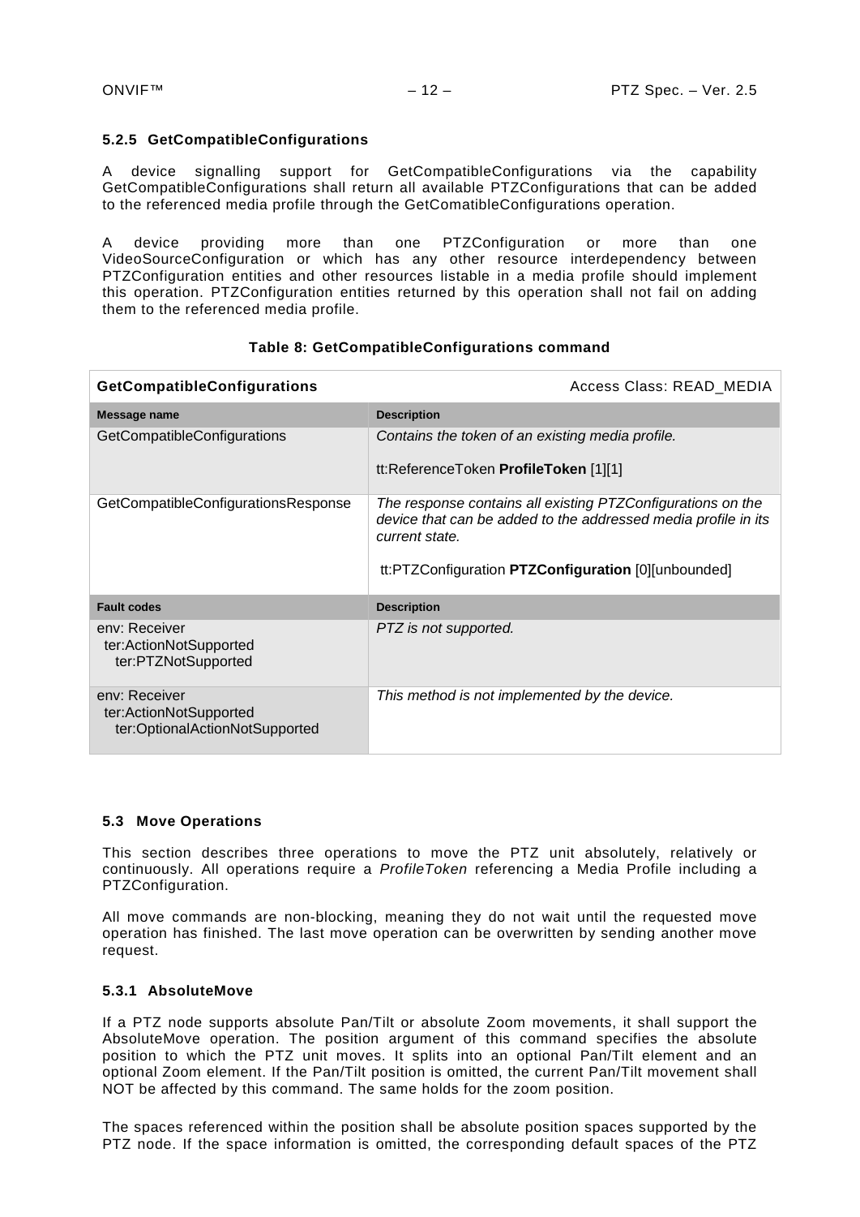### 5.2.5 GetCompatibleConfigurations

A device signalling support for GetCompatibleConfigurations via the capability GetCompatibleConfigurations shall return all available PTZConfigurations that can be added to the referenced media profile through the GetComatibleConfigurations operation.

A device providing more than one PTZConfiguration or more than one VideoSourceConfiguration or which has any other resource interdependency between PTZConfiguration entities and other resources listable in a media profile should implement this operation. PTZConfiguration entities returned by this operation shall not fail on adding them to the referenced media profile.

**Table 8: GetCompatibleConfigurations command**

| **GetCompatibleConfigurations** | Access Class: READ_MEDIA |
|---|---|
| **Message name** | **Description** |
| GetCompatibleConfigurations | *Contains the token of an existing media profile.*<br><br>tt:ReferenceToken **ProfileToken** [1][1] |
| GetCompatibleConfigurationsResponse | *The response contains all existing PTZConfigurations on the device that can be added to the addressed media profile in its current state.*<br><br>tt:PTZConfiguration **PTZConfiguration** [0][unbounded] |
| **Fault codes** | **Description** |
| env: Receiver<br>ter:ActionNotSupported<br>ter:PTZNotSupported | *PTZ is not supported.* |
| env: Receiver<br>ter:ActionNotSupported<br>ter:OptionalActionNotSupported | *This method is not implemented by the device.* |

## 5.3 Move Operations

This section describes three operations to move the PTZ unit absolutely, relatively or continuously. All operations require a *ProfileToken* referencing a Media Profile including a PTZConfiguration.

All move commands are non-blocking, meaning they do not wait until the requested move operation has finished. The last move operation can be overwritten by sending another move request.

### 5.3.1 AbsoluteMove

If a PTZ node supports absolute Pan/Tilt or absolute Zoom movements, it shall support the AbsoluteMove operation. The position argument of this command specifies the absolute position to which the PTZ unit moves. It splits into an optional Pan/Tilt element and an optional Zoom element. If the Pan/Tilt position is omitted, the current Pan/Tilt movement shall NOT be affected by this command. The same holds for the zoom position.

The spaces referenced within the position shall be absolute position spaces supported by the PTZ node. If the space information is omitted, the corresponding default spaces of the PTZ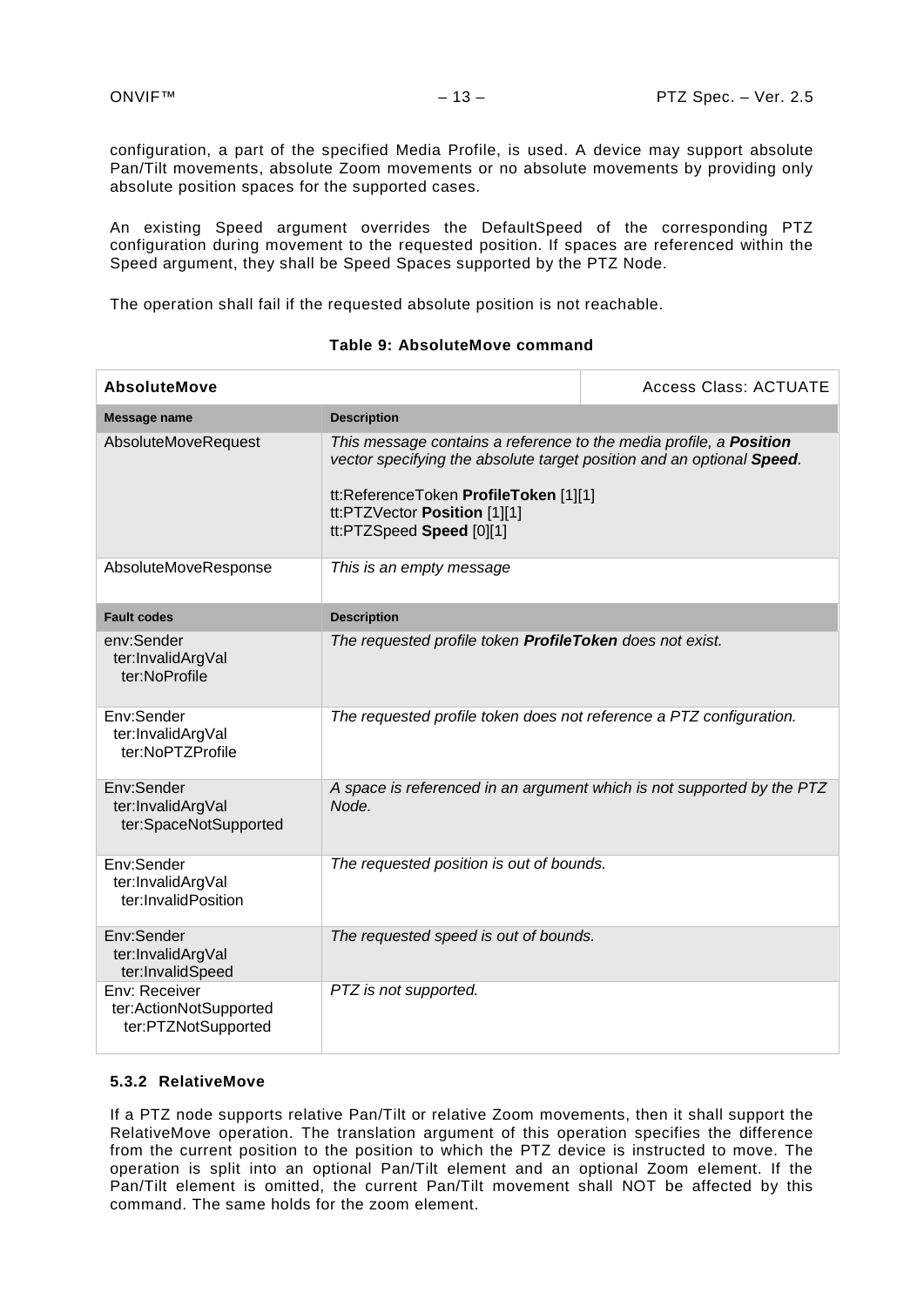configuration, a part of the specified Media Profile, is used. A device may support absolute Pan/Tilt movements, absolute Zoom movements or no absolute movements by providing only absolute position spaces for the supported cases.

An existing Speed argument overrides the DefaultSpeed of the corresponding PTZ configuration during movement to the requested position. If spaces are referenced within the Speed argument, they shall be Speed Spaces supported by the PTZ Node.

The operation shall fail if the requested absolute position is not reachable.

**Table 9: AbsoluteMove command**

| **AbsoluteMove** | | Access Class: ACTUATE |
|---|---|---|
| **Message name** | **Description** | |
| AbsoluteMoveRequest | *This message contains a reference to the media profile, a **Position** vector specifying the absolute target position and an optional **Speed**.*<br><br>tt:ReferenceToken **ProfileToken** [1][1]<br>tt:PTZVector **Position** [1][1]<br>tt:PTZSpeed **Speed** [0][1] | |
| AbsoluteMoveResponse | *This is an empty message* | |
| **Fault codes** | **Description** | |
| env:Sender<br>ter:InvalidArgVal<br>ter:NoProfile | *The requested profile token **ProfileToken** does not exist.* | |
| Env:Sender<br>ter:InvalidArgVal<br>ter:NoPTZProfile | *The requested profile token does not reference a PTZ configuration.* | |
| Env:Sender<br>ter:InvalidArgVal<br>ter:SpaceNotSupported | *A space is referenced in an argument which is not supported by the PTZ Node.* | |
| Env:Sender<br>ter:InvalidArgVal<br>ter:InvalidPosition | *The requested position is out of bounds.* | |
| Env:Sender<br>ter:InvalidArgVal<br>ter:InvalidSpeed | *The requested speed is out of bounds.* | |
| Env: Receiver<br>ter:ActionNotSupported<br>ter:PTZNotSupported | *PTZ is not supported.* | |

### 5.3.2 RelativeMove

If a PTZ node supports relative Pan/Tilt or relative Zoom movements, then it shall support the RelativeMove operation. The translation argument of this operation specifies the difference from the current position to the position to which the PTZ device is instructed to move. The operation is split into an optional Pan/Tilt element and an optional Zoom element. If the Pan/Tilt element is omitted, the current Pan/Tilt movement shall NOT be affected by this command. The same holds for the zoom element.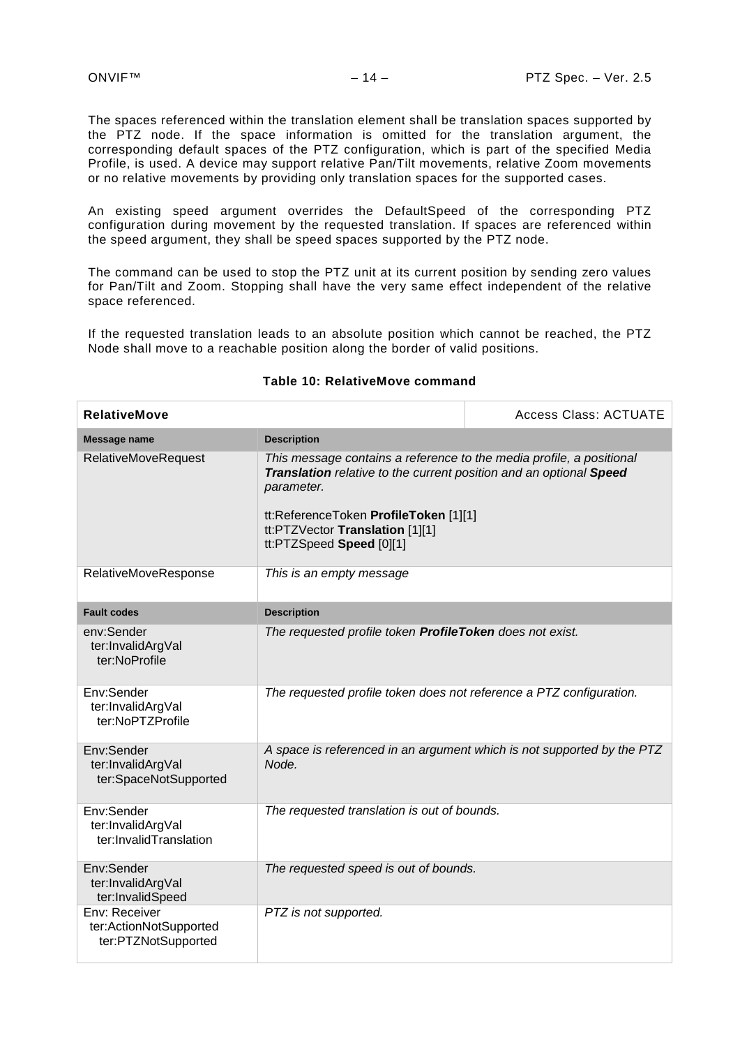The spaces referenced within the translation element shall be translation spaces supported by the PTZ node. If the space information is omitted for the translation argument, the corresponding default spaces of the PTZ configuration, which is part of the specified Media Profile, is used. A device may support relative Pan/Tilt movements, relative Zoom movements or no relative movements by providing only translation spaces for the supported cases.

An existing speed argument overrides the DefaultSpeed of the corresponding PTZ configuration during movement by the requested translation. If spaces are referenced within the speed argument, they shall be speed spaces supported by the PTZ node.

The command can be used to stop the PTZ unit at its current position by sending zero values for Pan/Tilt and Zoom. Stopping shall have the very same effect independent of the relative space referenced.

If the requested translation leads to an absolute position which cannot be reached, the PTZ Node shall move to a reachable position along the border of valid positions.

**Table 10: RelativeMove command**

| **RelativeMove** | Access Class: ACTUATE |
|---|---|
| **Message name** | **Description** |
| RelativeMoveRequest | *This message contains a reference to the media profile, a positional **Translation** relative to the current position and an optional **Speed** parameter.*<br><br>tt:ReferenceToken **ProfileToken** [1][1]<br>tt:PTZVector **Translation** [1][1]<br>tt:PTZSpeed **Speed** [0][1] |
| RelativeMoveResponse | *This is an empty message* |
| **Fault codes** | **Description** |
| env:Sender<br>ter:InvalidArgVal<br>ter:NoProfile | *The requested profile token **ProfileToken** does not exist.* |
| Env:Sender<br>ter:InvalidArgVal<br>ter:NoPTZProfile | *The requested profile token does not reference a PTZ configuration.* |
| Env:Sender<br>ter:InvalidArgVal<br>ter:SpaceNotSupported | *A space is referenced in an argument which is not supported by the PTZ Node.* |
| Env:Sender<br>ter:InvalidArgVal<br>ter:InvalidTranslation | *The requested translation is out of bounds.* |
| Env:Sender<br>ter:InvalidArgVal<br>ter:InvalidSpeed | *The requested speed is out of bounds.* |
| Env: Receiver<br>ter:ActionNotSupported<br>ter:PTZNotSupported | *PTZ is not supported.* |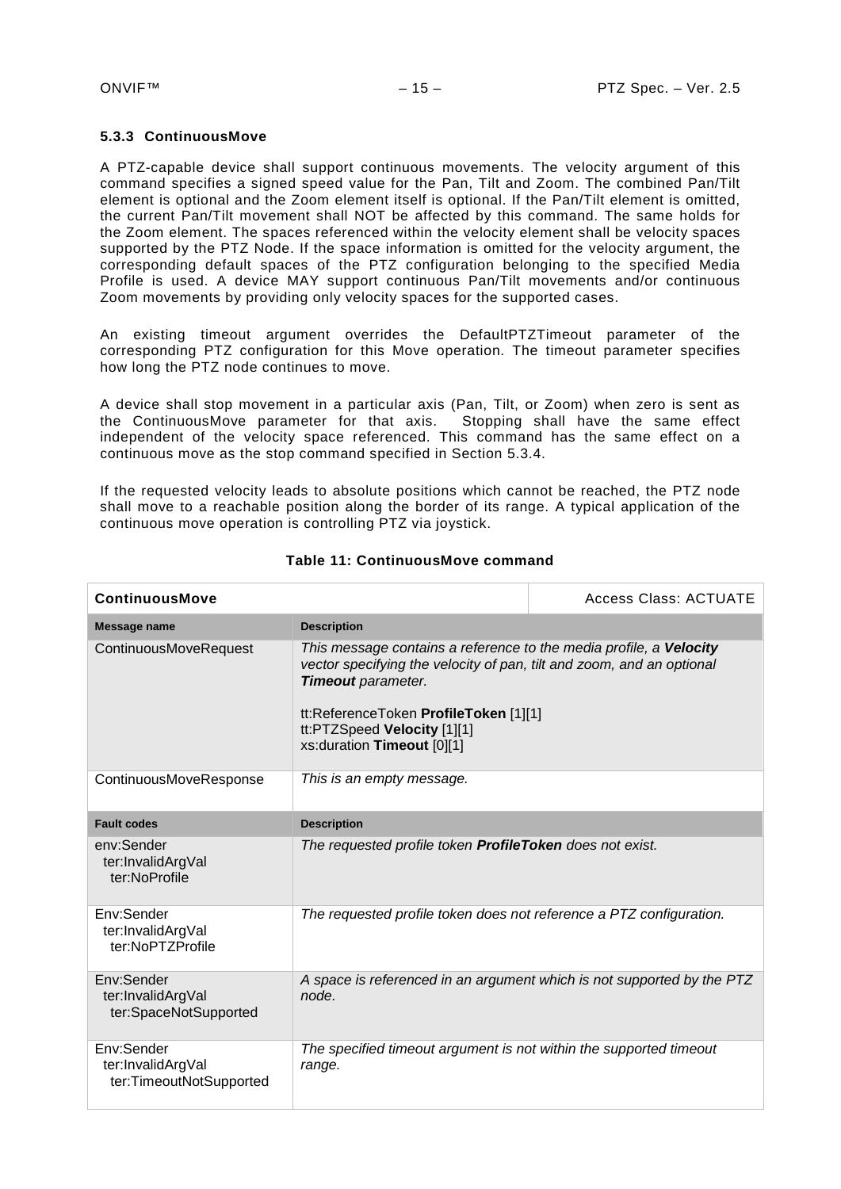### 5.3.3 ContinuousMove

A PTZ-capable device shall support continuous movements. The velocity argument of this command specifies a signed speed value for the Pan, Tilt and Zoom. The combined Pan/Tilt element is optional and the Zoom element itself is optional. If the Pan/Tilt element is omitted, the current Pan/Tilt movement shall NOT be affected by this command. The same holds for the Zoom element. The spaces referenced within the velocity element shall be velocity spaces supported by the PTZ Node. If the space information is omitted for the velocity argument, the corresponding default spaces of the PTZ configuration belonging to the specified Media Profile is used. A device MAY support continuous Pan/Tilt movements and/or continuous Zoom movements by providing only velocity spaces for the supported cases.

An existing timeout argument overrides the DefaultPTZTimeout parameter of the corresponding PTZ configuration for this Move operation. The timeout parameter specifies how long the PTZ node continues to move.

A device shall stop movement in a particular axis (Pan, Tilt, or Zoom) when zero is sent as the ContinuousMove parameter for that axis. Stopping shall have the same effect independent of the velocity space referenced. This command has the same effect on a continuous move as the stop command specified in Section 5.3.4.

If the requested velocity leads to absolute positions which cannot be reached, the PTZ node shall move to a reachable position along the border of its range. A typical application of the continuous move operation is controlling PTZ via joystick.

**Table 11: ContinuousMove command**

| **ContinuousMove** | | Access Class: ACTUATE |
|---|---|---|
| **Message name** | **Description** | |
| ContinuousMoveRequest | *This message contains a reference to the media profile, a* ***Velocity*** *vector specifying the velocity of pan, tilt and zoom, and an optional* ***Timeout*** *parameter.*<br><br>tt:ReferenceToken **ProfileToken** [1][1]<br>tt:PTZSpeed **Velocity** [1][1]<br>xs:duration **Timeout** [0][1] | |
| ContinuousMoveResponse | *This is an empty message.* | |
| **Fault codes** | **Description** | |
| env:Sender<br>ter:InvalidArgVal<br>ter:NoProfile | *The requested profile token* ***ProfileToken*** *does not exist.* | |
| Env:Sender<br>ter:InvalidArgVal<br>ter:NoPTZProfile | *The requested profile token does not reference a PTZ configuration.* | |
| Env:Sender<br>ter:InvalidArgVal<br>ter:SpaceNotSupported | *A space is referenced in an argument which is not supported by the PTZ node.* | |
| Env:Sender<br>ter:InvalidArgVal<br>ter:TimeoutNotSupported | *The specified timeout argument is not within the supported timeout range.* | |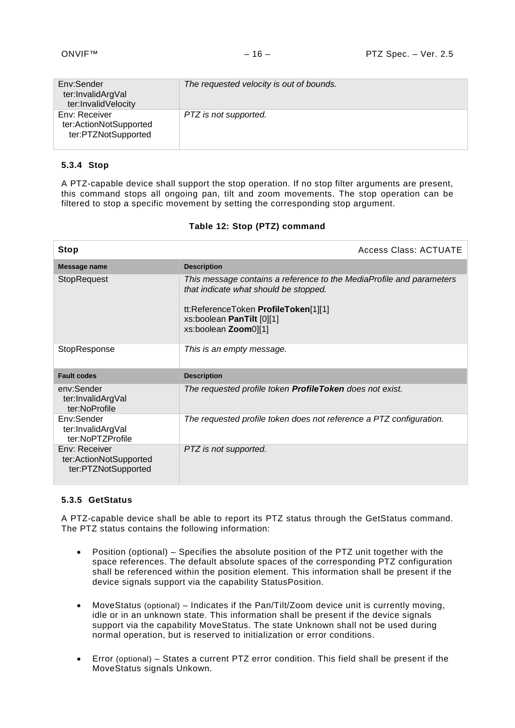| | |
|---|---|
| Env:Sender<br>ter:InvalidArgVal<br>ter:InvalidVelocity | *The requested velocity is out of bounds.* |
| Env: Receiver<br>ter:ActionNotSupported<br>ter:PTZNotSupported | *PTZ is not supported.* |

#### 5.3.4 Stop

A PTZ-capable device shall support the stop operation. If no stop filter arguments are present, this command stops all ongoing pan, tilt and zoom movements. The stop operation can be filtered to stop a specific movement by setting the corresponding stop argument.

**Table 12: Stop (PTZ) command**

| **Stop** | Access Class: ACTUATE |
|---|---|
| **Message name** | **Description** |
| StopRequest | *This message contains a reference to the MediaProfile and parameters that indicate what should be stopped.*<br><br>tt:ReferenceToken **ProfileToken**[1][1]<br>xs:boolean **PanTilt** [0][1]<br>xs:boolean **Zoom**0][1] |
| StopResponse | *This is an empty message.* |
| **Fault codes** | **Description** |
| env:Sender<br>ter:InvalidArgVal<br>ter:NoProfile | *The requested profile token **ProfileToken** does not exist.* |
| Env:Sender<br>ter:InvalidArgVal<br>ter:NoPTZProfile | *The requested profile token does not reference a PTZ configuration.* |
| Env: Receiver<br>ter:ActionNotSupported<br>ter:PTZNotSupported | *PTZ is not supported.* |

#### 5.3.5 GetStatus

A PTZ-capable device shall be able to report its PTZ status through the GetStatus command. The PTZ status contains the following information:

- Position (optional) – Specifies the absolute position of the PTZ unit together with the space references. The default absolute spaces of the corresponding PTZ configuration shall be referenced within the position element. This information shall be present if the device signals support via the capability StatusPosition.

- MoveStatus (optional) – Indicates if the Pan/Tilt/Zoom device unit is currently moving, idle or in an unknown state. This information shall be present if the device signals support via the capability MoveStatus. The state Unknown shall not be used during normal operation, but is reserved to initialization or error conditions.

- Error (optional) – States a current PTZ error condition. This field shall be present if the MoveStatus signals Unkown.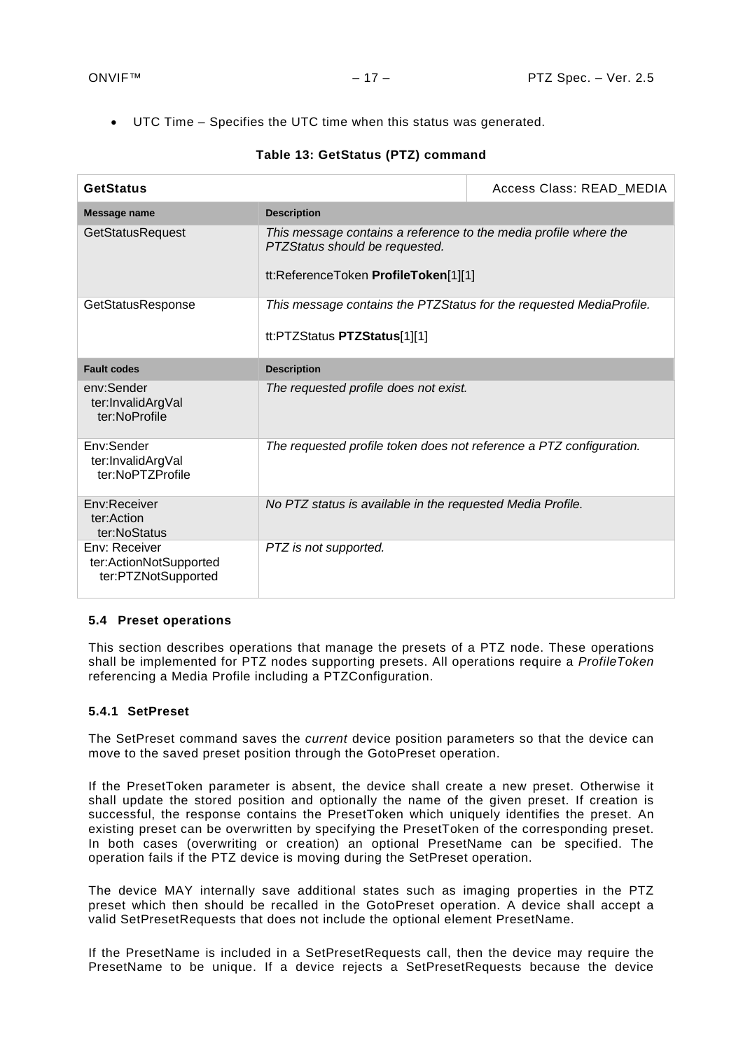- UTC Time – Specifies the UTC time when this status was generated.

**Table 13: GetStatus (PTZ) command**

| **GetStatus** | | Access Class: READ_MEDIA |
|---|---|---|
| **Message name** | **Description** | |
| GetStatusRequest | *This message contains a reference to the media profile where the PTZStatus should be requested.*<br><br>tt:ReferenceToken **ProfileToken**[1][1] | |
| GetStatusResponse | *This message contains the PTZStatus for the requested MediaProfile.*<br><br>tt:PTZStatus **PTZStatus**[1][1] | |
| **Fault codes** | **Description** | |
| env:Sender<br>ter:InvalidArgVal<br>ter:NoProfile | *The requested profile does not exist.* | |
| Env:Sender<br>ter:InvalidArgVal<br>ter:NoPTZProfile | *The requested profile token does not reference a PTZ configuration.* | |
| Env:Receiver<br>ter:Action<br>ter:NoStatus | *No PTZ status is available in the requested Media Profile.* | |
| Env: Receiver<br>ter:ActionNotSupported<br>ter:PTZNotSupported | *PTZ is not supported.* | |

### 5.4 Preset operations

This section describes operations that manage the presets of a PTZ node. These operations shall be implemented for PTZ nodes supporting presets. All operations require a *ProfileToken* referencing a Media Profile including a PTZConfiguration.

#### 5.4.1 SetPreset

The SetPreset command saves the *current* device position parameters so that the device can move to the saved preset position through the GotoPreset operation.

If the PresetToken parameter is absent, the device shall create a new preset. Otherwise it shall update the stored position and optionally the name of the given preset. If creation is successful, the response contains the PresetToken which uniquely identifies the preset. An existing preset can be overwritten by specifying the PresetToken of the corresponding preset. In both cases (overwriting or creation) an optional PresetName can be specified. The operation fails if the PTZ device is moving during the SetPreset operation.

The device MAY internally save additional states such as imaging properties in the PTZ preset which then should be recalled in the GotoPreset operation. A device shall accept a valid SetPresetRequests that does not include the optional element PresetName.

If the PresetName is included in a SetPresetRequests call, then the device may require the PresetName to be unique. If a device rejects a SetPresetRequests because the device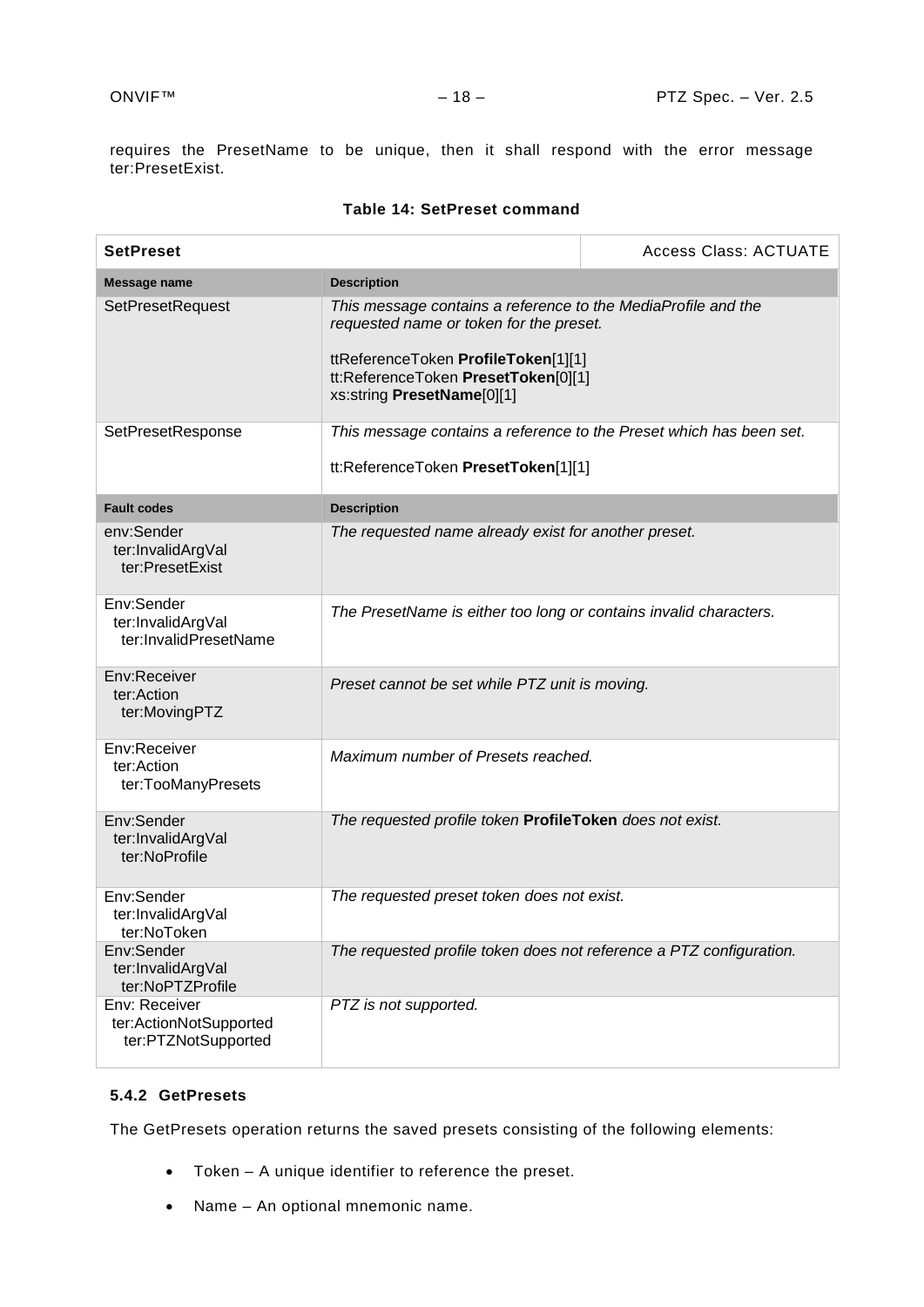requires the PresetName to be unique, then it shall respond with the error message ter:PresetExist.

**Table 14: SetPreset command**

| **SetPreset** | Access Class: ACTUATE |
|---|---|
| **Message name** | **Description** |
| SetPresetRequest | *This message contains a reference to the MediaProfile and the requested name or token for the preset.*<br><br>ttReferenceToken **ProfileToken**[1][1]<br>tt:ReferenceToken **PresetToken**[0][1]<br>xs:string **PresetName**[0][1] |
| SetPresetResponse | *This message contains a reference to the Preset which has been set.*<br><br>tt:ReferenceToken **PresetToken**[1][1] |
| **Fault codes** | **Description** |
| env:Sender<br>ter:InvalidArgVal<br>ter:PresetExist | *The requested name already exist for another preset.* |
| Env:Sender<br>ter:InvalidArgVal<br>ter:InvalidPresetName | *The PresetName is either too long or contains invalid characters.* |
| Env:Receiver<br>ter:Action<br>ter:MovingPTZ | *Preset cannot be set while PTZ unit is moving.* |
| Env:Receiver<br>ter:Action<br>ter:TooManyPresets | *Maximum number of Presets reached.* |
| Env:Sender<br>ter:InvalidArgVal<br>ter:NoProfile | *The requested profile token* **ProfileToken** *does not exist.* |
| Env:Sender<br>ter:InvalidArgVal<br>ter:NoToken | *The requested preset token does not exist.* |
| Env:Sender<br>ter:InvalidArgVal<br>ter:NoPTZProfile | *The requested profile token does not reference a PTZ configuration.* |
| Env: Receiver<br>ter:ActionNotSupported<br>ter:PTZNotSupported | *PTZ is not supported.* |

### 5.4.2 GetPresets

The GetPresets operation returns the saved presets consisting of the following elements:

- Token – A unique identifier to reference the preset.
- Name – An optional mnemonic name.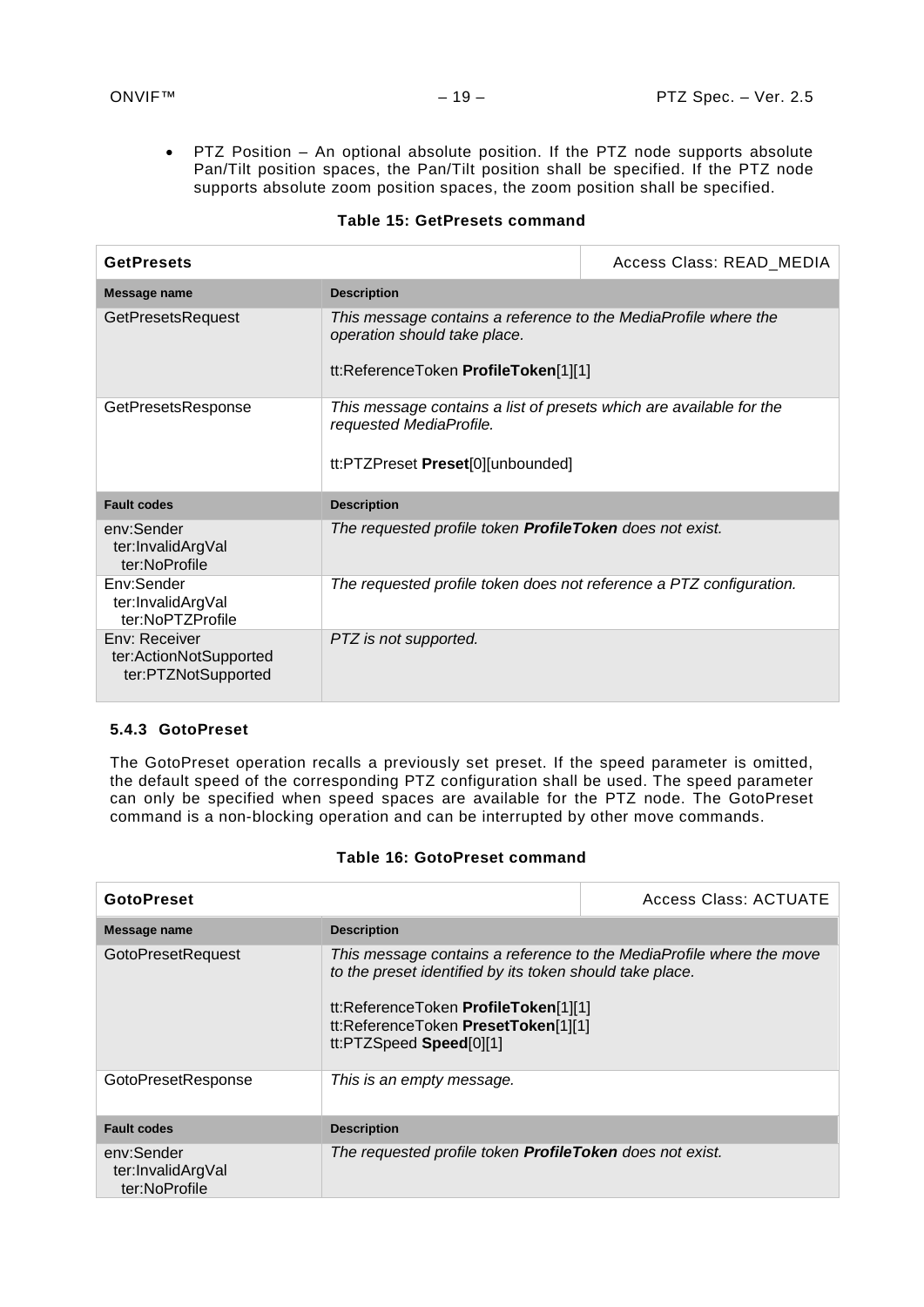- PTZ Position – An optional absolute position. If the PTZ node supports absolute Pan/Tilt position spaces, the Pan/Tilt position shall be specified. If the PTZ node supports absolute zoom position spaces, the zoom position shall be specified.

**Table 15: GetPresets command**

| **GetPresets** | | Access Class: READ_MEDIA |
|---|---|---|
| **Message name** | **Description** | |
| GetPresetsRequest | *This message contains a reference to the MediaProfile where the operation should take place.*<br><br>tt:ReferenceToken **ProfileToken**[1][1] | |
| GetPresetsResponse | *This message contains a list of presets which are available for the requested MediaProfile.*<br><br>tt:PTZPreset **Preset**[0][unbounded] | |
| **Fault codes** | **Description** | |
| env:Sender<br>ter:InvalidArgVal<br>ter:NoProfile | *The requested profile token* ***ProfileToken*** *does not exist.* | |
| Env:Sender<br>ter:InvalidArgVal<br>ter:NoPTZProfile | *The requested profile token does not reference a PTZ configuration.* | |
| Env: Receiver<br>ter:ActionNotSupported<br>ter:PTZNotSupported | *PTZ is not supported.* | |

### 5.4.3 GotoPreset

The GotoPreset operation recalls a previously set preset. If the speed parameter is omitted, the default speed of the corresponding PTZ configuration shall be used. The speed parameter can only be specified when speed spaces are available for the PTZ node. The GotoPreset command is a non-blocking operation and can be interrupted by other move commands.

**Table 16: GotoPreset command**

| **GotoPreset** | | Access Class: ACTUATE |
|---|---|---|
| **Message name** | **Description** | |
| GotoPresetRequest | *This message contains a reference to the MediaProfile where the move to the preset identified by its token should take place.*<br><br>tt:ReferenceToken **ProfileToken**[1][1]<br>tt:ReferenceToken **PresetToken**[1][1]<br>tt:PTZSpeed **Speed**[0][1] | |
| GotoPresetResponse | *This is an empty message.* | |
| **Fault codes** | **Description** | |
| env:Sender<br>ter:InvalidArgVal<br>ter:NoProfile | *The requested profile token* ***ProfileToken*** *does not exist.* | |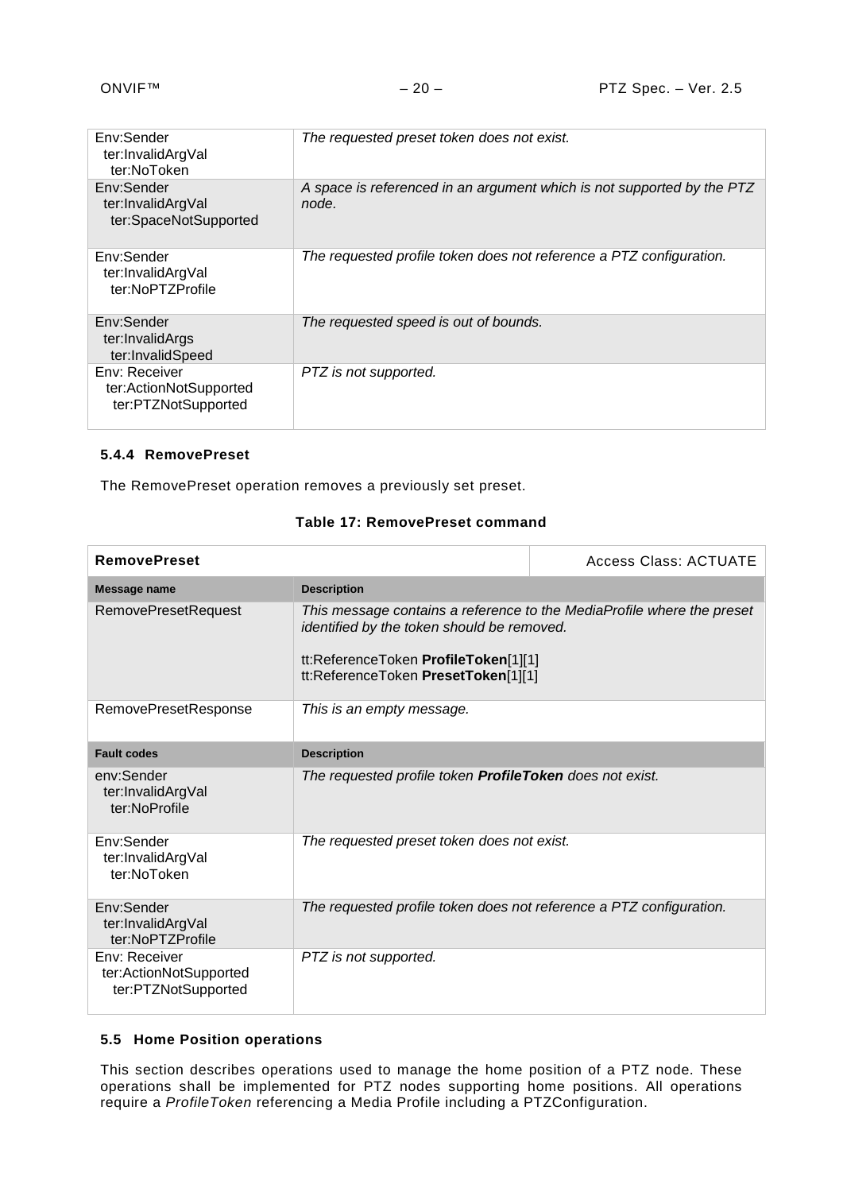| | |
|---|---|
| Env:Sender<br>ter:InvalidArgVal<br>ter:NoToken | *The requested preset token does not exist.* |
| Env:Sender<br>ter:InvalidArgVal<br>ter:SpaceNotSupported | *A space is referenced in an argument which is not supported by the PTZ node.* |
| Env:Sender<br>ter:InvalidArgVal<br>ter:NoPTZProfile | *The requested profile token does not reference a PTZ configuration.* |
| Env:Sender<br>ter:InvalidArgs<br>ter:InvalidSpeed | *The requested speed is out of bounds.* |
| Env: Receiver<br>ter:ActionNotSupported<br>ter:PTZNotSupported | *PTZ is not supported.* |

#### 5.4.4 RemovePreset

The RemovePreset operation removes a previously set preset.

**Table 17: RemovePreset command**

| **RemovePreset** | Access Class: ACTUATE |
|---|---|
| **Message name** | **Description** |
| RemovePresetRequest | *This message contains a reference to the MediaProfile where the preset identified by the token should be removed.*<br><br>tt:ReferenceToken **ProfileToken**[1][1]<br>tt:ReferenceToken **PresetToken**[1][1] |
| RemovePresetResponse | *This is an empty message.* |
| **Fault codes** | **Description** |
| env:Sender<br>ter:InvalidArgVal<br>ter:NoProfile | *The requested profile token **ProfileToken** does not exist.* |
| Env:Sender<br>ter:InvalidArgVal<br>ter:NoToken | *The requested preset token does not exist.* |
| Env:Sender<br>ter:InvalidArgVal<br>ter:NoPTZProfile | *The requested profile token does not reference a PTZ configuration.* |
| Env: Receiver<br>ter:ActionNotSupported<br>ter:PTZNotSupported | *PTZ is not supported.* |

### 5.5 Home Position operations

This section describes operations used to manage the home position of a PTZ node. These operations shall be implemented for PTZ nodes supporting home positions. All operations require a *ProfileToken* referencing a Media Profile including a PTZConfiguration.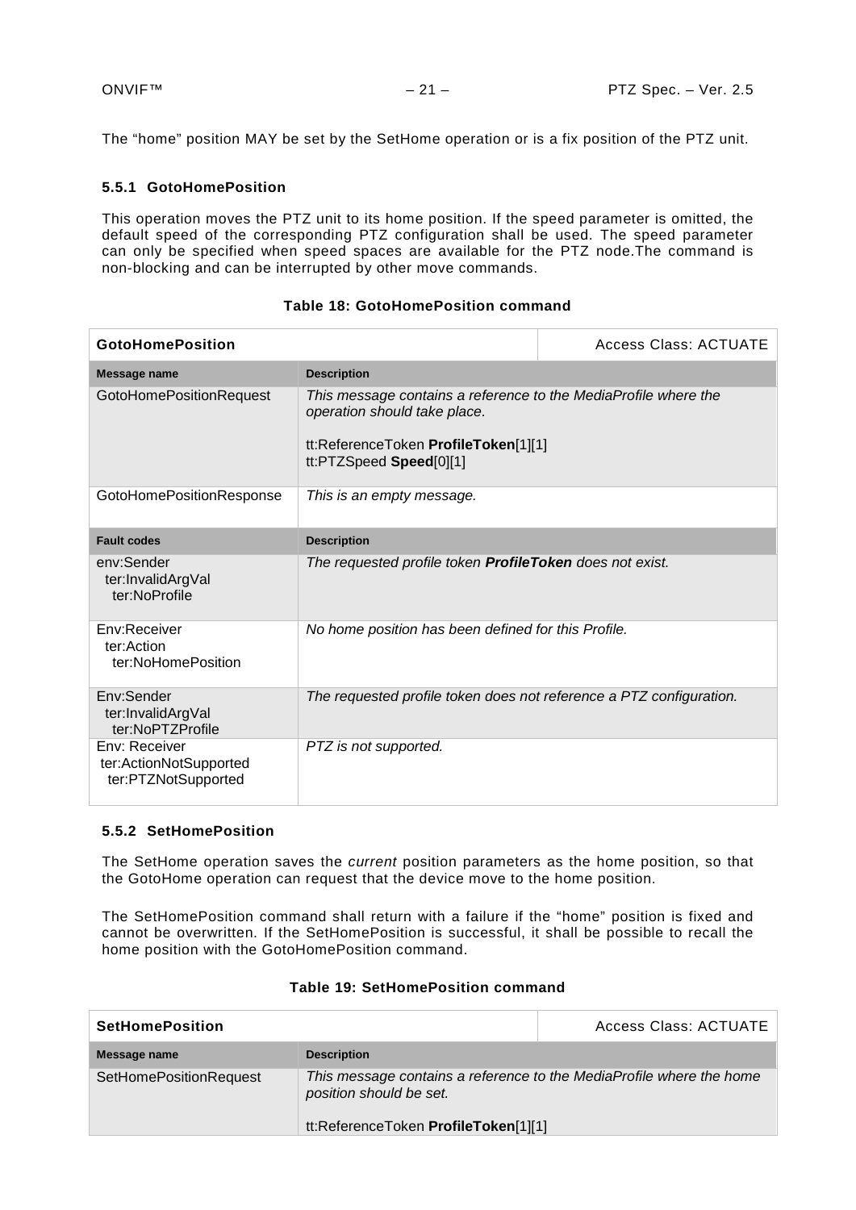The “home” position MAY be set by the SetHome operation or is a fix position of the PTZ unit.

### 5.5.1 GotoHomePosition

This operation moves the PTZ unit to its home position. If the speed parameter is omitted, the default speed of the corresponding PTZ configuration shall be used. The speed parameter can only be specified when speed spaces are available for the PTZ node.The command is non-blocking and can be interrupted by other move commands.

**Table 18: GotoHomePosition command**

| **GotoHomePosition** | Access Class: ACTUATE |
|---|---|
| **Message name** | **Description** |
| GotoHomePositionRequest | *This message contains a reference to the MediaProfile where the operation should take place.*<br><br>tt:ReferenceToken **ProfileToken**[1][1]<br>tt:PTZSpeed **Speed**[0][1] |
| GotoHomePositionResponse | *This is an empty message.* |
| **Fault codes** | **Description** |
| env:Sender<br>ter:InvalidArgVal<br>ter:NoProfile | *The requested profile token **ProfileToken** does not exist.* |
| Env:Receiver<br>ter:Action<br>ter:NoHomePosition | *No home position has been defined for this Profile.* |
| Env:Sender<br>ter:InvalidArgVal<br>ter:NoPTZProfile | *The requested profile token does not reference a PTZ configuration.* |
| Env: Receiver<br>ter:ActionNotSupported<br>ter:PTZNotSupported | *PTZ is not supported.* |

### 5.5.2 SetHomePosition

The SetHome operation saves the *current* position parameters as the home position, so that the GotoHome operation can request that the device move to the home position.

The SetHomePosition command shall return with a failure if the “home” position is fixed and cannot be overwritten. If the SetHomePosition is successful, it shall be possible to recall the home position with the GotoHomePosition command.

**Table 19: SetHomePosition command**

| **SetHomePosition** | Access Class: ACTUATE |
|---|---|
| **Message name** | **Description** |
| SetHomePositionRequest | *This message contains a reference to the MediaProfile where the home position should be set.*<br><br>tt:ReferenceToken **ProfileToken**[1][1] |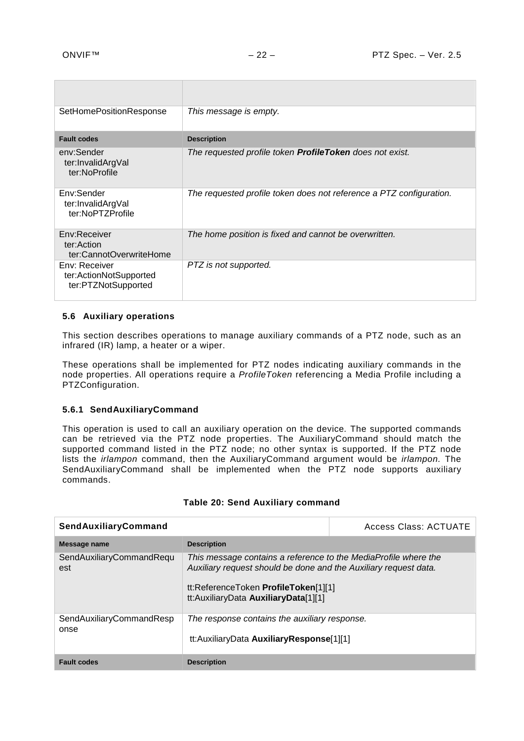| | |
|---|---|
| SetHomePositionResponse | *This message is empty.* |
| **Fault codes** | **Description** |
| env:Sender<br>ter:InvalidArgVal<br>ter:NoProfile | *The requested profile token **ProfileToken** does not exist.* |
| Env:Sender<br>ter:InvalidArgVal<br>ter:NoPTZProfile | *The requested profile token does not reference a PTZ configuration.* |
| Env:Receiver<br>ter:Action<br>ter:CannotOverwriteHome | *The home position is fixed and cannot be overwritten.* |
| Env: Receiver<br>ter:ActionNotSupported<br>ter:PTZNotSupported | *PTZ is not supported.* |

### 5.6 Auxiliary operations

This section describes operations to manage auxiliary commands of a PTZ node, such as an infrared (IR) lamp, a heater or a wiper.

These operations shall be implemented for PTZ nodes indicating auxiliary commands in the node properties. All operations require a *ProfileToken* referencing a Media Profile including a PTZConfiguration.

#### 5.6.1 SendAuxiliaryCommand

This operation is used to call an auxiliary operation on the device. The supported commands can be retrieved via the PTZ node properties. The AuxiliaryCommand should match the supported command listed in the PTZ node; no other syntax is supported. If the PTZ node lists the *irlampon* command, then the AuxiliaryCommand argument would be *irlampon.* The SendAuxiliaryCommand shall be implemented when the PTZ node supports auxiliary commands.

**Table 20: Send Auxiliary command**

| **SendAuxiliaryCommand** | | Access Class: ACTUATE |
|---|---|---|
| **Message name** | **Description** | |
| SendAuxiliaryCommandRequest | *This message contains a reference to the MediaProfile where the Auxiliary request should be done and the Auxiliary request data.*<br><br>tt:ReferenceToken **ProfileToken**[1][1]<br>tt:AuxiliaryData **AuxiliaryData**[1][1] | |
| SendAuxiliaryCommandResponse | *The response contains the auxiliary response.*<br><br>tt:AuxiliaryData **AuxiliaryResponse**[1][1] | |
| **Fault codes** | **Description** | |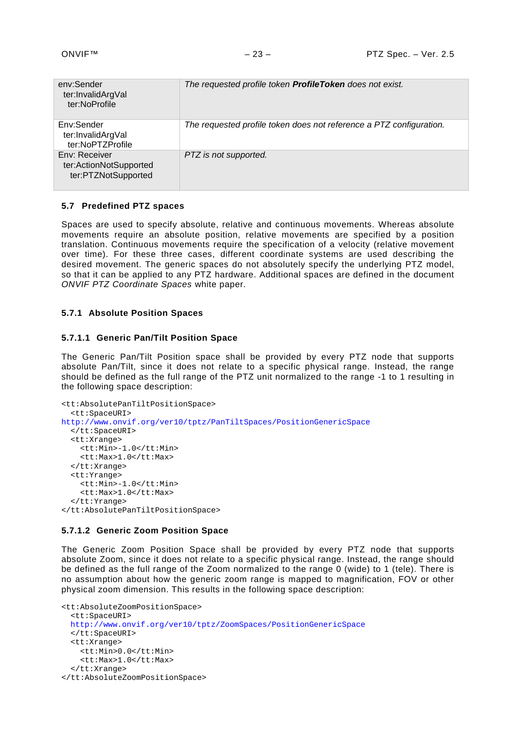| | |
|---|---|
| env:Sender<br>ter:InvalidArgVal<br>ter:NoProfile | *The requested profile token **ProfileToken** does not exist.* |
| Env:Sender<br>ter:InvalidArgVal<br>ter:NoPTZProfile | *The requested profile token does not reference a PTZ configuration.* |
| Env: Receiver<br>ter:ActionNotSupported<br>ter:PTZNotSupported | *PTZ is not supported.* |

### 5.7 Predefined PTZ spaces

Spaces are used to specify absolute, relative and continuous movements. Whereas absolute movements require an absolute position, relative movements are specified by a position translation. Continuous movements require the specification of a velocity (relative movement over time). For these three cases, different coordinate systems are used describing the desired movement. The generic spaces do not absolutely specify the underlying PTZ model, so that it can be applied to any PTZ hardware. Additional spaces are defined in the document *ONVIF PTZ Coordinate Spaces* white paper.

#### 5.7.1 Absolute Position Spaces

##### 5.7.1.1 Generic Pan/Tilt Position Space

The Generic Pan/Tilt Position space shall be provided by every PTZ node that supports absolute Pan/Tilt, since it does not relate to a specific physical range. Instead, the range should be defined as the full range of the PTZ unit normalized to the range -1 to 1 resulting in the following space description:

```
<tt:AbsolutePanTiltPositionSpace>
  <tt:SpaceURI>
http://www.onvif.org/ver10/tptz/PanTiltSpaces/PositionGenericSpace
  </tt:SpaceURI>
  <tt:Xrange>
    <tt:Min>-1.0</tt:Min>
    <tt:Max>1.0</tt:Max>
  </tt:Xrange>
  <tt:Yrange>
    <tt:Min>-1.0</tt:Min>
    <tt:Max>1.0</tt:Max>
  </tt:Yrange>
</tt:AbsolutePanTiltPositionSpace>
```

##### 5.7.1.2 Generic Zoom Position Space

The Generic Zoom Position Space shall be provided by every PTZ node that supports absolute Zoom, since it does not relate to a specific physical range. Instead, the range should be defined as the full range of the Zoom normalized to the range 0 (wide) to 1 (tele). There is no assumption about how the generic zoom range is mapped to magnification, FOV or other physical zoom dimension. This results in the following space description:

```
<tt:AbsoluteZoomPositionSpace>
  <tt:SpaceURI>
  http://www.onvif.org/ver10/tptz/ZoomSpaces/PositionGenericSpace
  </tt:SpaceURI>
  <tt:Xrange>
    <tt:Min>0.0</tt:Min>
    <tt:Max>1.0</tt:Max>
  </tt:Xrange>
</tt:AbsoluteZoomPositionSpace>
```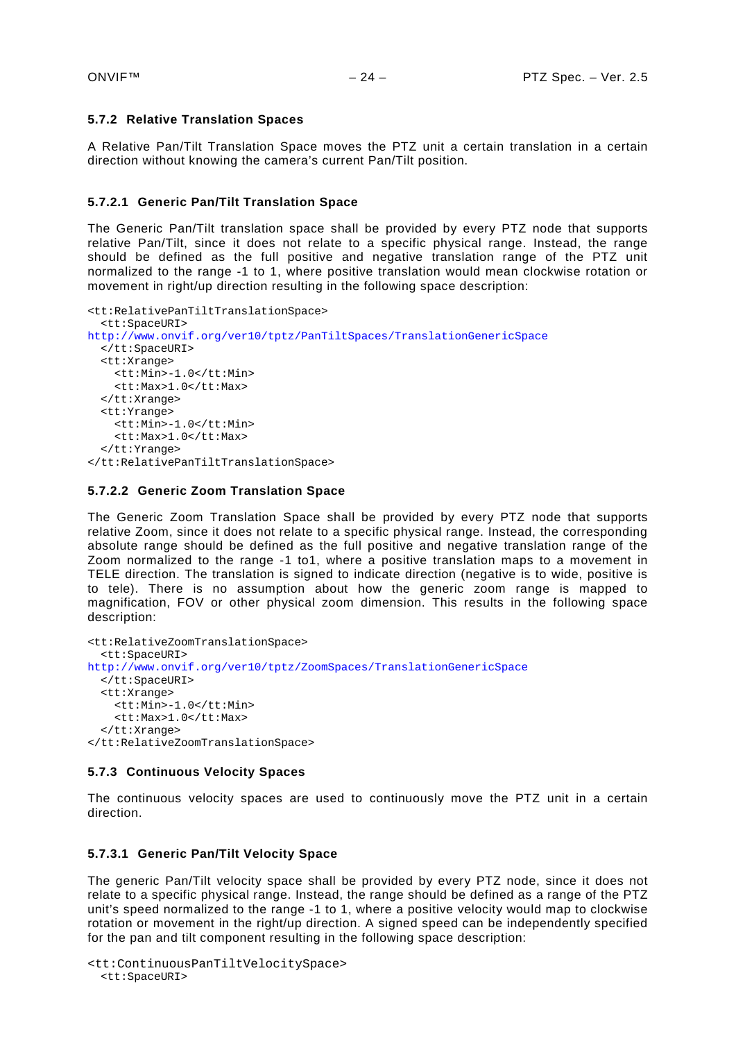### 5.7.2 Relative Translation Spaces

A Relative Pan/Tilt Translation Space moves the PTZ unit a certain translation in a certain direction without knowing the camera's current Pan/Tilt position.

#### 5.7.2.1 Generic Pan/Tilt Translation Space

The Generic Pan/Tilt translation space shall be provided by every PTZ node that supports relative Pan/Tilt, since it does not relate to a specific physical range. Instead, the range should be defined as the full positive and negative translation range of the PTZ unit normalized to the range -1 to 1, where positive translation would mean clockwise rotation or movement in right/up direction resulting in the following space description:

```
<tt:RelativePanTiltTranslationSpace>
  <tt:SpaceURI>
http://www.onvif.org/ver10/tptz/PanTiltSpaces/TranslationGenericSpace
  </tt:SpaceURI>
  <tt:Xrange>
    <tt:Min>-1.0</tt:Min>
    <tt:Max>1.0</tt:Max>
  </tt:Xrange>
  <tt:Yrange>
    <tt:Min>-1.0</tt:Min>
    <tt:Max>1.0</tt:Max>
  </tt:Yrange>
</tt:RelativePanTiltTranslationSpace>
```

#### 5.7.2.2 Generic Zoom Translation Space

The Generic Zoom Translation Space shall be provided by every PTZ node that supports relative Zoom, since it does not relate to a specific physical range. Instead, the corresponding absolute range should be defined as the full positive and negative translation range of the Zoom normalized to the range -1 to1, where a positive translation maps to a movement in TELE direction. The translation is signed to indicate direction (negative is to wide, positive is to tele). There is no assumption about how the generic zoom range is mapped to magnification, FOV or other physical zoom dimension. This results in the following space description:

```
<tt:RelativeZoomTranslationSpace>
  <tt:SpaceURI>
http://www.onvif.org/ver10/tptz/ZoomSpaces/TranslationGenericSpace
  </tt:SpaceURI>
  <tt:Xrange>
    <tt:Min>-1.0</tt:Min>
    <tt:Max>1.0</tt:Max>
  </tt:Xrange>
</tt:RelativeZoomTranslationSpace>
```

### 5.7.3 Continuous Velocity Spaces

The continuous velocity spaces are used to continuously move the PTZ unit in a certain direction.

#### 5.7.3.1 Generic Pan/Tilt Velocity Space

The generic Pan/Tilt velocity space shall be provided by every PTZ node, since it does not relate to a specific physical range. Instead, the range should be defined as a range of the PTZ unit's speed normalized to the range -1 to 1, where a positive velocity would map to clockwise rotation or movement in the right/up direction. A signed speed can be independently specified for the pan and tilt component resulting in the following space description:

```
<tt:ContinuousPanTiltVelocitySpace>
  <tt:SpaceURI>
```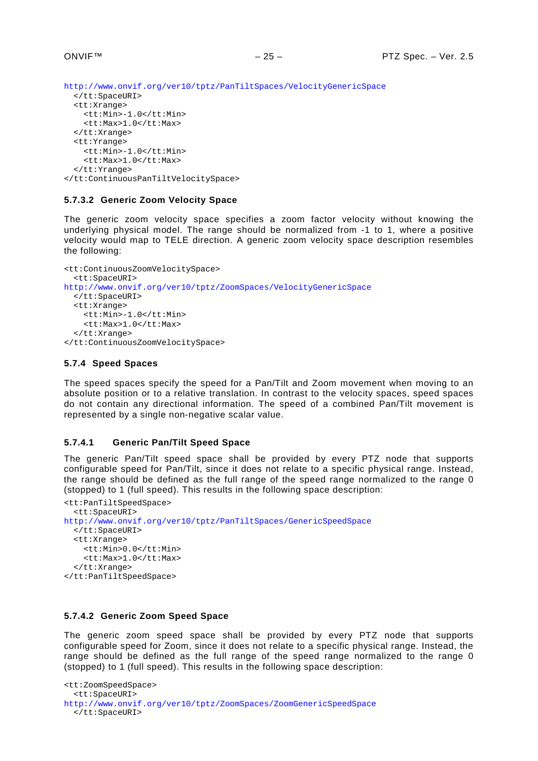```
http://www.onvif.org/ver10/tptz/PanTiltSpaces/VelocityGenericSpace
  </tt:SpaceURI>
  <tt:Xrange>
    <tt:Min>-1.0</tt:Min>
    <tt:Max>1.0</tt:Max>
  </tt:Xrange>
  <tt:Yrange>
    <tt:Min>-1.0</tt:Min>
    <tt:Max>1.0</tt:Max>
  </tt:Yrange>
</tt:ContinuousPanTiltVelocitySpace>
```

#### 5.7.3.2 Generic Zoom Velocity Space

The generic zoom velocity space specifies a zoom factor velocity without knowing the underlying physical model. The range should be normalized from -1 to 1, where a positive velocity would map to TELE direction. A generic zoom velocity space description resembles the following:

```
<tt:ContinuousZoomVelocitySpace>
  <tt:SpaceURI>
http://www.onvif.org/ver10/tptz/ZoomSpaces/VelocityGenericSpace
  </tt:SpaceURI>
  <tt:Xrange>
    <tt:Min>-1.0</tt:Min>
    <tt:Max>1.0</tt:Max>
  </tt:Xrange>
</tt:ContinuousZoomVelocitySpace>
```

### 5.7.4 Speed Spaces

The speed spaces specify the speed for a Pan/Tilt and Zoom movement when moving to an absolute position or to a relative translation. In contrast to the velocity spaces, speed spaces do not contain any directional information. The speed of a combined Pan/Tilt movement is represented by a single non-negative scalar value.

#### 5.7.4.1 Generic Pan/Tilt Speed Space

The generic Pan/Tilt speed space shall be provided by every PTZ node that supports configurable speed for Pan/Tilt, since it does not relate to a specific physical range. Instead, the range should be defined as the full range of the speed range normalized to the range 0 (stopped) to 1 (full speed). This results in the following space description:

```
<tt:PanTiltSpeedSpace>
  <tt:SpaceURI>
http://www.onvif.org/ver10/tptz/PanTiltSpaces/GenericSpeedSpace
  </tt:SpaceURI>
  <tt:Xrange>
    <tt:Min>0.0</tt:Min>
    <tt:Max>1.0</tt:Max>
  </tt:Xrange>
</tt:PanTiltSpeedSpace>
```

#### 5.7.4.2 Generic Zoom Speed Space

The generic zoom speed space shall be provided by every PTZ node that supports configurable speed for Zoom, since it does not relate to a specific physical range. Instead, the range should be defined as the full range of the speed range normalized to the range 0 (stopped) to 1 (full speed). This results in the following space description:

```
<tt:ZoomSpeedSpace>
  <tt:SpaceURI>
http://www.onvif.org/ver10/tptz/ZoomSpaces/ZoomGenericSpeedSpace
  </tt:SpaceURI>
```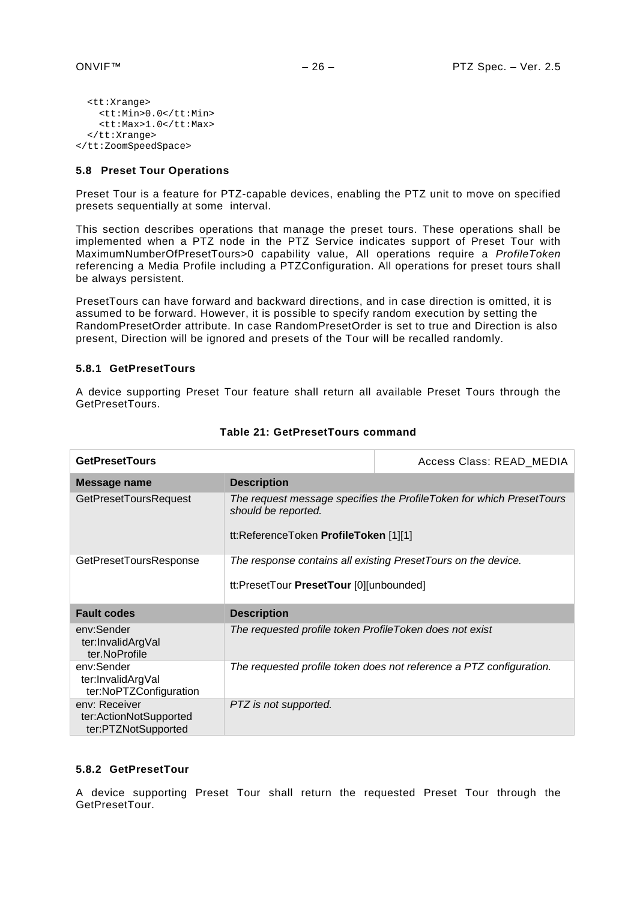```
  <tt:Xrange>
    <tt:Min>0.0</tt:Min>
    <tt:Max>1.0</tt:Max>
  </tt:Xrange>
</tt:ZoomSpeedSpace>
```

### 5.8 Preset Tour Operations

Preset Tour is a feature for PTZ-capable devices, enabling the PTZ unit to move on specified presets sequentially at some interval.

This section describes operations that manage the preset tours. These operations shall be implemented when a PTZ node in the PTZ Service indicates support of Preset Tour with MaximumNumberOfPresetTours>0 capability value, All operations require a *ProfileToken* referencing a Media Profile including a PTZConfiguration. All operations for preset tours shall be always persistent.

PresetTours can have forward and backward directions, and in case direction is omitted, it is assumed to be forward. However, it is possible to specify random execution by setting the RandomPresetOrder attribute. In case RandomPresetOrder is set to true and Direction is also present, Direction will be ignored and presets of the Tour will be recalled randomly.

#### 5.8.1 GetPresetTours

A device supporting Preset Tour feature shall return all available Preset Tours through the GetPresetTours.

**Table 21: GetPresetTours command**

| **GetPresetTours** | Access Class: READ_MEDIA |
|---|---|
| **Message name** | **Description** |
| GetPresetToursRequest | *The request message specifies the ProfileToken for which PresetTours should be reported.*<br><br>tt:ReferenceToken **ProfileToken** [1][1] |
| GetPresetToursResponse | *The response contains all existing PresetTours on the device.*<br><br>tt:PresetTour **PresetTour** [0][unbounded] |
| **Fault codes** | **Description** |
| env:Sender<br>ter:InvalidArgVal<br>ter.NoProfile | *The requested profile token ProfileToken does not exist* |
| env:Sender<br>ter:InvalidArgVal<br>ter:NoPTZConfiguration | *The requested profile token does not reference a PTZ configuration.* |
| env: Receiver<br>ter:ActionNotSupported<br>ter:PTZNotSupported | *PTZ is not supported.* |

#### 5.8.2 GetPresetTour

A device supporting Preset Tour shall return the requested Preset Tour through the GetPresetTour.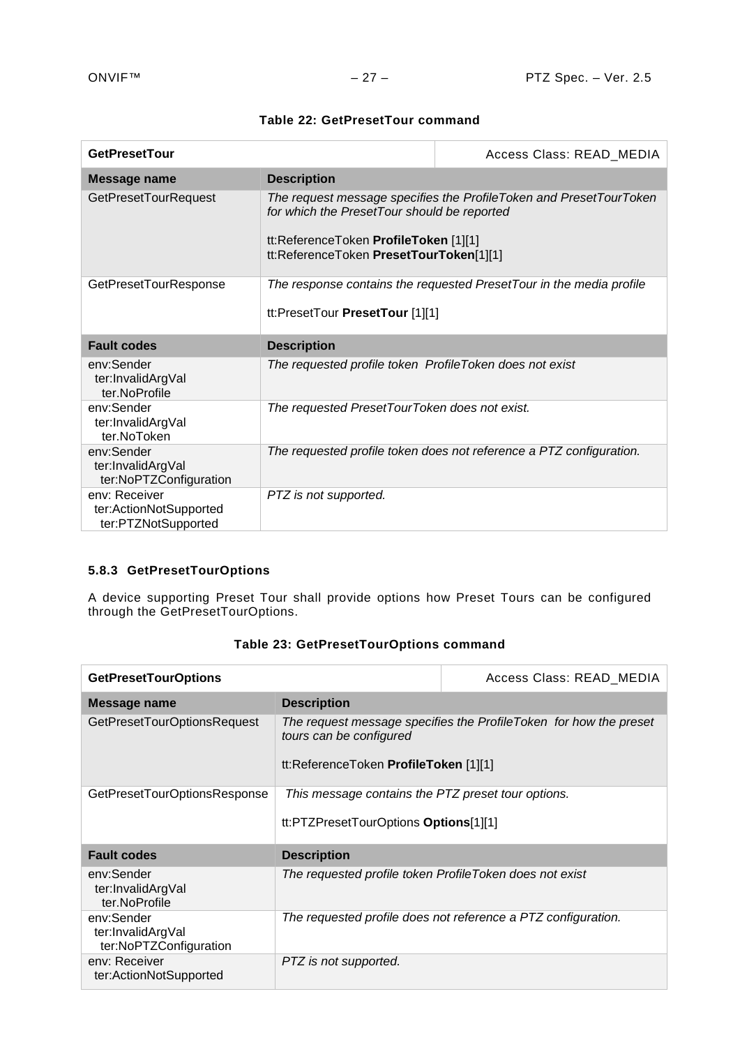**Table 22: GetPresetTour command**

| **GetPresetTour** | | Access Class: READ_MEDIA |
|---|---|---|
| **Message name** | **Description** | |
| GetPresetTourRequest | *The request message specifies the ProfileToken and PresetTourToken for which the PresetTour should be reported*<br><br>tt:ReferenceToken **ProfileToken** [1][1]<br>tt:ReferenceToken **PresetTourToken**[1][1] | |
| GetPresetTourResponse | *The response contains the requested PresetTour in the media profile*<br><br>tt:PresetTour **PresetTour** [1][1] | |
| **Fault codes** | **Description** | |
| env:Sender<br>ter:InvalidArgVal<br>ter.NoProfile | *The requested profile token ProfileToken does not exist* | |
| env:Sender<br>ter:InvalidArgVal<br>ter.NoToken | *The requested PresetTourToken does not exist.* | |
| env:Sender<br>ter:InvalidArgVal<br>ter:NoPTZConfiguration | *The requested profile token does not reference a PTZ configuration.* | |
| env: Receiver<br>ter:ActionNotSupported<br>ter:PTZNotSupported | *PTZ is not supported.* | |

### 5.8.3 GetPresetTourOptions

A device supporting Preset Tour shall provide options how Preset Tours can be configured through the GetPresetTourOptions.

**Table 23: GetPresetTourOptions command**

| **GetPresetTourOptions** | | Access Class: READ_MEDIA |
|---|---|---|
| **Message name** | **Description** | |
| GetPresetTourOptionsRequest | *The request message specifies the ProfileToken for how the preset tours can be configured*<br><br>tt:ReferenceToken **ProfileToken** [1][1] | |
| GetPresetTourOptionsResponse | *This message contains the PTZ preset tour options.*<br><br>tt:PTZPresetTourOptions **Options**[1][1] | |
| **Fault codes** | **Description** | |
| env:Sender<br>ter:InvalidArgVal<br>ter.NoProfile | *The requested profile token ProfileToken does not exist* | |
| env:Sender<br>ter:InvalidArgVal<br>ter:NoPTZConfiguration | *The requested profile does not reference a PTZ configuration.* | |
| env: Receiver<br>ter:ActionNotSupported | *PTZ is not supported.* | |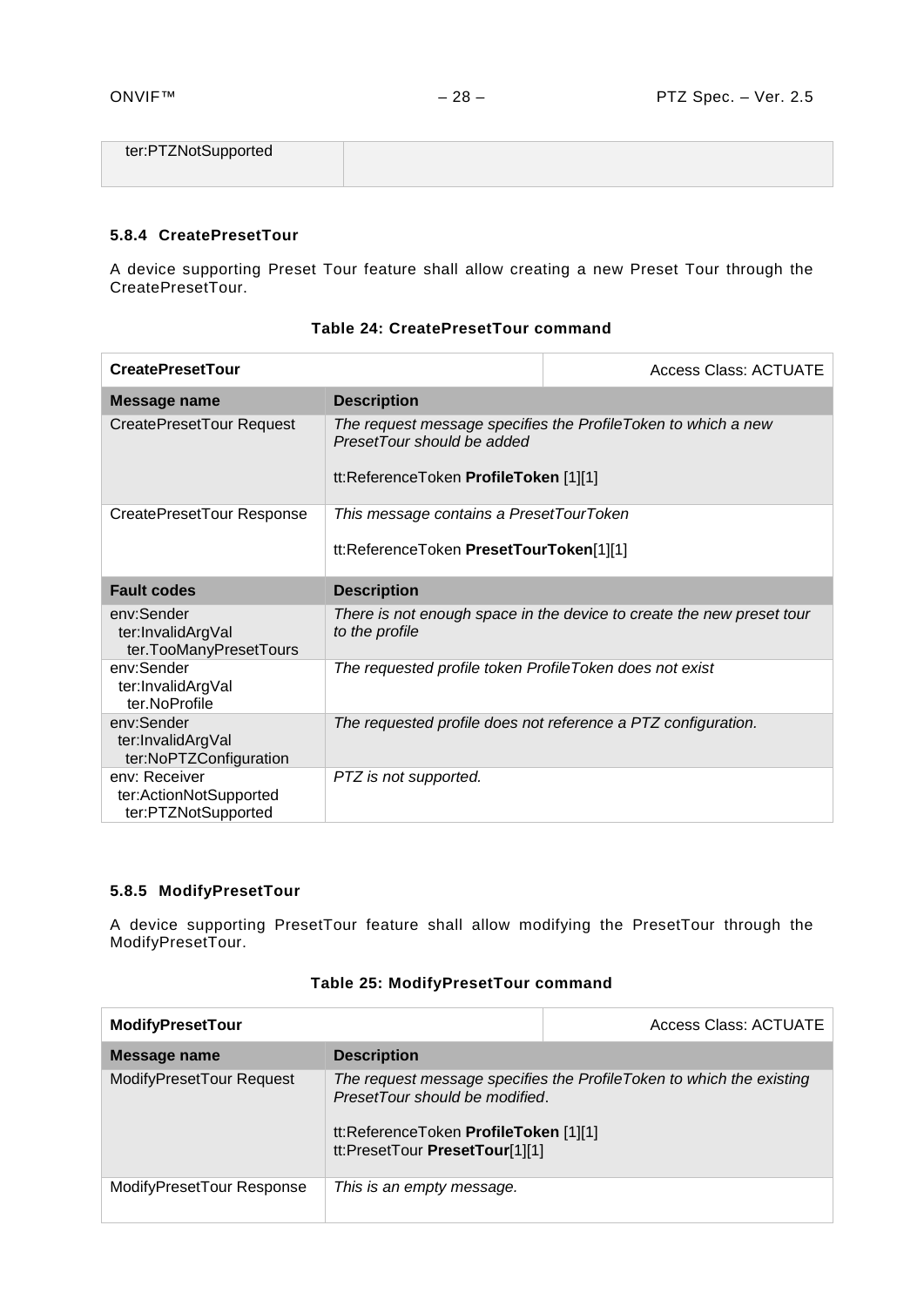| ter:PTZNotSupported | |
|---|---|

### 5.8.4 CreatePresetTour

A device supporting Preset Tour feature shall allow creating a new Preset Tour through the CreatePresetTour.

**Table 24: CreatePresetTour command**

| **CreatePresetTour** | Access Class: ACTUATE |
|---|---|
| **Message name** | **Description** |
| CreatePresetTour Request | *The request message specifies the ProfileToken to which a new PresetTour should be added*<br><br>tt:ReferenceToken **ProfileToken** [1][1] |
| CreatePresetTour Response | *This message contains a PresetTourToken*<br><br>tt:ReferenceToken **PresetTourToken**[1][1] |
| **Fault codes** | **Description** |
| env:Sender<br>ter:InvalidArgVal<br>ter.TooManyPresetTours | *There is not enough space in the device to create the new preset tour to the profile* |
| env:Sender<br>ter:InvalidArgVal<br>ter.NoProfile | *The requested profile token ProfileToken does not exist* |
| env:Sender<br>ter:InvalidArgVal<br>ter:NoPTZConfiguration | *The requested profile does not reference a PTZ configuration.* |
| env: Receiver<br>ter:ActionNotSupported<br>ter:PTZNotSupported | *PTZ is not supported.* |

### 5.8.5 ModifyPresetTour

A device supporting PresetTour feature shall allow modifying the PresetTour through the ModifyPresetTour.

**Table 25: ModifyPresetTour command**

| **ModifyPresetTour** | Access Class: ACTUATE |
|---|---|
| **Message name** | **Description** |
| ModifyPresetTour Request | *The request message specifies the ProfileToken to which the existing PresetTour should be modified*.<br><br>tt:ReferenceToken **ProfileToken** [1][1]<br>tt:PresetTour **PresetTour**[1][1] |
| ModifyPresetTour Response | *This is an empty message.* |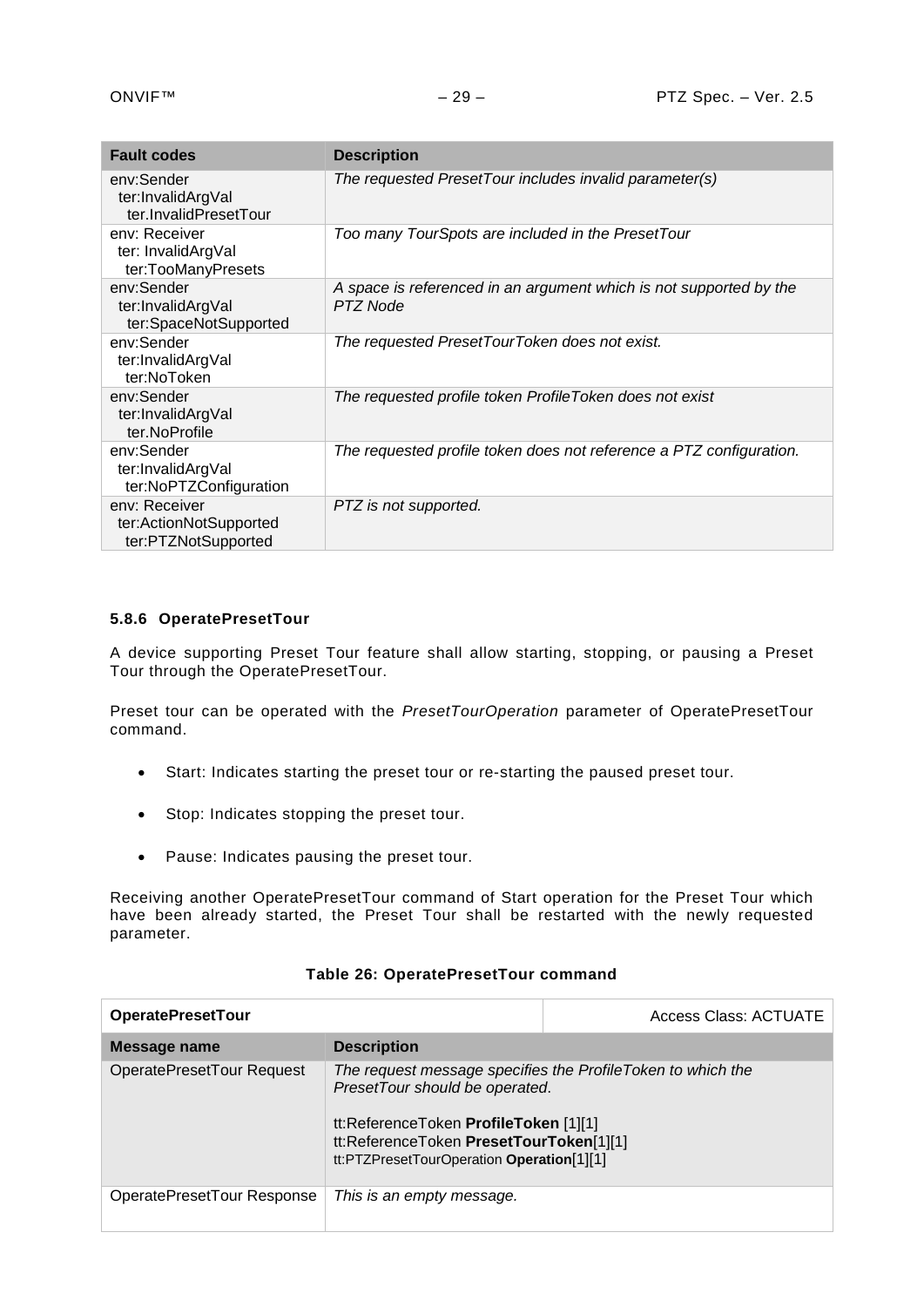| Fault codes | Description |
|---|---|
| env:Sender<br>ter:InvalidArgVal<br>ter.InvalidPresetTour | *The requested PresetTour includes invalid parameter(s)* |
| env: Receiver<br>ter: InvalidArgVal<br>ter:TooManyPresets | *Too many TourSpots are included in the PresetTour* |
| env:Sender<br>ter:InvalidArgVal<br>ter:SpaceNotSupported | *A space is referenced in an argument which is not supported by the PTZ Node* |
| env:Sender<br>ter:InvalidArgVal<br>ter:NoToken | *The requested PresetTourToken does not exist.* |
| env:Sender<br>ter:InvalidArgVal<br>ter.NoProfile | *The requested profile token ProfileToken does not exist* |
| env:Sender<br>ter:InvalidArgVal<br>ter:NoPTZConfiguration | *The requested profile token does not reference a PTZ configuration.* |
| env: Receiver<br>ter:ActionNotSupported<br>ter:PTZNotSupported | *PTZ is not supported.* |

#### 5.8.6 OperatePresetTour

A device supporting Preset Tour feature shall allow starting, stopping, or pausing a Preset Tour through the OperatePresetTour.

Preset tour can be operated with the *PresetTourOperation* parameter of OperatePresetTour command.

- Start: Indicates starting the preset tour or re-starting the paused preset tour.
- Stop: Indicates stopping the preset tour.
- Pause: Indicates pausing the preset tour.

Receiving another OperatePresetTour command of Start operation for the Preset Tour which have been already started, the Preset Tour shall be restarted with the newly requested parameter.

**Table 26: OperatePresetTour command**

| **OperatePresetTour** | | Access Class: ACTUATE |
|---|---|---|
| **Message name** | **Description** | |
| OperatePresetTour Request | *The request message specifies the ProfileToken to which the PresetTour should be operated.*<br><br>tt:ReferenceToken **ProfileToken** [1][1]<br>tt:ReferenceToken **PresetTourToken**[1][1]<br>tt:PTZPresetTourOperation **Operation**[1][1] | |
| OperatePresetTour Response | *This is an empty message.* | |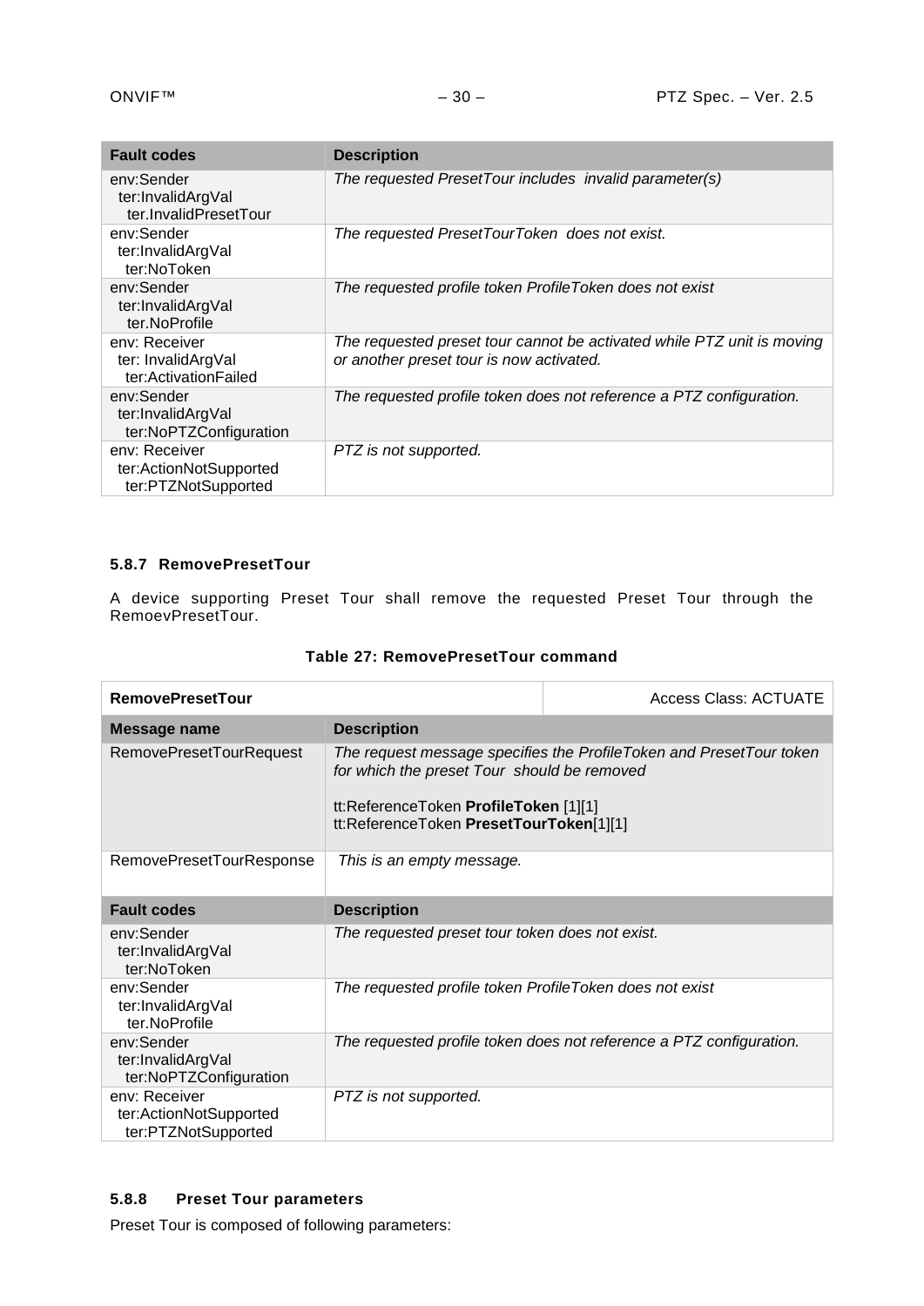| Fault codes | Description |
|---|---|
| env:Sender<br>ter:InvalidArgVal<br>ter.InvalidPresetTour | *The requested PresetTour includes invalid parameter(s)* |
| env:Sender<br>ter:InvalidArgVal<br>ter:NoToken | *The requested PresetTourToken does not exist.* |
| env:Sender<br>ter:InvalidArgVal<br>ter.NoProfile | *The requested profile token ProfileToken does not exist* |
| env: Receiver<br>ter: InvalidArgVal<br>ter:ActivationFailed | *The requested preset tour cannot be activated while PTZ unit is moving or another preset tour is now activated.* |
| env:Sender<br>ter:InvalidArgVal<br>ter:NoPTZConfiguration | *The requested profile token does not reference a PTZ configuration.* |
| env: Receiver<br>ter:ActionNotSupported<br>ter:PTZNotSupported | *PTZ is not supported.* |

### 5.8.7 RemovePresetTour

A device supporting Preset Tour shall remove the requested Preset Tour through the RemoevPresetTour.

**Table 27: RemovePresetTour command**

| **RemovePresetTour** | | Access Class: ACTUATE |
|---|---|---|
| **Message name** | **Description** | |
| RemovePresetTourRequest | *The request message specifies the ProfileToken and PresetTour token for which the preset Tour should be removed*<br><br>tt:ReferenceToken **ProfileToken** [1][1]<br>tt:ReferenceToken **PresetTourToken**[1][1] | |
| RemovePresetTourResponse | *This is an empty message.* | |
| **Fault codes** | **Description** | |
| env:Sender<br>ter:InvalidArgVal<br>ter:NoToken | *The requested preset tour token does not exist.* | |
| env:Sender<br>ter:InvalidArgVal<br>ter.NoProfile | *The requested profile token ProfileToken does not exist* | |
| env:Sender<br>ter:InvalidArgVal<br>ter:NoPTZConfiguration | *The requested profile token does not reference a PTZ configuration.* | |
| env: Receiver<br>ter:ActionNotSupported<br>ter:PTZNotSupported | *PTZ is not supported.* | |

### 5.8.8 Preset Tour parameters

Preset Tour is composed of following parameters: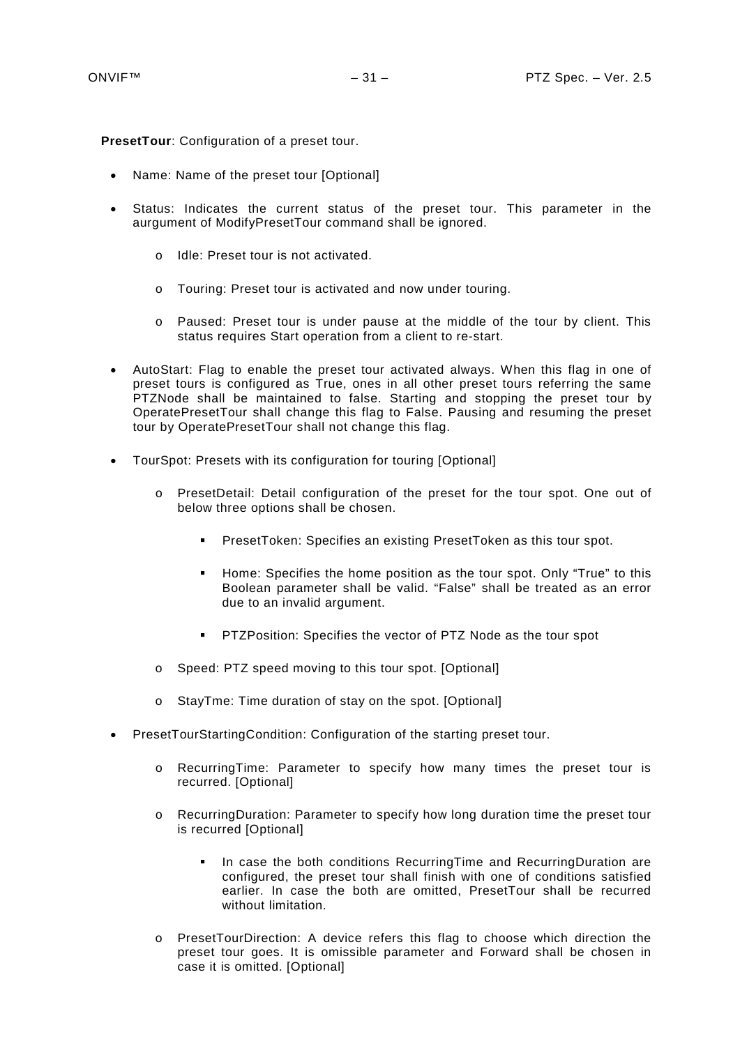**PresetTour**: Configuration of a preset tour.

- Name: Name of the preset tour [Optional]
- Status: Indicates the current status of the preset tour. This parameter in the aurgument of ModifyPresetTour command shall be ignored.
  - Idle: Preset tour is not activated.
  - Touring: Preset tour is activated and now under touring.
  - Paused: Preset tour is under pause at the middle of the tour by client. This status requires Start operation from a client to re-start.
- AutoStart: Flag to enable the preset tour activated always. When this flag in one of preset tours is configured as True, ones in all other preset tours referring the same PTZNode shall be maintained to false. Starting and stopping the preset tour by OperatePresetTour shall change this flag to False. Pausing and resuming the preset tour by OperatePresetTour shall not change this flag.
- TourSpot: Presets with its configuration for touring [Optional]
  - PresetDetail: Detail configuration of the preset for the tour spot. One out of below three options shall be chosen.
    - PresetToken: Specifies an existing PresetToken as this tour spot.
    - Home: Specifies the home position as the tour spot. Only "True" to this Boolean parameter shall be valid. "False" shall be treated as an error due to an invalid argument.
    - PTZPosition: Specifies the vector of PTZ Node as the tour spot
  - Speed: PTZ speed moving to this tour spot. [Optional]
  - StayTme: Time duration of stay on the spot. [Optional]
- PresetTourStartingCondition: Configuration of the starting preset tour.
  - RecurringTime: Parameter to specify how many times the preset tour is recurred. [Optional]
  - RecurringDuration: Parameter to specify how long duration time the preset tour is recurred [Optional]
    - In case the both conditions RecurringTime and RecurringDuration are configured, the preset tour shall finish with one of conditions satisfied earlier. In case the both are omitted, PresetTour shall be recurred without limitation.
  - PresetTourDirection: A device refers this flag to choose which direction the preset tour goes. It is omissible parameter and Forward shall be chosen in case it is omitted. [Optional]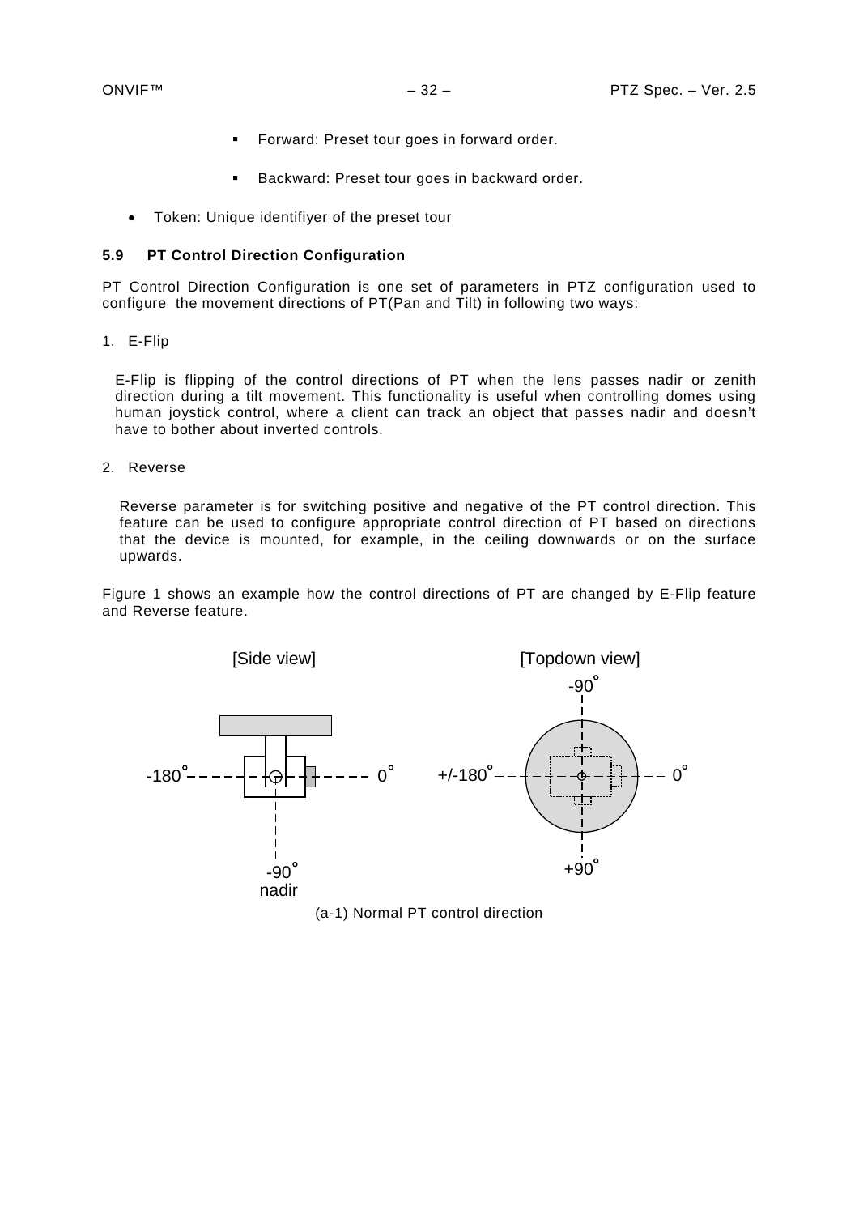- Forward: Preset tour goes in forward order.
- Backward: Preset tour goes in backward order.

- Token: Unique identifiyer of the preset tour

### 5.9 PT Control Direction Configuration

PT Control Direction Configuration is one set of parameters in PTZ configuration used to configure the movement directions of PT(Pan and Tilt) in following two ways:

1. E-Flip

   E-Flip is flipping of the control directions of PT when the lens passes nadir or zenith direction during a tilt movement. This functionality is useful when controlling domes using human joystick control, where a client can track an object that passes nadir and doesn't have to bother about inverted controls.

2. Reverse

   Reverse parameter is for switching positive and negative of the PT control direction. This feature can be used to configure appropriate control direction of PT based on directions that the device is mounted, for example, in the ceiling downwards or on the surface upwards.

Figure 1 shows an example how the control directions of PT are changed by E-Flip feature and Reverse feature.

[Side view] [Topdown view]

-180° 0° -90° nadir +/-180° 0° -90° +90°

(a-1) Normal PT control direction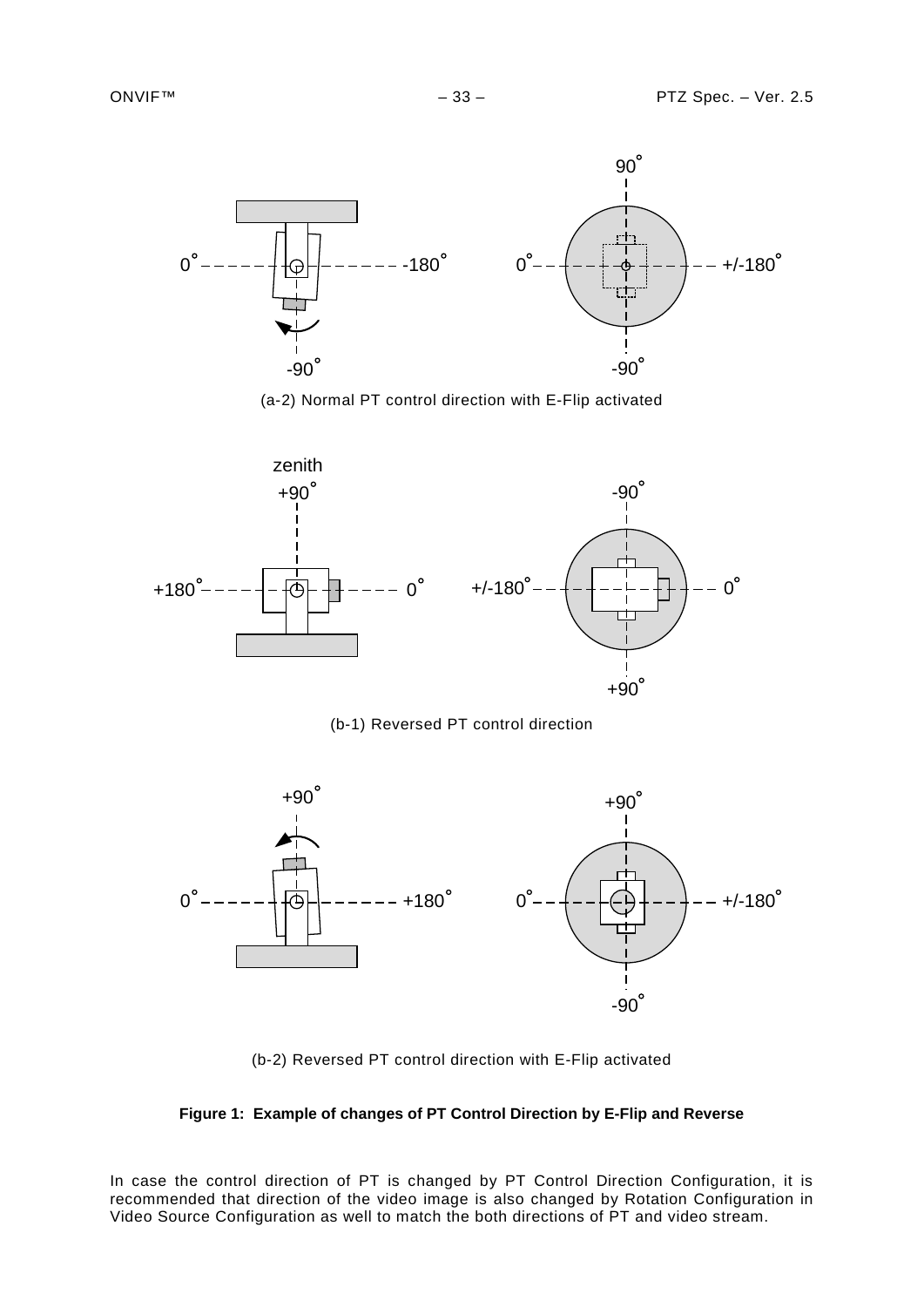(a-2) Normal PT control direction with E-Flip activated

(b-1) Reversed PT control direction

(b-2) Reversed PT control direction with E-Flip activated

**Figure 1: Example of changes of PT Control Direction by E-Flip and Reverse**

In case the control direction of PT is changed by PT Control Direction Configuration, it is recommended that direction of the video image is also changed by Rotation Configuration in Video Source Configuration as well to match the both directions of PT and video stream.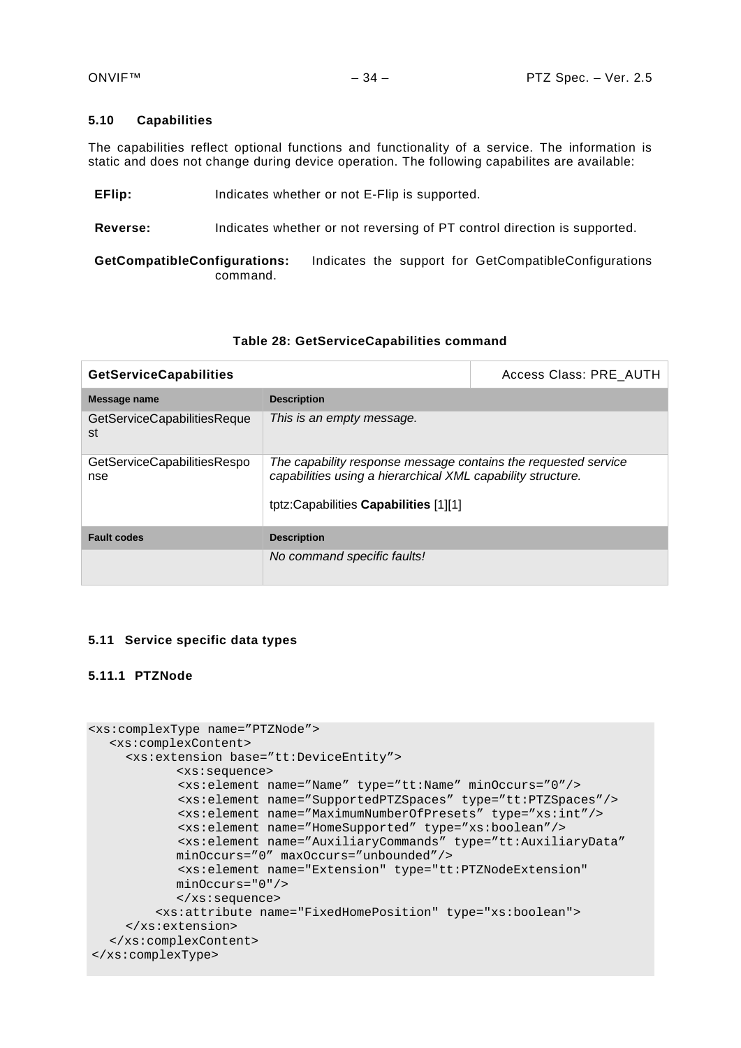### 5.10 Capabilities

The capabilities reflect optional functions and functionality of a service. The information is static and does not change during device operation. The following capabilites are available:

**EFlip:** Indicates whether or not E-Flip is supported.

**Reverse:** Indicates whether or not reversing of PT control direction is supported.

**GetCompatibleConfigurations:** Indicates the support for GetCompatibleConfigurations command.

**Table 28: GetServiceCapabilities command**

| **GetServiceCapabilities** | Access Class: PRE_AUTH |
|---|---|
| **Message name** | **Description** |
| GetServiceCapabilitiesRequest | *This is an empty message.* |
| GetServiceCapabilitiesResponse | *The capability response message contains the requested service capabilities using a hierarchical XML capability structure.*<br><br>tptz:Capabilities **Capabilities** [1][1] |
| **Fault codes** | **Description** |
| | *No command specific faults!* |

### 5.11 Service specific data types

#### 5.11.1 PTZNode

```
<xs:complexType name="PTZNode">
   <xs:complexContent>
     <xs:extension base="tt:DeviceEntity">
            <xs:sequence>
            <xs:element name="Name" type="tt:Name" minOccurs="0"/>
            <xs:element name="SupportedPTZSpaces" type="tt:PTZSpaces"/>
            <xs:element name="MaximumNumberOfPresets" type="xs:int"/>
            <xs:element name="HomeSupported" type="xs:boolean"/>
            <xs:element name="AuxiliaryCommands" type="tt:AuxiliaryData"
            minOccurs="0" maxOccurs="unbounded"/>
            <xs:element name="Extension" type="tt:PTZNodeExtension"
            minOccurs="0"/>
            </xs:sequence>
         <xs:attribute name="FixedHomePosition" type="xs:boolean">
     </xs:extension>
   </xs:complexContent>
</xs:complexType>
```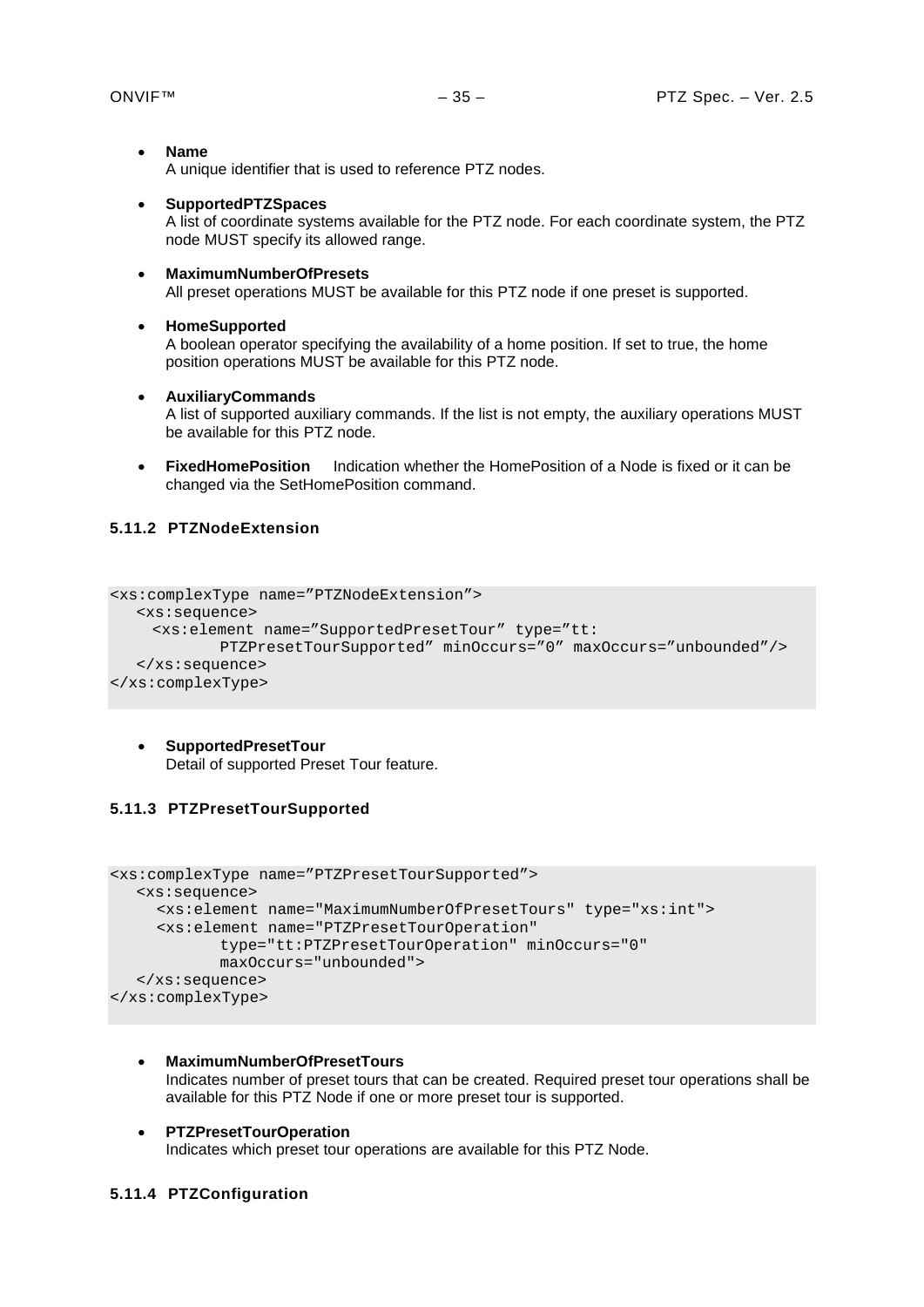- **Name**
  A unique identifier that is used to reference PTZ nodes.

- **SupportedPTZSpaces**
  A list of coordinate systems available for the PTZ node. For each coordinate system, the PTZ node MUST specify its allowed range.

- **MaximumNumberOfPresets**
  All preset operations MUST be available for this PTZ node if one preset is supported.

- **HomeSupported**
  A boolean operator specifying the availability of a home position. If set to true, the home position operations MUST be available for this PTZ node.

- **AuxiliaryCommands**
  A list of supported auxiliary commands. If the list is not empty, the auxiliary operations MUST be available for this PTZ node.

- **FixedHomePosition** Indication whether the HomePosition of a Node is fixed or it can be changed via the SetHomePosition command.

### 5.11.2 PTZNodeExtension

```
<xs:complexType name=”PTZNodeExtension”>
   <xs:sequence>
     <xs:element name=”SupportedPresetTour” type=”tt:
            PTZPresetTourSupported” minOccurs=”0” maxOccurs=”unbounded”/>
   </xs:sequence>
</xs:complexType>
```

- **SupportedPresetTour**
  Detail of supported Preset Tour feature.

### 5.11.3 PTZPresetTourSupported

```
<xs:complexType name=”PTZPresetTourSupported”>
   <xs:sequence>
     <xs:element name="MaximumNumberOfPresetTours" type="xs:int">
     <xs:element name="PTZPresetTourOperation"
            type="tt:PTZPresetTourOperation" minOccurs="0"
            maxOccurs="unbounded">
   </xs:sequence>
</xs:complexType>
```

- **MaximumNumberOfPresetTours**
  Indicates number of preset tours that can be created. Required preset tour operations shall be available for this PTZ Node if one or more preset tour is supported.

- **PTZPresetTourOperation**
  Indicates which preset tour operations are available for this PTZ Node.

### 5.11.4 PTZConfiguration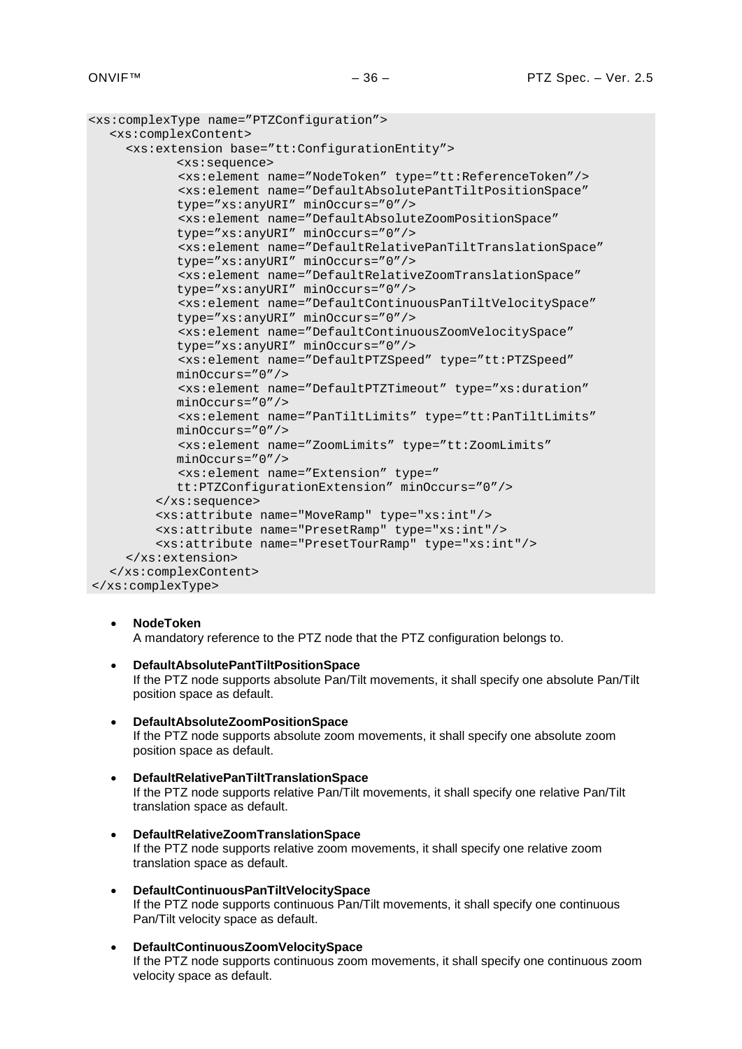```
<xs:complexType name="PTZConfiguration">
   <xs:complexContent>
     <xs:extension base="tt:ConfigurationEntity">
           <xs:sequence>
           <xs:element name="NodeToken" type="tt:ReferenceToken"/>
           <xs:element name="DefaultAbsolutePantTiltPositionSpace"
           type="xs:anyURI" minOccurs="0"/>
           <xs:element name="DefaultAbsoluteZoomPositionSpace"
           type="xs:anyURI" minOccurs="0"/>
           <xs:element name="DefaultRelativePanTiltTranslationSpace"
           type="xs:anyURI" minOccurs="0"/>
           <xs:element name="DefaultRelativeZoomTranslationSpace"
           type="xs:anyURI" minOccurs="0"/>
           <xs:element name="DefaultContinuousPanTiltVelocitySpace"
           type="xs:anyURI" minOccurs="0"/>
           <xs:element name="DefaultContinuousZoomVelocitySpace"
           type="xs:anyURI" minOccurs="0"/>
           <xs:element name="DefaultPTZSpeed" type="tt:PTZSpeed"
           minOccurs="0"/>
           <xs:element name="DefaultPTZTimeout" type="xs:duration"
           minOccurs="0"/>
           <xs:element name="PanTiltLimits" type="tt:PanTiltLimits"
           minOccurs="0"/>
           <xs:element name="ZoomLimits" type="tt:ZoomLimits"
           minOccurs="0"/>
           <xs:element name="Extension" type="
           tt:PTZConfigurationExtension" minOccurs="0"/>
        </xs:sequence>
        <xs:attribute name="MoveRamp" type="xs:int"/>
        <xs:attribute name="PresetRamp" type="xs:int"/>
        <xs:attribute name="PresetTourRamp" type="xs:int"/>
     </xs:extension>
   </xs:complexContent>
</xs:complexType>
```

- **NodeToken**
  A mandatory reference to the PTZ node that the PTZ configuration belongs to.

- **DefaultAbsolutePantTiltPositionSpace**
  If the PTZ node supports absolute Pan/Tilt movements, it shall specify one absolute Pan/Tilt position space as default.

- **DefaultAbsoluteZoomPositionSpace**
  If the PTZ node supports absolute zoom movements, it shall specify one absolute zoom position space as default.

- **DefaultRelativePanTiltTranslationSpace**
  If the PTZ node supports relative Pan/Tilt movements, it shall specify one relative Pan/Tilt translation space as default.

- **DefaultRelativeZoomTranslationSpace**
  If the PTZ node supports relative zoom movements, it shall specify one relative zoom translation space as default.

- **DefaultContinuousPanTiltVelocitySpace**
  If the PTZ node supports continuous Pan/Tilt movements, it shall specify one continuous Pan/Tilt velocity space as default.

- **DefaultContinuousZoomVelocitySpace**
  If the PTZ node supports continuous zoom movements, it shall specify one continuous zoom velocity space as default.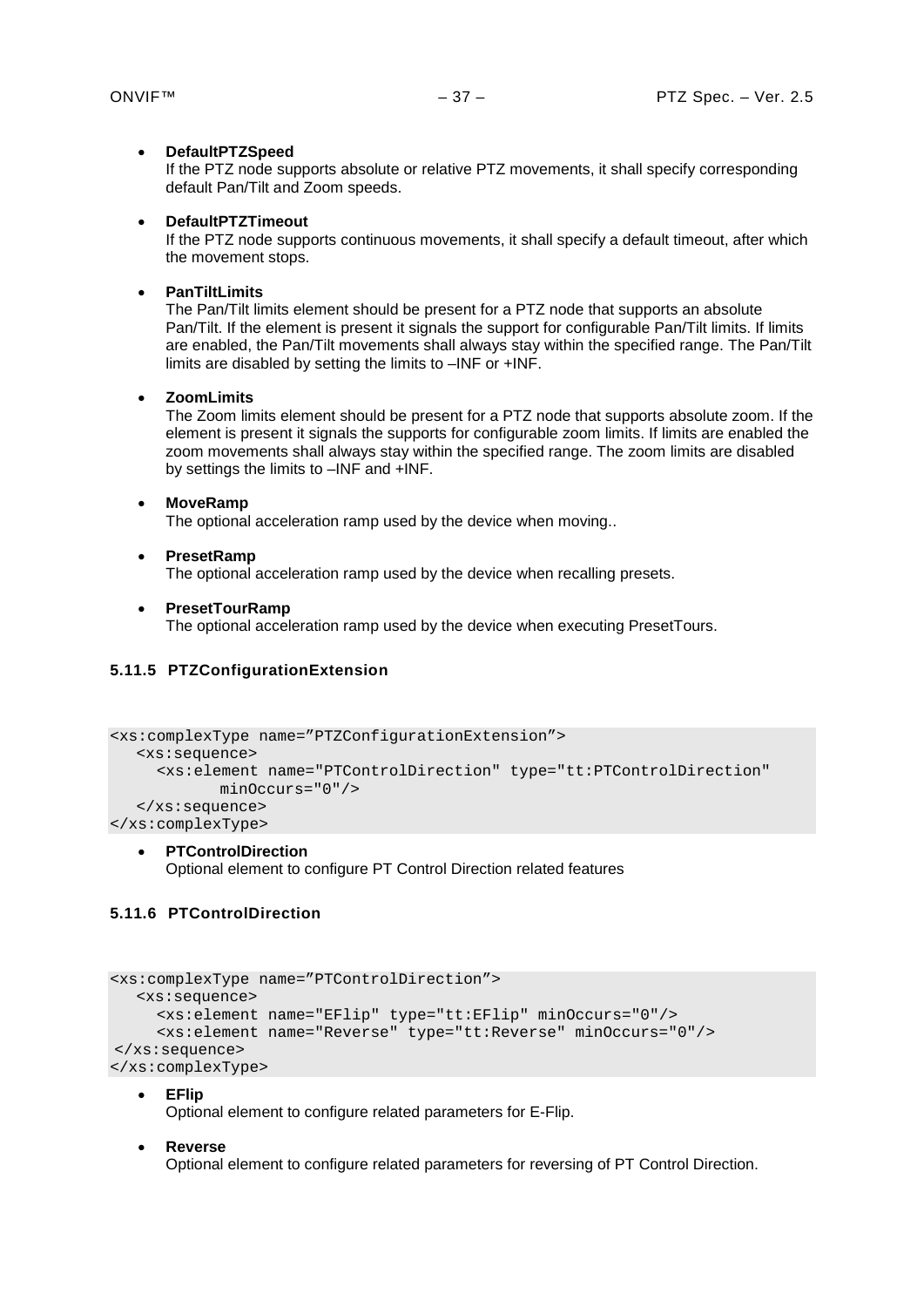- **DefaultPTZSpeed**
  If the PTZ node supports absolute or relative PTZ movements, it shall specify corresponding default Pan/Tilt and Zoom speeds.

- **DefaultPTZTimeout**
  If the PTZ node supports continuous movements, it shall specify a default timeout, after which the movement stops.

- **PanTiltLimits**
  The Pan/Tilt limits element should be present for a PTZ node that supports an absolute Pan/Tilt. If the element is present it signals the support for configurable Pan/Tilt limits. If limits are enabled, the Pan/Tilt movements shall always stay within the specified range. The Pan/Tilt limits are disabled by setting the limits to –INF or +INF.

- **ZoomLimits**
  The Zoom limits element should be present for a PTZ node that supports absolute zoom. If the element is present it signals the supports for configurable zoom limits. If limits are enabled the zoom movements shall always stay within the specified range. The zoom limits are disabled by settings the limits to –INF and +INF.

- **MoveRamp**
  The optional acceleration ramp used by the device when moving..

- **PresetRamp**
  The optional acceleration ramp used by the device when recalling presets.

- **PresetTourRamp**
  The optional acceleration ramp used by the device when executing PresetTours.

### 5.11.5 PTZConfigurationExtension

```
<xs:complexType name=”PTZConfigurationExtension”>
   <xs:sequence>
     <xs:element name="PTControlDirection" type="tt:PTControlDirection"
           minOccurs="0"/>
   </xs:sequence>
</xs:complexType>
```

- **PTControlDirection**
  Optional element to configure PT Control Direction related features

### 5.11.6 PTControlDirection

```
<xs:complexType name=”PTControlDirection”>
   <xs:sequence>
     <xs:element name="EFlip" type="tt:EFlip" minOccurs="0"/>
     <xs:element name="Reverse" type="tt:Reverse" minOccurs="0"/>
 </xs:sequence>
</xs:complexType>
```

- **EFlip**
  Optional element to configure related parameters for E-Flip.

- **Reverse**
  Optional element to configure related parameters for reversing of PT Control Direction.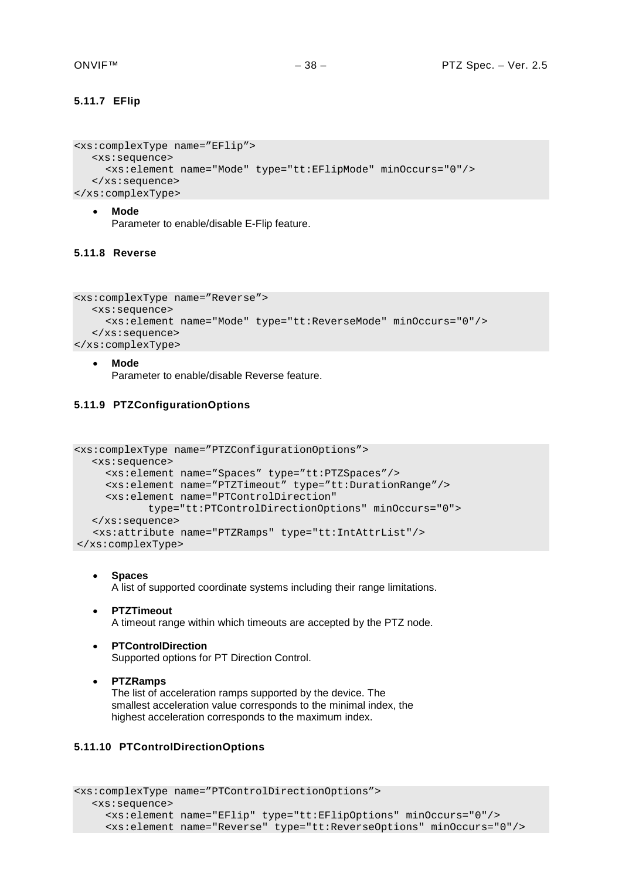#### 5.11.7 EFlip

```
<xs:complexType name=”EFlip”>
   <xs:sequence>
     <xs:element name="Mode" type="tt:EFlipMode" minOccurs="0"/>
   </xs:sequence>
</xs:complexType>
```

- **Mode**
  Parameter to enable/disable E-Flip feature.

#### 5.11.8 Reverse

```
<xs:complexType name=”Reverse”>
   <xs:sequence>
     <xs:element name="Mode" type="tt:ReverseMode" minOccurs="0"/>
   </xs:sequence>
</xs:complexType>
```

- **Mode**
  Parameter to enable/disable Reverse feature.

#### 5.11.9 PTZConfigurationOptions

```
<xs:complexType name=”PTZConfigurationOptions”>
   <xs:sequence>
     <xs:element name=”Spaces” type=”tt:PTZSpaces”/>
     <xs:element name=”PTZTimeout” type=”tt:DurationRange”/>
     <xs:element name="PTControlDirection"
            type="tt:PTControlDirectionOptions" minOccurs="0">
   </xs:sequence>
   <xs:attribute name="PTZRamps" type="tt:IntAttrList"/>
</xs:complexType>
```

- **Spaces**
  A list of supported coordinate systems including their range limitations.

- **PTZTimeout**
  A timeout range within which timeouts are accepted by the PTZ node.

- **PTControlDirection**
  Supported options for PT Direction Control.

- **PTZRamps**
  The list of acceleration ramps supported by the device. The smallest acceleration value corresponds to the minimal index, the highest acceleration corresponds to the maximum index.

#### 5.11.10 PTControlDirectionOptions

```
<xs:complexType name=”PTControlDirectionOptions”>
   <xs:sequence>
     <xs:element name="EFlip" type="tt:EFlipOptions" minOccurs="0"/>
     <xs:element name="Reverse" type="tt:ReverseOptions" minOccurs="0"/>
```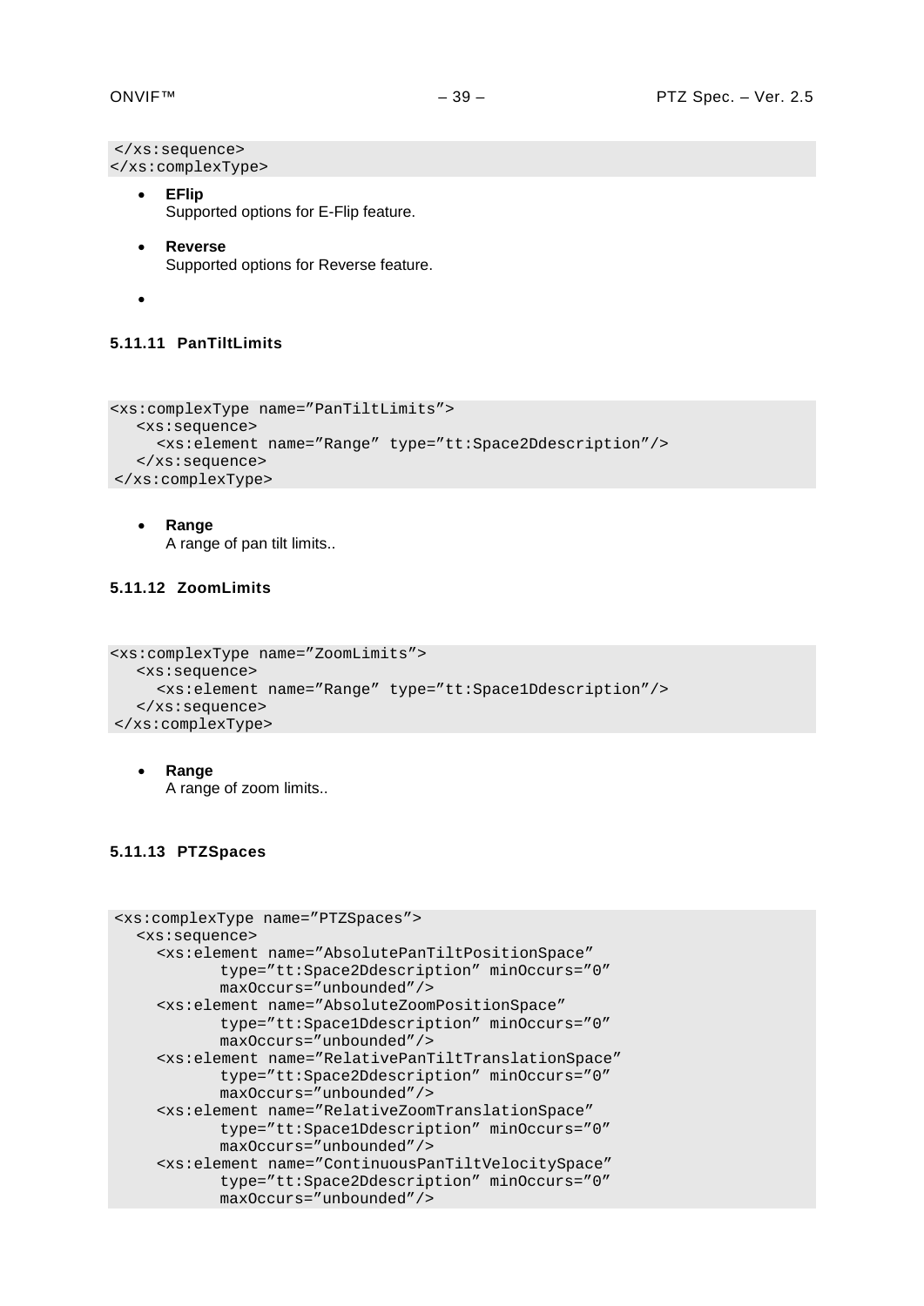```
</xs:sequence>
</xs:complexType>
```

- **EFlip**
  Supported options for E-Flip feature.
- **Reverse**
  Supported options for Reverse feature.
-

#### 5.11.11 PanTiltLimits

```
<xs:complexType name="PanTiltLimits">
  <xs:sequence>
    <xs:element name="Range" type="tt:Space2Ddescription"/>
  </xs:sequence>
</xs:complexType>
```

- **Range**
  A range of pan tilt limits..

#### 5.11.12 ZoomLimits

```
<xs:complexType name="ZoomLimits">
  <xs:sequence>
    <xs:element name="Range" type="tt:Space1Ddescription"/>
  </xs:sequence>
</xs:complexType>
```

- **Range**
  A range of zoom limits..

#### 5.11.13 PTZSpaces

```
<xs:complexType name="PTZSpaces">
  <xs:sequence>
    <xs:element name="AbsolutePanTiltPositionSpace"
          type="tt:Space2Ddescription" minOccurs="0"
          maxOccurs="unbounded"/>
    <xs:element name="AbsoluteZoomPositionSpace"
          type="tt:Space1Ddescription" minOccurs="0"
          maxOccurs="unbounded"/>
    <xs:element name="RelativePanTiltTranslationSpace"
          type="tt:Space2Ddescription" minOccurs="0"
          maxOccurs="unbounded"/>
    <xs:element name="RelativeZoomTranslationSpace"
          type="tt:Space1Ddescription" minOccurs="0"
          maxOccurs="unbounded"/>
    <xs:element name="ContinuousPanTiltVelocitySpace"
          type="tt:Space2Ddescription" minOccurs="0"
          maxOccurs="unbounded"/>
```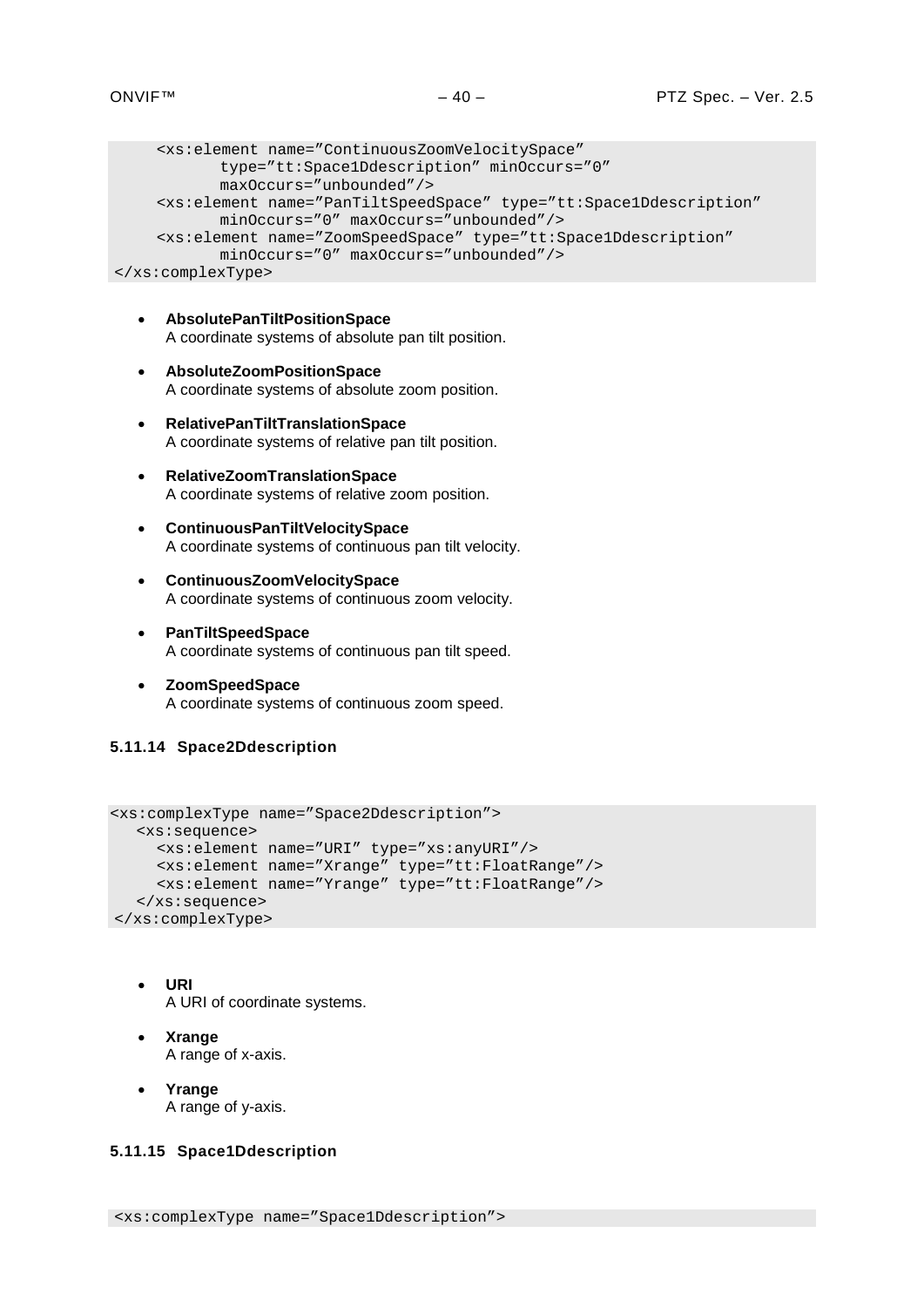```
    <xs:element name="ContinuousZoomVelocitySpace"
          type="tt:Space1Ddescription" minOccurs="0"
          maxOccurs="unbounded"/>
    <xs:element name="PanTiltSpeedSpace" type="tt:Space1Ddescription"
          minOccurs="0" maxOccurs="unbounded"/>
    <xs:element name="ZoomSpeedSpace" type="tt:Space1Ddescription"
          minOccurs="0" maxOccurs="unbounded"/>
</xs:complexType>
```

- **AbsolutePanTiltPositionSpace**
  A coordinate systems of absolute pan tilt position.
- **AbsoluteZoomPositionSpace**
  A coordinate systems of absolute zoom position.
- **RelativePanTiltTranslationSpace**
  A coordinate systems of relative pan tilt position.
- **RelativeZoomTranslationSpace**
  A coordinate systems of relative zoom position.
- **ContinuousPanTiltVelocitySpace**
  A coordinate systems of continuous pan tilt velocity.
- **ContinuousZoomVelocitySpace**
  A coordinate systems of continuous zoom velocity.
- **PanTiltSpeedSpace**
  A coordinate systems of continuous pan tilt speed.
- **ZoomSpeedSpace**
  A coordinate systems of continuous zoom speed.

#### 5.11.14 Space2Ddescription

```
<xs:complexType name="Space2Ddescription">
  <xs:sequence>
    <xs:element name="URI" type="xs:anyURI"/>
    <xs:element name="Xrange" type="tt:FloatRange"/>
    <xs:element name="Yrange" type="tt:FloatRange"/>
  </xs:sequence>
</xs:complexType>
```

- **URI**
  A URI of coordinate systems.
- **Xrange**
  A range of x-axis.
- **Yrange**
  A range of y-axis.

#### 5.11.15 Space1Ddescription

```
<xs:complexType name="Space1Ddescription">
```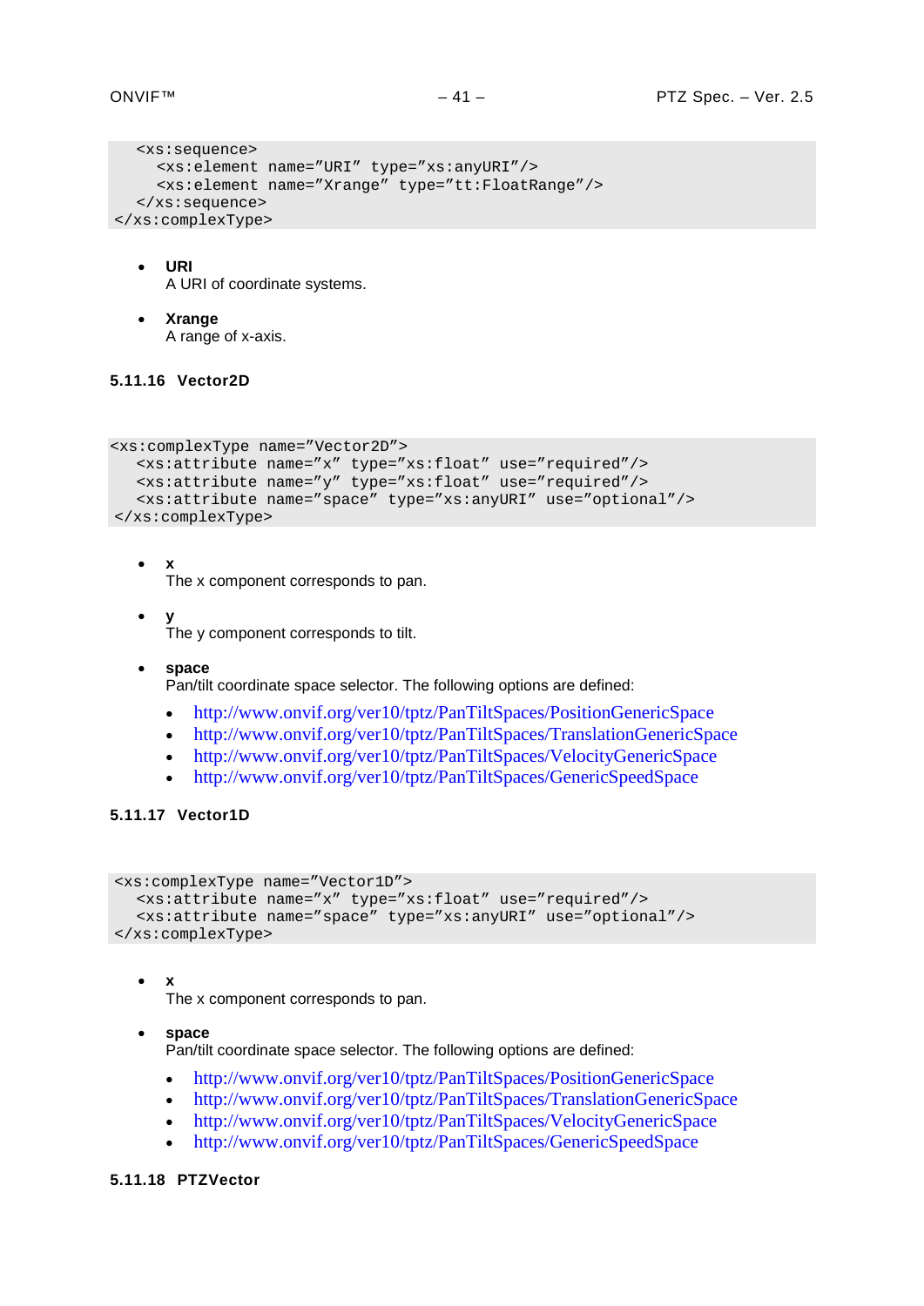```
  <xs:sequence>
    <xs:element name="URI" type="xs:anyURI"/>
    <xs:element name="Xrange" type="tt:FloatRange"/>
  </xs:sequence>
</xs:complexType>
```

- **URI**
  A URI of coordinate systems.

- **Xrange**
  A range of x-axis.

### 5.11.16 Vector2D

```
<xs:complexType name="Vector2D">
  <xs:attribute name="x" type="xs:float" use="required"/>
  <xs:attribute name="y" type="xs:float" use="required"/>
  <xs:attribute name="space" type="xs:anyURI" use="optional"/>
</xs:complexType>
```

- **x**
  The x component corresponds to pan.

- **y**
  The y component corresponds to tilt.

- **space**
  Pan/tilt coordinate space selector. The following options are defined:
  - http://www.onvif.org/ver10/tptz/PanTiltSpaces/PositionGenericSpace
  - http://www.onvif.org/ver10/tptz/PanTiltSpaces/TranslationGenericSpace
  - http://www.onvif.org/ver10/tptz/PanTiltSpaces/VelocityGenericSpace
  - http://www.onvif.org/ver10/tptz/PanTiltSpaces/GenericSpeedSpace

### 5.11.17 Vector1D

```
<xs:complexType name="Vector1D">
  <xs:attribute name="x" type="xs:float" use="required"/>
  <xs:attribute name="space" type="xs:anyURI" use="optional"/>
</xs:complexType>
```

- **x**
  The x component corresponds to pan.

- **space**
  Pan/tilt coordinate space selector. The following options are defined:
  - http://www.onvif.org/ver10/tptz/PanTiltSpaces/PositionGenericSpace
  - http://www.onvif.org/ver10/tptz/PanTiltSpaces/TranslationGenericSpace
  - http://www.onvif.org/ver10/tptz/PanTiltSpaces/VelocityGenericSpace
  - http://www.onvif.org/ver10/tptz/PanTiltSpaces/GenericSpeedSpace

### 5.11.18 PTZVector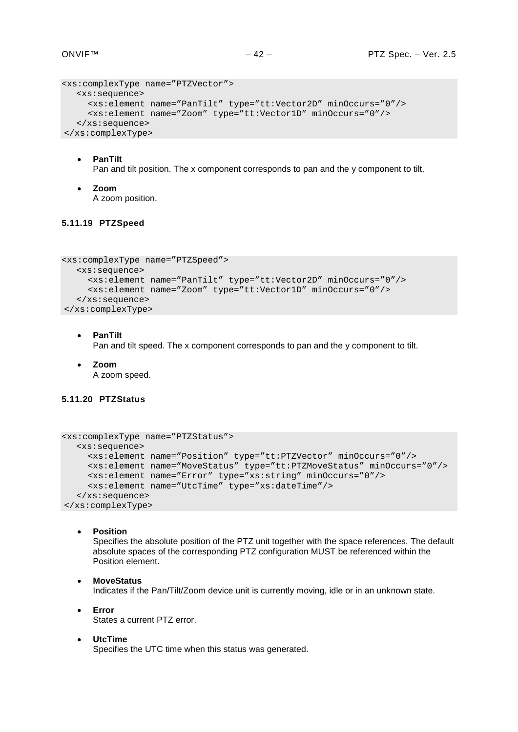```
<xs:complexType name="PTZVector">
   <xs:sequence>
     <xs:element name="PanTilt" type="tt:Vector2D" minOccurs="0"/>
     <xs:element name="Zoom" type="tt:Vector1D" minOccurs="0"/>
   </xs:sequence>
</xs:complexType>
```

- **PanTilt**
  Pan and tilt position. The x component corresponds to pan and the y component to tilt.

- **Zoom**
  A zoom position.

#### 5.11.19 PTZSpeed

```
<xs:complexType name="PTZSpeed">
   <xs:sequence>
     <xs:element name="PanTilt" type="tt:Vector2D" minOccurs="0"/>
     <xs:element name="Zoom" type="tt:Vector1D" minOccurs="0"/>
   </xs:sequence>
</xs:complexType>
```

- **PanTilt**
  Pan and tilt speed. The x component corresponds to pan and the y component to tilt.

- **Zoom**
  A zoom speed.

#### 5.11.20 PTZStatus

```
<xs:complexType name="PTZStatus">
   <xs:sequence>
     <xs:element name="Position" type="tt:PTZVector" minOccurs="0"/>
     <xs:element name="MoveStatus" type="tt:PTZMoveStatus" minOccurs="0"/>
     <xs:element name="Error" type="xs:string" minOccurs="0"/>
     <xs:element name="UtcTime" type="xs:dateTime"/>
   </xs:sequence>
</xs:complexType>
```

- **Position**
  Specifies the absolute position of the PTZ unit together with the space references. The default absolute spaces of the corresponding PTZ configuration MUST be referenced within the Position element.

- **MoveStatus**
  Indicates if the Pan/Tilt/Zoom device unit is currently moving, idle or in an unknown state.

- **Error**
  States a current PTZ error.

- **UtcTime**
  Specifies the UTC time when this status was generated.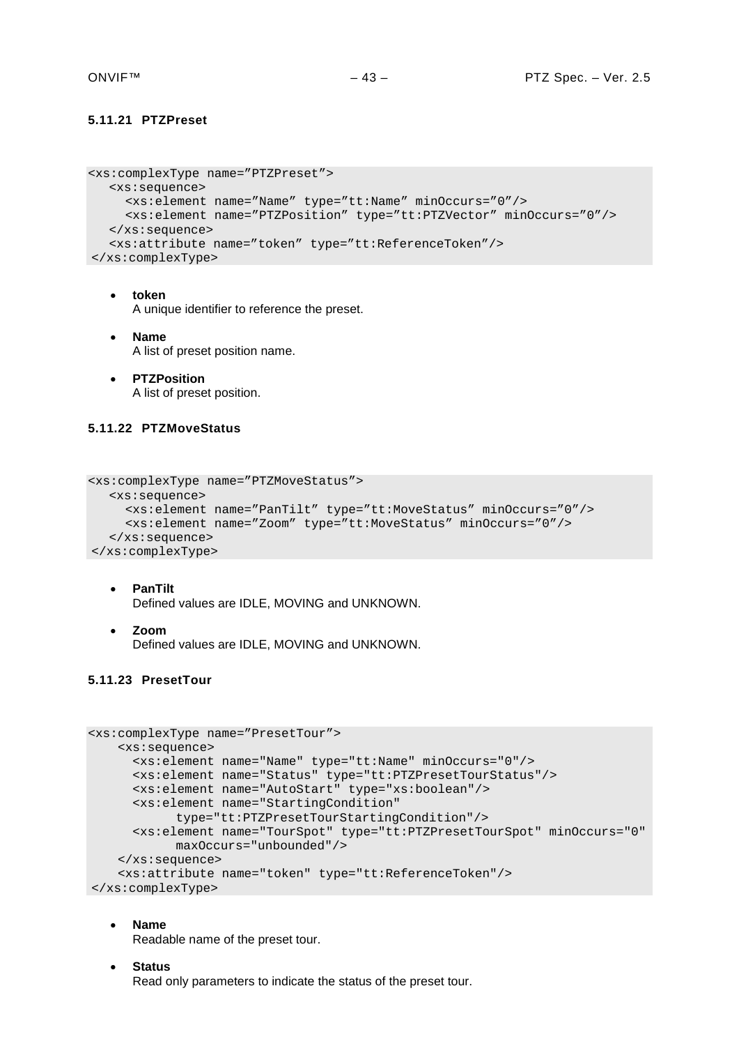#### 5.11.21 PTZPreset

```
<xs:complexType name="PTZPreset">
   <xs:sequence>
     <xs:element name="Name" type="tt:Name" minOccurs="0"/>
     <xs:element name="PTZPosition" type="tt:PTZVector" minOccurs="0"/>
   </xs:sequence>
   <xs:attribute name="token" type="tt:ReferenceToken"/>
</xs:complexType>
```

- **token**
  A unique identifier to reference the preset.
- **Name**
  A list of preset position name.
- **PTZPosition**
  A list of preset position.

#### 5.11.22 PTZMoveStatus

```
<xs:complexType name="PTZMoveStatus">
   <xs:sequence>
     <xs:element name="PanTilt" type="tt:MoveStatus" minOccurs="0"/>
     <xs:element name="Zoom" type="tt:MoveStatus" minOccurs="0"/>
   </xs:sequence>
</xs:complexType>
```

- **PanTilt**
  Defined values are IDLE, MOVING and UNKNOWN.
- **Zoom**
  Defined values are IDLE, MOVING and UNKNOWN.

#### 5.11.23 PresetTour

```
<xs:complexType name="PresetTour">
    <xs:sequence>
      <xs:element name="Name" type="tt:Name" minOccurs="0"/>
      <xs:element name="Status" type="tt:PTZPresetTourStatus"/>
      <xs:element name="AutoStart" type="xs:boolean"/>
      <xs:element name="StartingCondition"
            type="tt:PTZPresetTourStartingCondition"/>
      <xs:element name="TourSpot" type="tt:PTZPresetTourSpot" minOccurs="0"
            maxOccurs="unbounded"/>
    </xs:sequence>
    <xs:attribute name="token" type="tt:ReferenceToken"/>
</xs:complexType>
```

- **Name**
  Readable name of the preset tour.
- **Status**
  Read only parameters to indicate the status of the preset tour.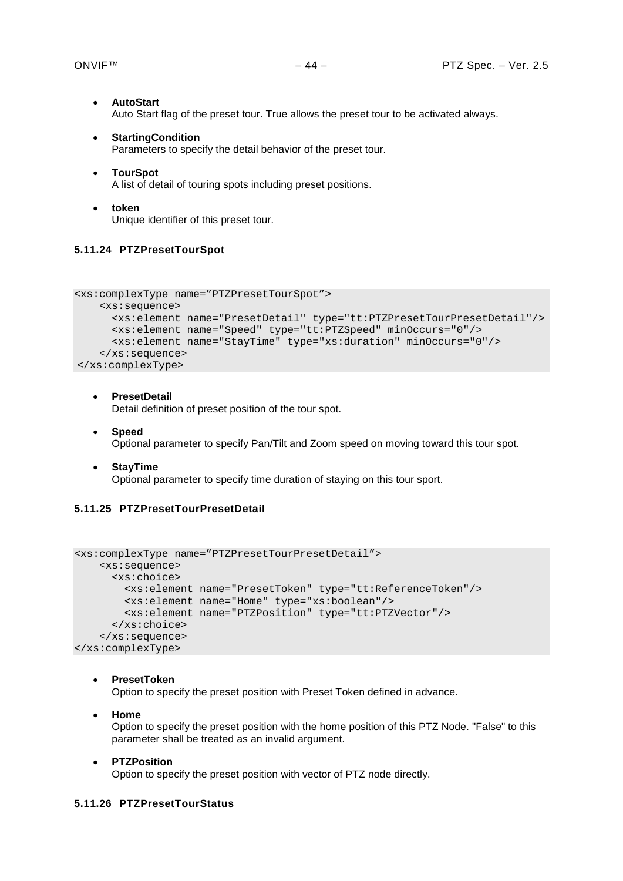- **AutoStart**
  Auto Start flag of the preset tour. True allows the preset tour to be activated always.

- **StartingCondition**
  Parameters to specify the detail behavior of the preset tour.

- **TourSpot**
  A list of detail of touring spots including preset positions.

- **token**
  Unique identifier of this preset tour.

### 5.11.24 PTZPresetTourSpot

```
<xs:complexType name="PTZPresetTourSpot">
    <xs:sequence>
      <xs:element name="PresetDetail" type="tt:PTZPresetTourPresetDetail"/>
      <xs:element name="Speed" type="tt:PTZSpeed" minOccurs="0"/>
      <xs:element name="StayTime" type="xs:duration" minOccurs="0"/>
    </xs:sequence>
</xs:complexType>
```

- **PresetDetail**
  Detail definition of preset position of the tour spot.

- **Speed**
  Optional parameter to specify Pan/Tilt and Zoom speed on moving toward this tour spot.

- **StayTime**
  Optional parameter to specify time duration of staying on this tour sport.

### 5.11.25 PTZPresetTourPresetDetail

```
<xs:complexType name="PTZPresetTourPresetDetail">
    <xs:sequence>
      <xs:choice>
        <xs:element name="PresetToken" type="tt:ReferenceToken"/>
        <xs:element name="Home" type="xs:boolean"/>
        <xs:element name="PTZPosition" type="tt:PTZVector"/>
      </xs:choice>
    </xs:sequence>
</xs:complexType>
```

- **PresetToken**
  Option to specify the preset position with Preset Token defined in advance.

- **Home**
  Option to specify the preset position with the home position of this PTZ Node. "False" to this parameter shall be treated as an invalid argument.

- **PTZPosition**
  Option to specify the preset position with vector of PTZ node directly.

### 5.11.26 PTZPresetTourStatus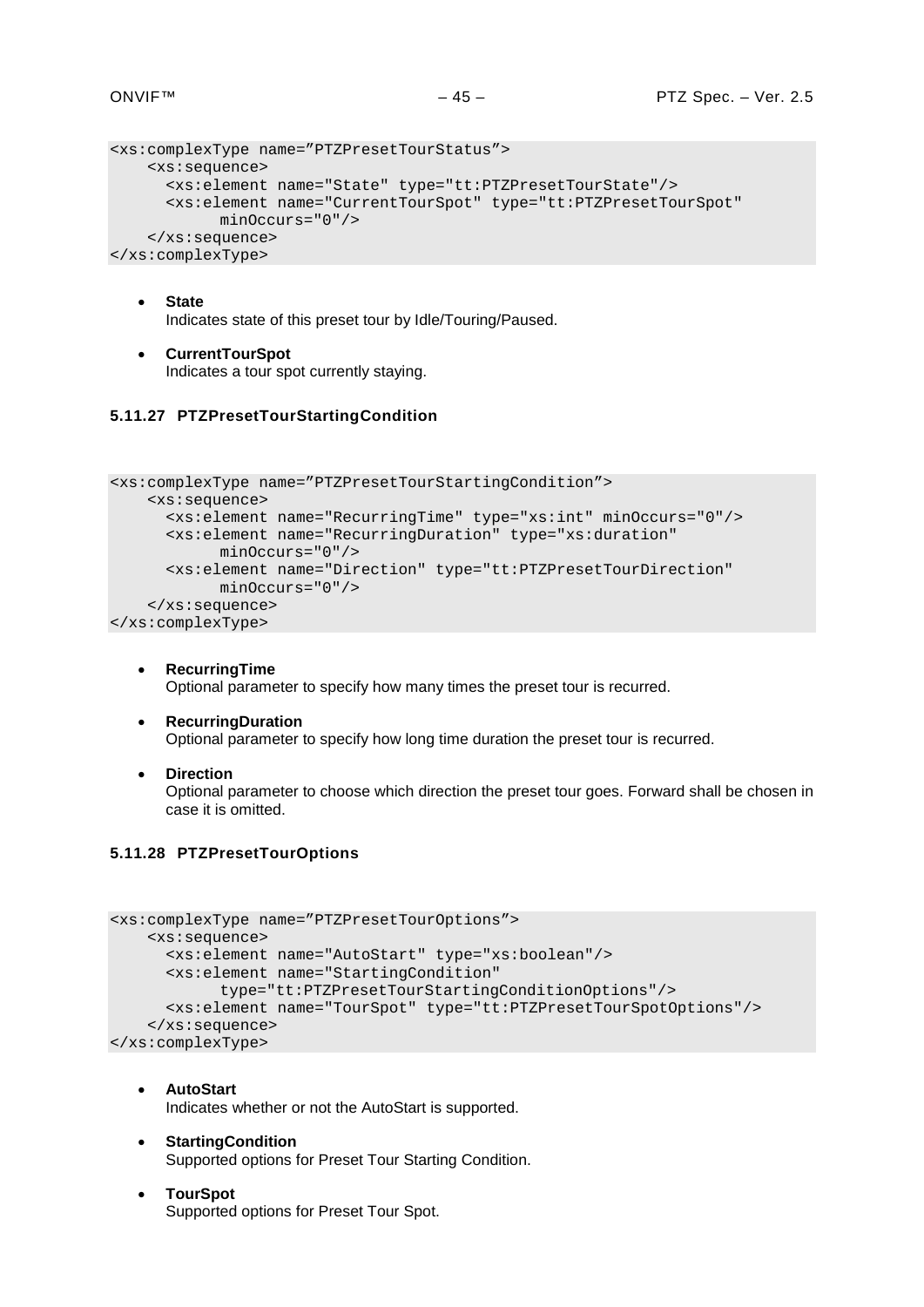```
<xs:complexType name="PTZPresetTourStatus">
    <xs:sequence>
      <xs:element name="State" type="tt:PTZPresetTourState"/>
      <xs:element name="CurrentTourSpot" type="tt:PTZPresetTourSpot"
            minOccurs="0"/>
    </xs:sequence>
</xs:complexType>
```

- **State**
  Indicates state of this preset tour by Idle/Touring/Paused.
- **CurrentTourSpot**
  Indicates a tour spot currently staying.

### 5.11.27 PTZPresetTourStartingCondition

```
<xs:complexType name="PTZPresetTourStartingCondition">
    <xs:sequence>
      <xs:element name="RecurringTime" type="xs:int" minOccurs="0"/>
      <xs:element name="RecurringDuration" type="xs:duration"
            minOccurs="0"/>
      <xs:element name="Direction" type="tt:PTZPresetTourDirection"
            minOccurs="0"/>
    </xs:sequence>
</xs:complexType>
```

- **RecurringTime**
  Optional parameter to specify how many times the preset tour is recurred.
- **RecurringDuration**
  Optional parameter to specify how long time duration the preset tour is recurred.
- **Direction**
  Optional parameter to choose which direction the preset tour goes. Forward shall be chosen in case it is omitted.

### 5.11.28 PTZPresetTourOptions

```
<xs:complexType name="PTZPresetTourOptions">
    <xs:sequence>
      <xs:element name="AutoStart" type="xs:boolean"/>
      <xs:element name="StartingCondition"
            type="tt:PTZPresetTourStartingConditionOptions"/>
      <xs:element name="TourSpot" type="tt:PTZPresetTourSpotOptions"/>
    </xs:sequence>
</xs:complexType>
```

- **AutoStart**
  Indicates whether or not the AutoStart is supported.
- **StartingCondition**
  Supported options for Preset Tour Starting Condition.
- **TourSpot**
  Supported options for Preset Tour Spot.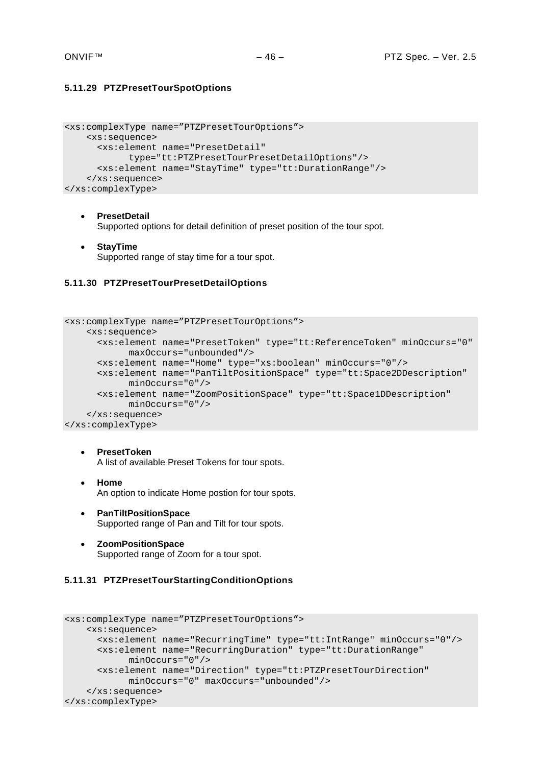#### 5.11.29 PTZPresetTourSpotOptions

```
<xs:complexType name="PTZPresetTourOptions">
    <xs:sequence>
      <xs:element name="PresetDetail"
            type="tt:PTZPresetTourPresetDetailOptions"/>
      <xs:element name="StayTime" type="tt:DurationRange"/>
    </xs:sequence>
</xs:complexType>
```

- **PresetDetail**
  Supported options for detail definition of preset position of the tour spot.
- **StayTime**
  Supported range of stay time for a tour spot.

#### 5.11.30 PTZPresetTourPresetDetailOptions

```
<xs:complexType name="PTZPresetTourOptions">
    <xs:sequence>
      <xs:element name="PresetToken" type="tt:ReferenceToken" minOccurs="0"
            maxOccurs="unbounded"/>
      <xs:element name="Home" type="xs:boolean" minOccurs="0"/>
      <xs:element name="PanTiltPositionSpace" type="tt:Space2DDescription"
            minOccurs="0"/>
      <xs:element name="ZoomPositionSpace" type="tt:Space1DDescription"
            minOccurs="0"/>
    </xs:sequence>
</xs:complexType>
```

- **PresetToken**
  A list of available Preset Tokens for tour spots.
- **Home**
  An option to indicate Home postion for tour spots.
- **PanTiltPositionSpace**
  Supported range of Pan and Tilt for tour spots.
- **ZoomPositionSpace**
  Supported range of Zoom for a tour spot.

#### 5.11.31 PTZPresetTourStartingConditionOptions

```
<xs:complexType name="PTZPresetTourOptions">
    <xs:sequence>
      <xs:element name="RecurringTime" type="tt:IntRange" minOccurs="0"/>
      <xs:element name="RecurringDuration" type="tt:DurationRange"
            minOccurs="0"/>
      <xs:element name="Direction" type="tt:PTZPresetTourDirection"
            minOccurs="0" maxOccurs="unbounded"/>
    </xs:sequence>
</xs:complexType>
```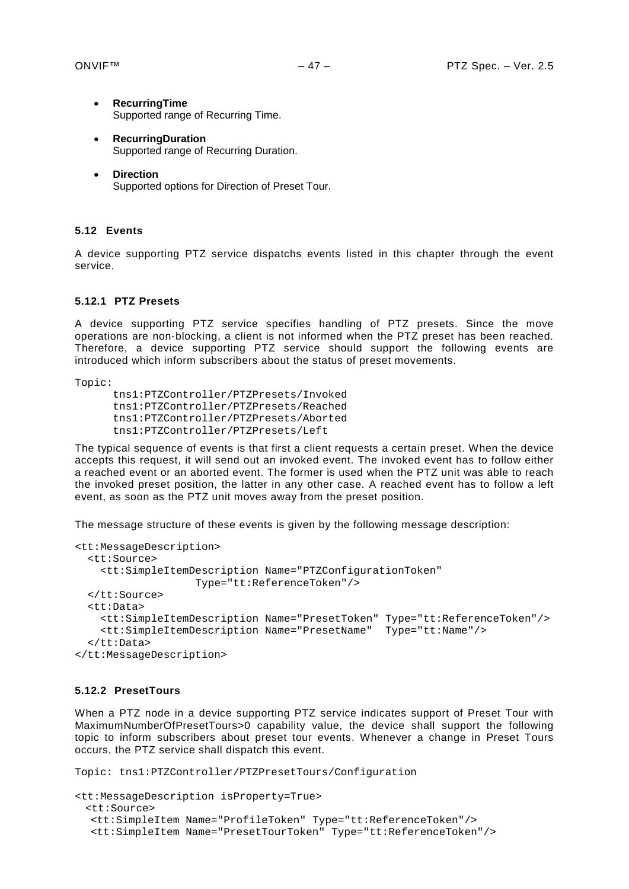- **RecurringTime**
  Supported range of Recurring Time.

- **RecurringDuration**
  Supported range of Recurring Duration.

- **Direction**
  Supported options for Direction of Preset Tour.

### 5.12 Events

A device supporting PTZ service dispatchs events listed in this chapter through the event service.

#### 5.12.1 PTZ Presets

A device supporting PTZ service specifies handling of PTZ presets. Since the move operations are non-blocking, a client is not informed when the PTZ preset has been reached. Therefore, a device supporting PTZ service should support the following events are introduced which inform subscribers about the status of preset movements.

```
Topic:
      tns1:PTZController/PTZPresets/Invoked
      tns1:PTZController/PTZPresets/Reached
      tns1:PTZController/PTZPresets/Aborted
      tns1:PTZController/PTZPresets/Left
```

The typical sequence of events is that first a client requests a certain preset. When the device accepts this request, it will send out an invoked event. The invoked event has to follow either a reached event or an aborted event. The former is used when the PTZ unit was able to reach the invoked preset position, the latter in any other case. A reached event has to follow a left event, as soon as the PTZ unit moves away from the preset position.

The message structure of these events is given by the following message description:

```
<tt:MessageDescription>
  <tt:Source>
    <tt:SimpleItemDescription Name="PTZConfigurationToken"
                  Type="tt:ReferenceToken"/>
  </tt:Source>
  <tt:Data>
    <tt:SimpleItemDescription Name="PresetToken" Type="tt:ReferenceToken"/>
    <tt:SimpleItemDescription Name="PresetName"  Type="tt:Name"/>
  </tt:Data>
</tt:MessageDescription>
```

#### 5.12.2 PresetTours

When a PTZ node in a device supporting PTZ service indicates support of Preset Tour with MaximumNumberOfPresetTours>0 capability value, the device shall support the following topic to inform subscribers about preset tour events. Whenever a change in Preset Tours occurs, the PTZ service shall dispatch this event.

```
Topic: tns1:PTZController/PTZPresetTours/Configuration

<tt:MessageDescription isProperty=True>
  <tt:Source>
   <tt:SimpleItem Name="ProfileToken" Type="tt:ReferenceToken"/>
   <tt:SimpleItem Name="PresetTourToken" Type="tt:ReferenceToken"/>
```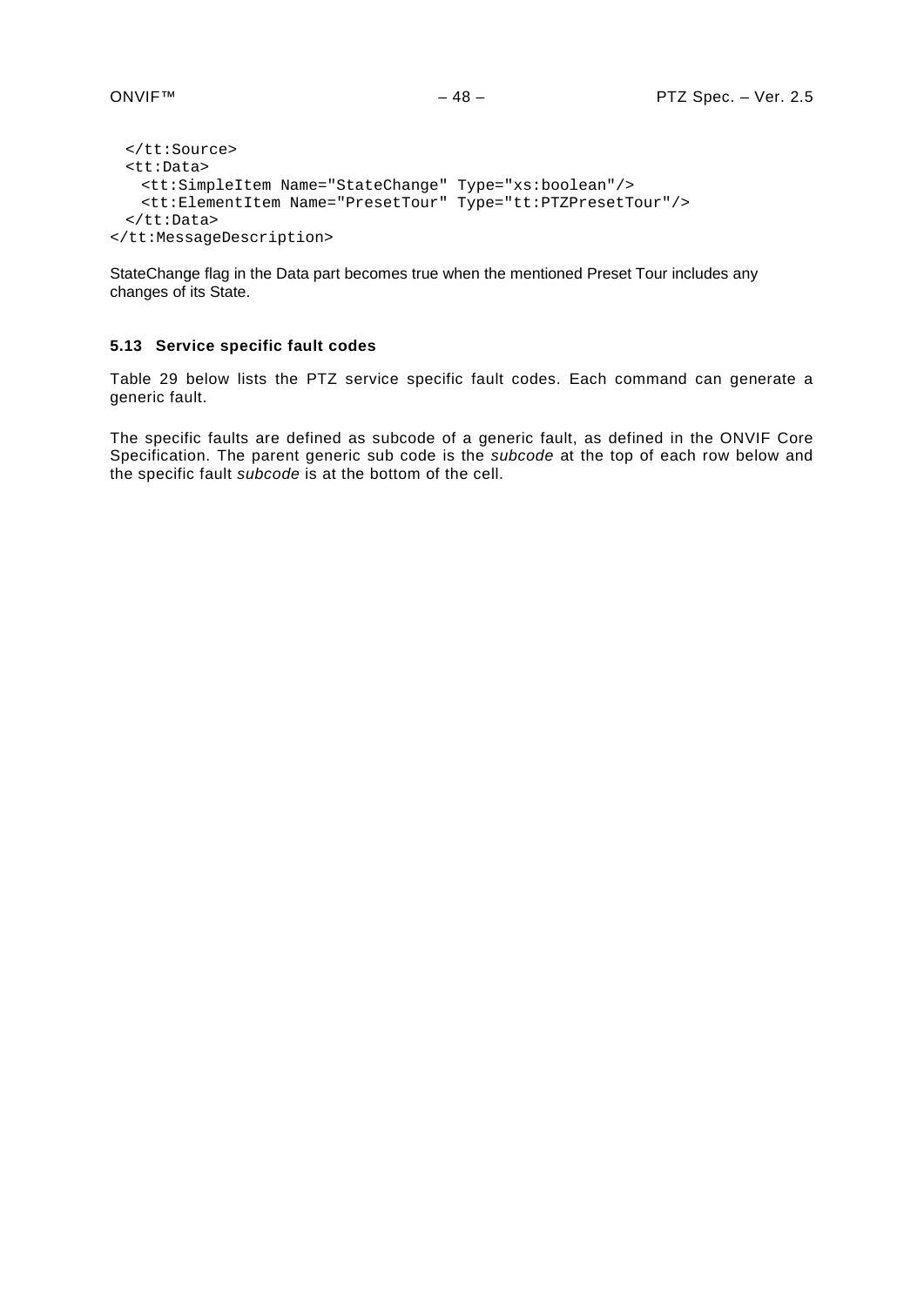```
  </tt:Source>
  <tt:Data>
    <tt:SimpleItem Name="StateChange" Type="xs:boolean"/>
    <tt:ElementItem Name="PresetTour" Type="tt:PTZPresetTour"/>
  </tt:Data>
</tt:MessageDescription>
```

StateChange flag in the Data part becomes true when the mentioned Preset Tour includes any changes of its State.

### 5.13 Service specific fault codes

Table 29 below lists the PTZ service specific fault codes. Each command can generate a generic fault.

The specific faults are defined as subcode of a generic fault, as defined in the ONVIF Core Specification. The parent generic sub code is the *subcode* at the top of each row below and the specific fault *subcode* is at the bottom of the cell.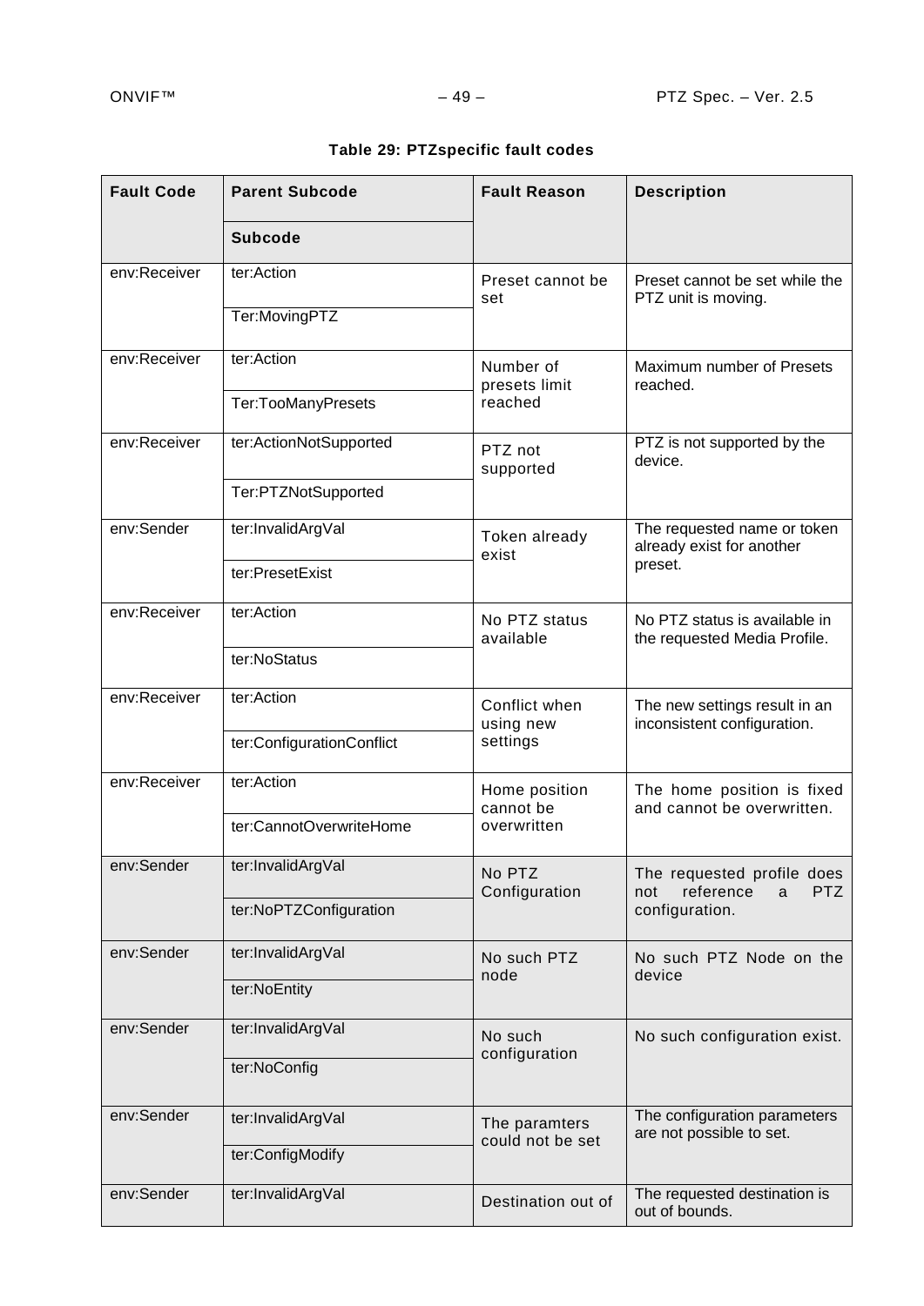**Table 29: PTZspecific fault codes**

| Fault Code | Parent Subcode<br>Subcode | Fault Reason | Description |
|---|---|---|---|
| env:Receiver | ter:Action<br>Ter:MovingPTZ | Preset cannot be set | Preset cannot be set while the PTZ unit is moving. |
| env:Receiver | ter:Action<br>Ter:TooManyPresets | Number of presets limit reached | Maximum number of Presets reached. |
| env:Receiver | ter:ActionNotSupported<br>Ter:PTZNotSupported | PTZ not supported | PTZ is not supported by the device. |
| env:Sender | ter:InvalidArgVal<br>ter:PresetExist | Token already exist | The requested name or token already exist for another preset. |
| env:Receiver | ter:Action<br>ter:NoStatus | No PTZ status available | No PTZ status is available in the requested Media Profile. |
| env:Receiver | ter:Action<br>ter:ConfigurationConflict | Conflict when using new settings | The new settings result in an inconsistent configuration. |
| env:Receiver | ter:Action<br>ter:CannotOverwriteHome | Home position cannot be overwritten | The home position is fixed and cannot be overwritten. |
| env:Sender | ter:InvalidArgVal<br>ter:NoPTZConfiguration | No PTZ Configuration | The requested profile does not reference a PTZ configuration. |
| env:Sender | ter:InvalidArgVal<br>ter:NoEntity | No such PTZ node | No such PTZ Node on the device |
| env:Sender | ter:InvalidArgVal<br>ter:NoConfig | No such configuration | No such configuration exist. |
| env:Sender | ter:InvalidArgVal<br>ter:ConfigModify | The paramters could not be set | The configuration parameters are not possible to set. |
| env:Sender | ter:InvalidArgVal | Destination out of | The requested destination is out of bounds. |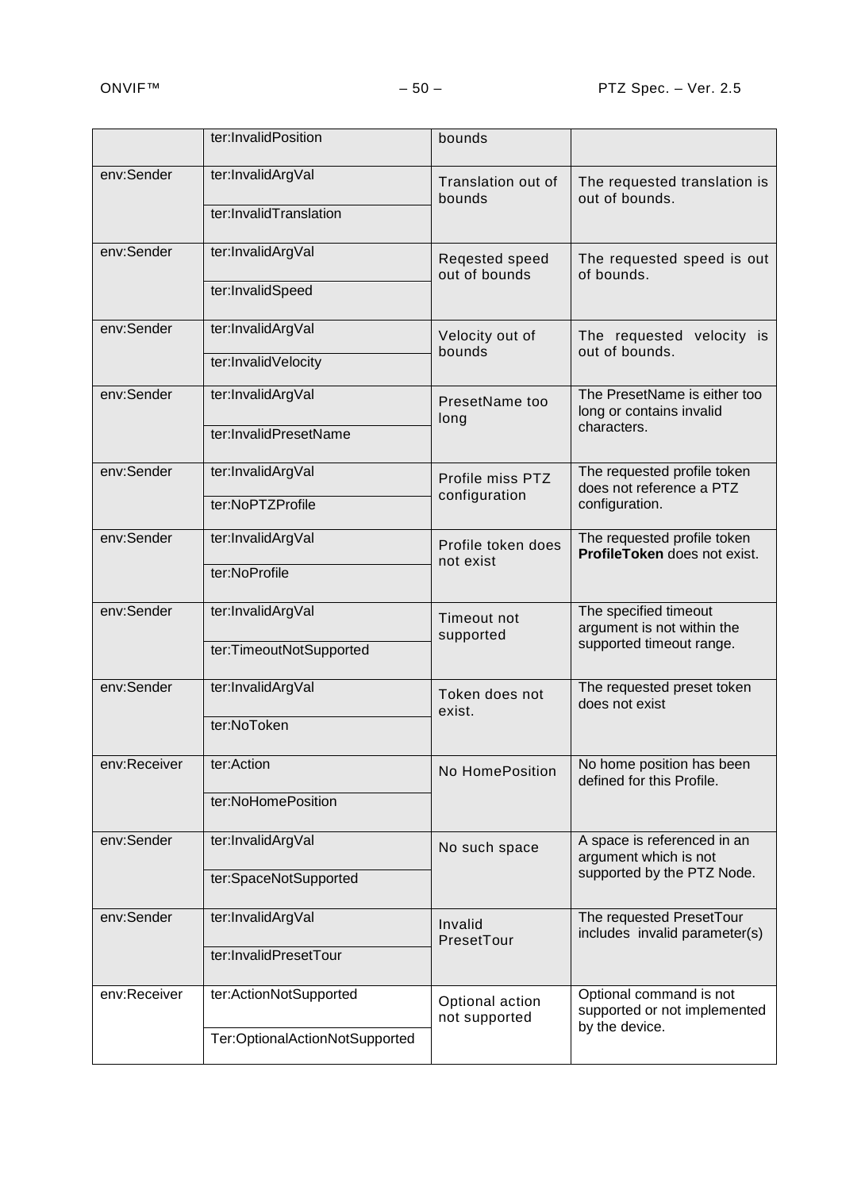| | ter:InvalidPosition | bounds | |
|---|---|---|---|
| env:Sender | ter:InvalidArgVal<br>ter:InvalidTranslation | Translation out of bounds | The requested translation is out of bounds. |
| env:Sender | ter:InvalidArgVal<br>ter:InvalidSpeed | Reqested speed out of bounds | The requested speed is out of bounds. |
| env:Sender | ter:InvalidArgVal<br>ter:InvalidVelocity | Velocity out of bounds | The requested velocity is out of bounds. |
| env:Sender | ter:InvalidArgVal<br>ter:InvalidPresetName | PresetName too long | The PresetName is either too long or contains invalid characters. |
| env:Sender | ter:InvalidArgVal<br>ter:NoPTZProfile | Profile miss PTZ configuration | The requested profile token does not reference a PTZ configuration. |
| env:Sender | ter:InvalidArgVal<br>ter:NoProfile | Profile token does not exist | The requested profile token **ProfileToken** does not exist. |
| env:Sender | ter:InvalidArgVal<br>ter:TimeoutNotSupported | Timeout not supported | The specified timeout argument is not within the supported timeout range. |
| env:Sender | ter:InvalidArgVal<br>ter:NoToken | Token does not exist. | The requested preset token does not exist |
| env:Receiver | ter:Action<br>ter:NoHomePosition | No HomePosition | No home position has been defined for this Profile. |
| env:Sender | ter:InvalidArgVal<br>ter:SpaceNotSupported | No such space | A space is referenced in an argument which is not supported by the PTZ Node. |
| env:Sender | ter:InvalidArgVal<br>ter:InvalidPresetTour | Invalid PresetTour | The requested PresetTour includes invalid parameter(s) |
| env:Receiver | ter:ActionNotSupported<br>Ter:OptionalActionNotSupported | Optional action not supported | Optional command is not supported or not implemented by the device. |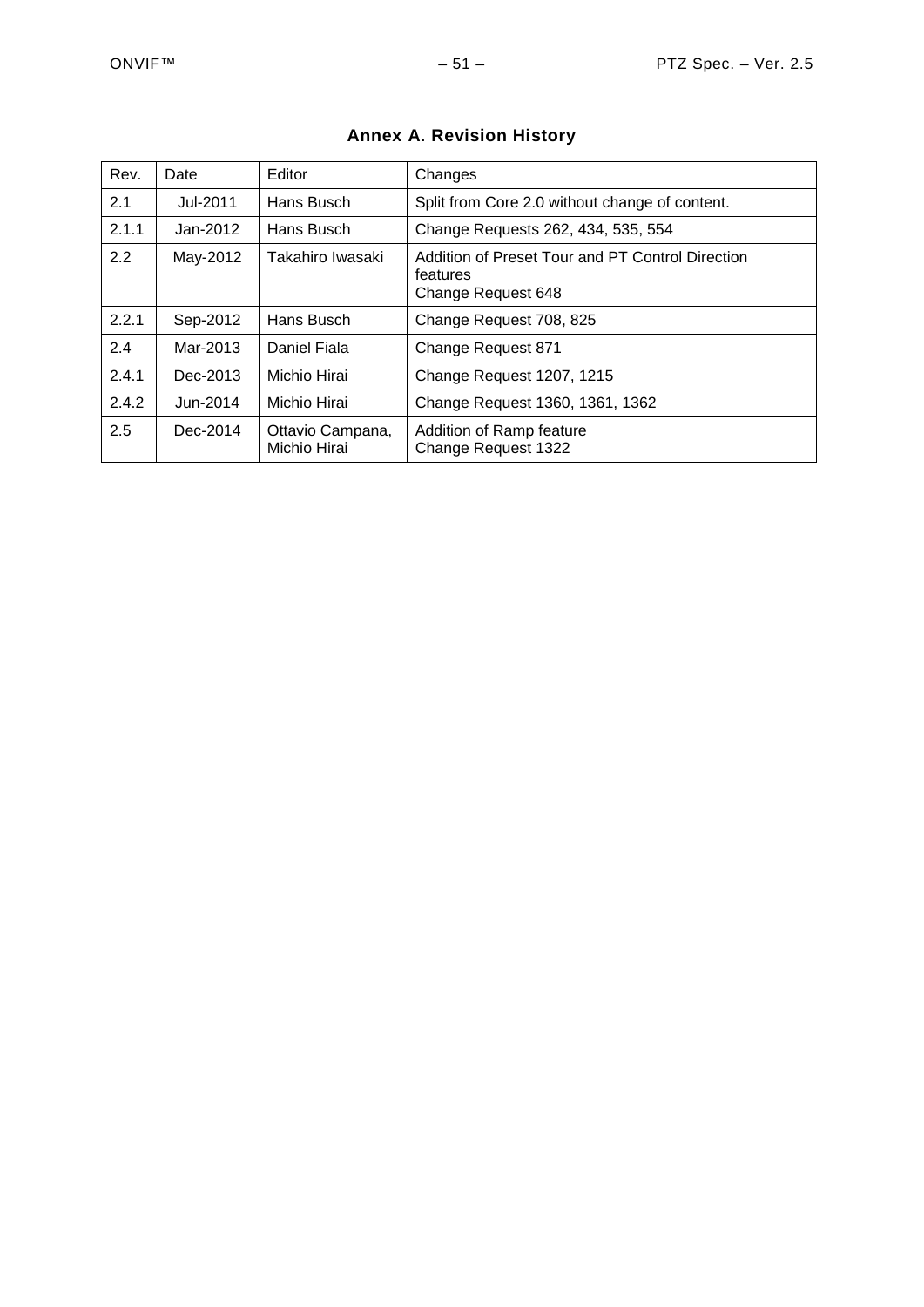# Annex A. Revision History

| Rev. | Date | Editor | Changes |
|---|---|---|---|
| 2.1 | Jul-2011 | Hans Busch | Split from Core 2.0 without change of content. |
| 2.1.1 | Jan-2012 | Hans Busch | Change Requests 262, 434, 535, 554 |
| 2.2 | May-2012 | Takahiro Iwasaki | Addition of Preset Tour and PT Control Direction features<br>Change Request 648 |
| 2.2.1 | Sep-2012 | Hans Busch | Change Request 708, 825 |
| 2.4 | Mar-2013 | Daniel Fiala | Change Request 871 |
| 2.4.1 | Dec-2013 | Michio Hirai | Change Request 1207, 1215 |
| 2.4.2 | Jun-2014 | Michio Hirai | Change Request 1360, 1361, 1362 |
| 2.5 | Dec-2014 | Ottavio Campana, Michio Hirai | Addition of Ramp feature<br>Change Request 1322 |